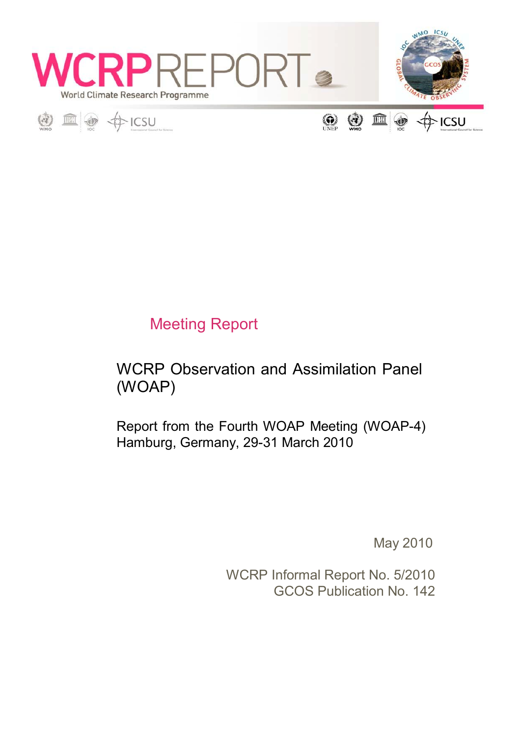# WCRP REPORT

World Climate Research Programme

## Meeting Report

# WCRP Observation and Assimilation Panel (WOAP)

Report from the Fourth WOAP Meeting (WOAP-4)
Hamburg, Germany, 29-31 March 2010

May 2010

WCRP Informal Report No. 5/2010
GCOS Publication No. 142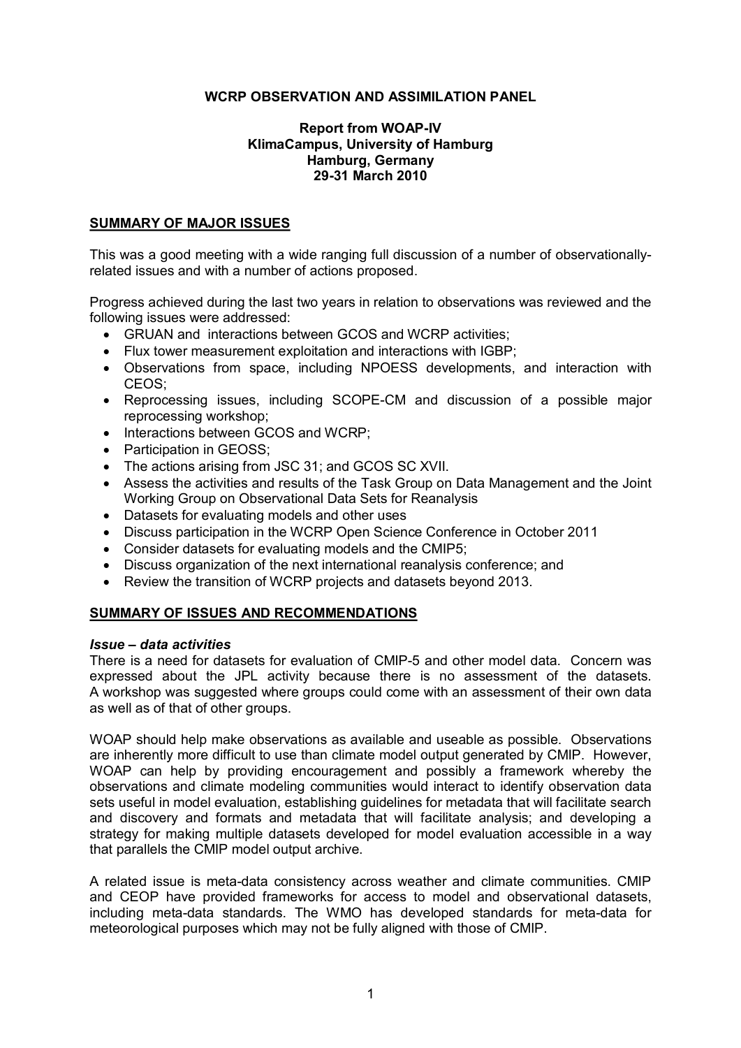# WCRP OBSERVATION AND ASSIMILATION PANEL

**Report from WOAP-IV**
**KlimaCampus, University of Hamburg**
**Hamburg, Germany**
**29-31 March 2010**

## SUMMARY OF MAJOR ISSUES

This was a good meeting with a wide ranging full discussion of a number of observationally-related issues and with a number of actions proposed.

Progress achieved during the last two years in relation to observations was reviewed and the following issues were addressed:

- GRUAN and interactions between GCOS and WCRP activities;
- Flux tower measurement exploitation and interactions with IGBP;
- Observations from space, including NPOESS developments, and interaction with CEOS;
- Reprocessing issues, including SCOPE-CM and discussion of a possible major reprocessing workshop;
- Interactions between GCOS and WCRP;
- Participation in GEOSS;
- The actions arising from JSC 31; and GCOS SC XVII.
- Assess the activities and results of the Task Group on Data Management and the Joint Working Group on Observational Data Sets for Reanalysis
- Datasets for evaluating models and other uses
- Discuss participation in the WCRP Open Science Conference in October 2011
- Consider datasets for evaluating models and the CMIP5;
- Discuss organization of the next international reanalysis conference; and
- Review the transition of WCRP projects and datasets beyond 2013.

## SUMMARY OF ISSUES AND RECOMMENDATIONS

### *Issue – data activities*

There is a need for datasets for evaluation of CMIP-5 and other model data. Concern was expressed about the JPL activity because there is no assessment of the datasets. A workshop was suggested where groups could come with an assessment of their own data as well as of that of other groups.

WOAP should help make observations as available and useable as possible. Observations are inherently more difficult to use than climate model output generated by CMIP. However, WOAP can help by providing encouragement and possibly a framework whereby the observations and climate modeling communities would interact to identify observation data sets useful in model evaluation, establishing guidelines for metadata that will facilitate search and discovery and formats and metadata that will facilitate analysis; and developing a strategy for making multiple datasets developed for model evaluation accessible in a way that parallels the CMIP model output archive.

A related issue is meta-data consistency across weather and climate communities. CMIP and CEOP have provided frameworks for access to model and observational datasets, including meta-data standards. The WMO has developed standards for meta-data for meteorological purposes which may not be fully aligned with those of CMIP.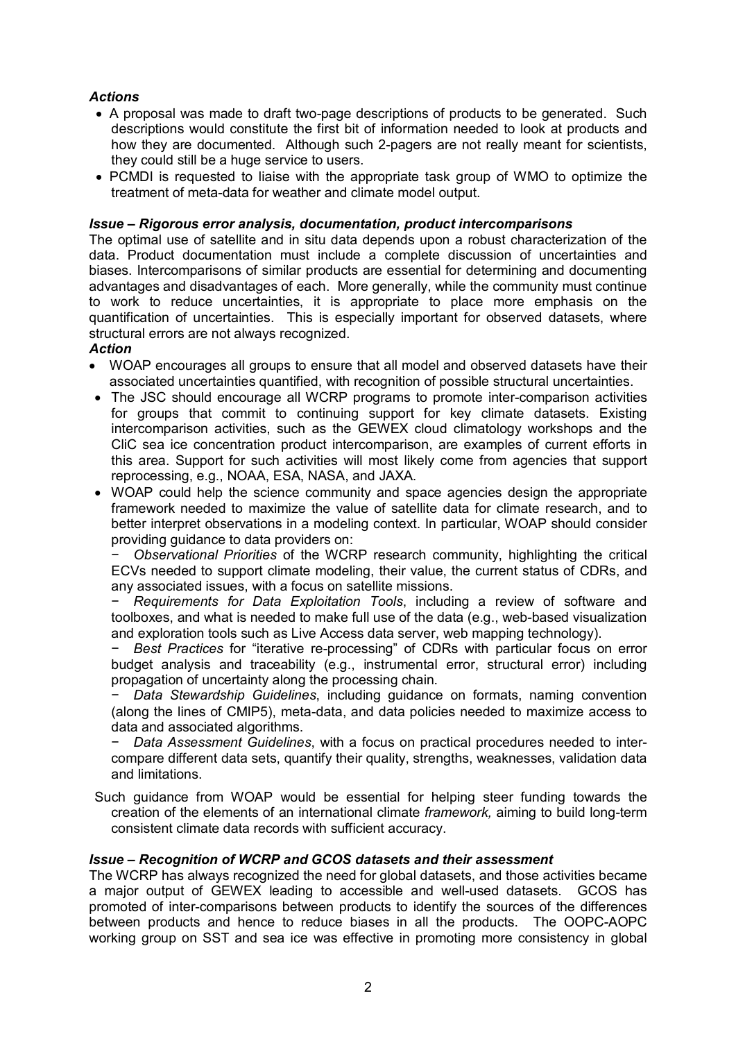*Actions*

- A proposal was made to draft two-page descriptions of products to be generated. Such descriptions would constitute the first bit of information needed to look at products and how they are documented. Although such 2-pagers are not really meant for scientists, they could still be a huge service to users.
- PCMDI is requested to liaise with the appropriate task group of WMO to optimize the treatment of meta-data for weather and climate model output.

***Issue – Rigorous error analysis, documentation, product intercomparisons***

The optimal use of satellite and in situ data depends upon a robust characterization of the data. Product documentation must include a complete discussion of uncertainties and biases. Intercomparisons of similar products are essential for determining and documenting advantages and disadvantages of each. More generally, while the community must continue to work to reduce uncertainties, it is appropriate to place more emphasis on the quantification of uncertainties. This is especially important for observed datasets, where structural errors are not always recognized.

***Action***

- WOAP encourages all groups to ensure that all model and observed datasets have their associated uncertainties quantified, with recognition of possible structural uncertainties.
- The JSC should encourage all WCRP programs to promote inter-comparison activities for groups that commit to continuing support for key climate datasets. Existing intercomparison activities, such as the GEWEX cloud climatology workshops and the CliC sea ice concentration product intercomparison, are examples of current efforts in this area. Support for such activities will most likely come from agencies that support reprocessing, e.g., NOAA, ESA, NASA, and JAXA.
- WOAP could help the science community and space agencies design the appropriate framework needed to maximize the value of satellite data for climate research, and to better interpret observations in a modeling context. In particular, WOAP should consider providing guidance to data providers on:
  - *Observational Priorities* of the WCRP research community, highlighting the critical ECVs needed to support climate modeling, their value, the current status of CDRs, and any associated issues, with a focus on satellite missions.
  - *Requirements for Data Exploitation Tools*, including a review of software and toolboxes, and what is needed to make full use of the data (e.g., web-based visualization and exploration tools such as Live Access data server, web mapping technology).
  - *Best Practices* for "iterative re-processing" of CDRs with particular focus on error budget analysis and traceability (e.g., instrumental error, structural error) including propagation of uncertainty along the processing chain.
  - *Data Stewardship Guidelines*, including guidance on formats, naming convention (along the lines of CMIP5), meta-data, and data policies needed to maximize access to data and associated algorithms.
  - *Data Assessment Guidelines*, with a focus on practical procedures needed to inter-compare different data sets, quantify their quality, strengths, weaknesses, validation data and limitations.

Such guidance from WOAP would be essential for helping steer funding towards the creation of the elements of an international climate *framework,* aiming to build long-term consistent climate data records with sufficient accuracy.

***Issue – Recognition of WCRP and GCOS datasets and their assessment***

The WCRP has always recognized the need for global datasets, and those activities became a major output of GEWEX leading to accessible and well-used datasets. GCOS has promoted of inter-comparisons between products to identify the sources of the differences between products and hence to reduce biases in all the products. The OOPC-AOPC working group on SST and sea ice was effective in promoting more consistency in global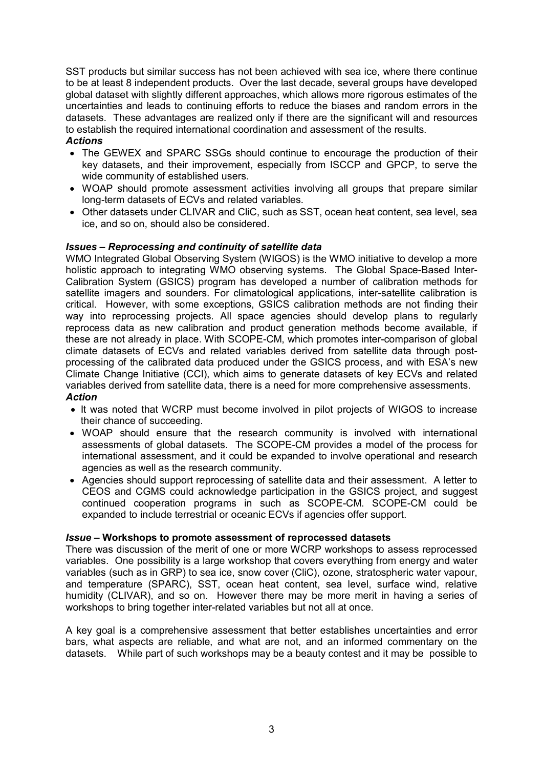SST products but similar success has not been achieved with sea ice, where there continue to be at least 8 independent products. Over the last decade, several groups have developed global dataset with slightly different approaches, which allows more rigorous estimates of the uncertainties and leads to continuing efforts to reduce the biases and random errors in the datasets. These advantages are realized only if there are the significant will and resources to establish the required international coordination and assessment of the results.

***Actions***

- The GEWEX and SPARC SSGs should continue to encourage the production of their key datasets, and their improvement, especially from ISCCP and GPCP, to serve the wide community of established users.
- WOAP should promote assessment activities involving all groups that prepare similar long-term datasets of ECVs and related variables.
- Other datasets under CLIVAR and CliC, such as SST, ocean heat content, sea level, sea ice, and so on, should also be considered.

***Issues – Reprocessing and continuity of satellite data***

WMO Integrated Global Observing System (WIGOS) is the WMO initiative to develop a more holistic approach to integrating WMO observing systems. The Global Space-Based Inter-Calibration System (GSICS) program has developed a number of calibration methods for satellite imagers and sounders. For climatological applications, inter-satellite calibration is critical. However, with some exceptions, GSICS calibration methods are not finding their way into reprocessing projects. All space agencies should develop plans to regularly reprocess data as new calibration and product generation methods become available, if these are not already in place. With SCOPE-CM, which promotes inter-comparison of global climate datasets of ECVs and related variables derived from satellite data through post-processing of the calibrated data produced under the GSICS process, and with ESA's new Climate Change Initiative (CCI), which aims to generate datasets of key ECVs and related variables derived from satellite data, there is a need for more comprehensive assessments.

***Action***

- It was noted that WCRP must become involved in pilot projects of WIGOS to increase their chance of succeeding.
- WOAP should ensure that the research community is involved with international assessments of global datasets. The SCOPE-CM provides a model of the process for international assessment, and it could be expanded to involve operational and research agencies as well as the research community.
- Agencies should support reprocessing of satellite data and their assessment. A letter to CEOS and CGMS could acknowledge participation in the GSICS project, and suggest continued cooperation programs in such as SCOPE-CM. SCOPE-CM could be expanded to include terrestrial or oceanic ECVs if agencies offer support.

***Issue* – Workshops to promote assessment of reprocessed datasets**

There was discussion of the merit of one or more WCRP workshops to assess reprocessed variables. One possibility is a large workshop that covers everything from energy and water variables (such as in GRP) to sea ice, snow cover (CliC), ozone, stratospheric water vapour, and temperature (SPARC), SST, ocean heat content, sea level, surface wind, relative humidity (CLIVAR), and so on. However there may be more merit in having a series of workshops to bring together inter-related variables but not all at once.

A key goal is a comprehensive assessment that better establishes uncertainties and error bars, what aspects are reliable, and what are not, and an informed commentary on the datasets. While part of such workshops may be a beauty contest and it may be possible to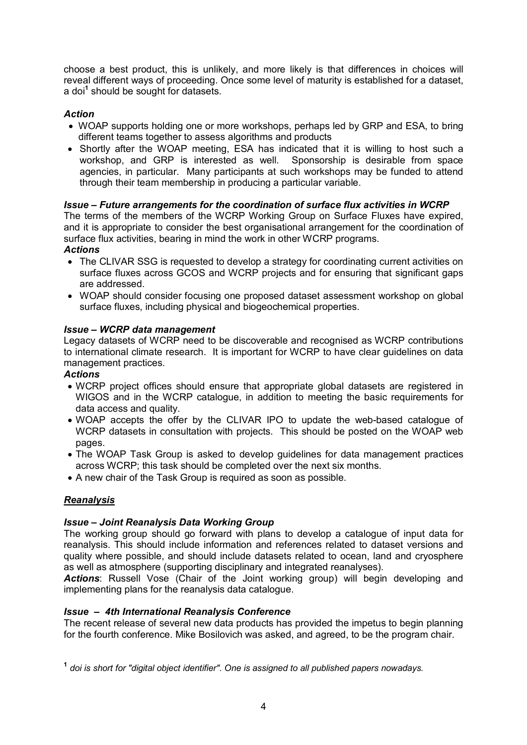choose a best product, this is unlikely, and more likely is that differences in choices will reveal different ways of proceeding. Once some level of maturity is established for a dataset, a doi[1] should be sought for datasets.

***Action***

- WOAP supports holding one or more workshops, perhaps led by GRP and ESA, to bring different teams together to assess algorithms and products
- Shortly after the WOAP meeting, ESA has indicated that it is willing to host such a workshop, and GRP is interested as well. Sponsorship is desirable from space agencies, in particular. Many participants at such workshops may be funded to attend through their team membership in producing a particular variable.

***Issue – Future arrangements for the coordination of surface flux activities in WCRP***

The terms of the members of the WCRP Working Group on Surface Fluxes have expired, and it is appropriate to consider the best organisational arrangement for the coordination of surface flux activities, bearing in mind the work in other WCRP programs.

***Actions***

- The CLIVAR SSG is requested to develop a strategy for coordinating current activities on surface fluxes across GCOS and WCRP projects and for ensuring that significant gaps are addressed.
- WOAP should consider focusing one proposed dataset assessment workshop on global surface fluxes, including physical and biogeochemical properties.

***Issue – WCRP data management***

Legacy datasets of WCRP need to be discoverable and recognised as WCRP contributions to international climate research. It is important for WCRP to have clear guidelines on data management practices.

***Actions***

- WCRP project offices should ensure that appropriate global datasets are registered in WIGOS and in the WCRP catalogue, in addition to meeting the basic requirements for data access and quality.
- WOAP accepts the offer by the CLIVAR IPO to update the web-based catalogue of WCRP datasets in consultation with projects. This should be posted on the WOAP web pages.
- The WOAP Task Group is asked to develop guidelines for data management practices across WCRP; this task should be completed over the next six months.
- A new chair of the Task Group is required as soon as possible.

***<u>Reanalysis</u>***

***Issue – Joint Reanalysis Data Working Group***

The working group should go forward with plans to develop a catalogue of input data for reanalysis. This should include information and references related to dataset versions and quality where possible, and should include datasets related to ocean, land and cryosphere as well as atmosphere (supporting disciplinary and integrated reanalyses).

***Actions***: Russell Vose (Chair of the Joint working group) will begin developing and implementing plans for the reanalysis data catalogue.

***Issue – 4th International Reanalysis Conference***

The recent release of several new data products has provided the impetus to begin planning for the fourth conference. Mike Bosilovich was asked, and agreed, to be the program chair.

[1] *doi is short for "digital object identifier". One is assigned to all published papers nowadays.*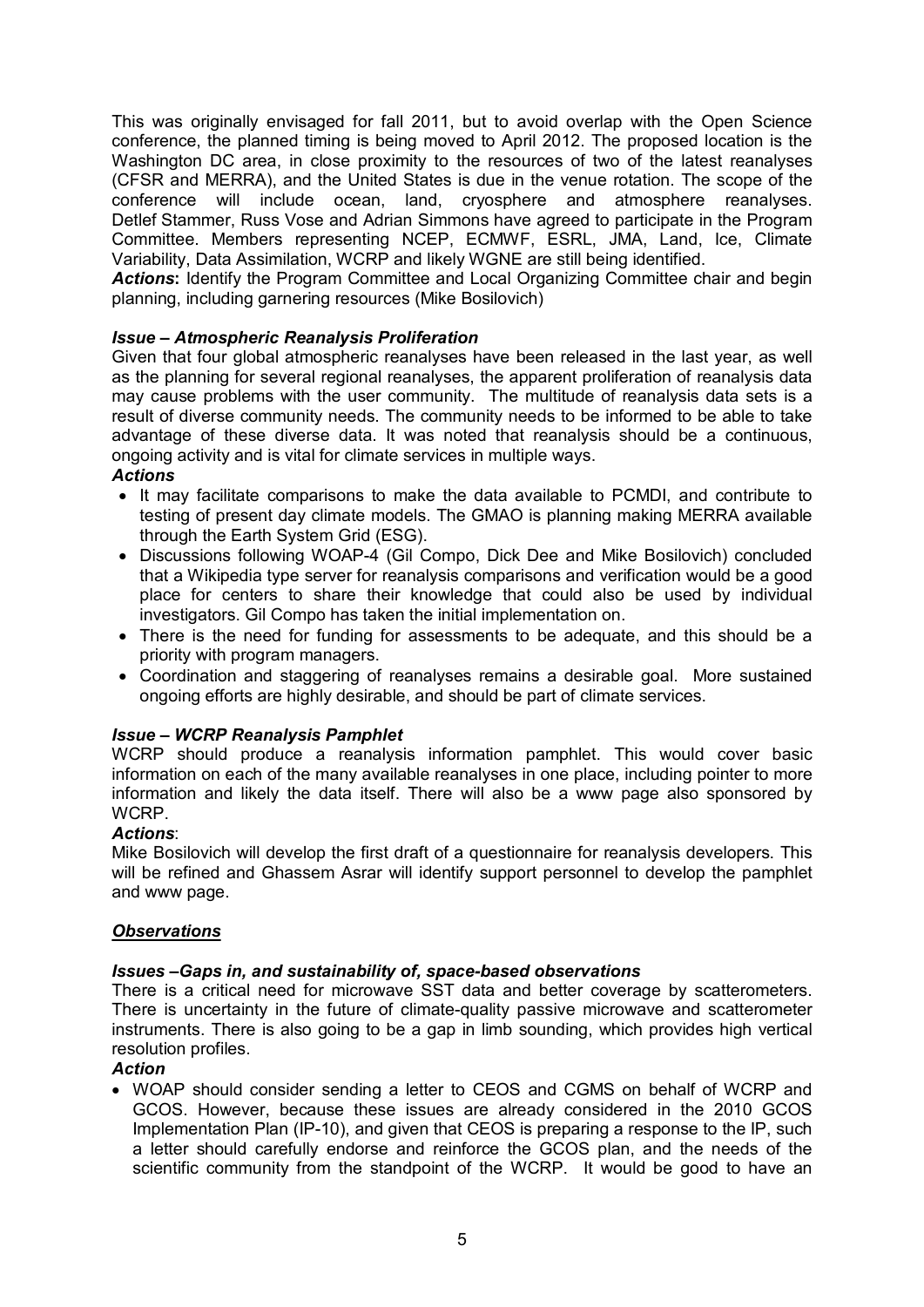This was originally envisaged for fall 2011, but to avoid overlap with the Open Science conference, the planned timing is being moved to April 2012. The proposed location is the Washington DC area, in close proximity to the resources of two of the latest reanalyses (CFSR and MERRA), and the United States is due in the venue rotation. The scope of the conference will include ocean, land, cryosphere and atmosphere reanalyses. Detlef Stammer, Russ Vose and Adrian Simmons have agreed to participate in the Program Committee. Members representing NCEP, ECMWF, ESRL, JMA, Land, Ice, Climate Variability, Data Assimilation, WCRP and likely WGNE are still being identified.

***Actions*:** Identify the Program Committee and Local Organizing Committee chair and begin planning, including garnering resources (Mike Bosilovich)

***Issue – Atmospheric Reanalysis Proliferation***

Given that four global atmospheric reanalyses have been released in the last year, as well as the planning for several regional reanalyses, the apparent proliferation of reanalysis data may cause problems with the user community. The multitude of reanalysis data sets is a result of diverse community needs. The community needs to be informed to be able to take advantage of these diverse data. It was noted that reanalysis should be a continuous, ongoing activity and is vital for climate services in multiple ways.

***Actions***

- It may facilitate comparisons to make the data available to PCMDI, and contribute to testing of present day climate models. The GMAO is planning making MERRA available through the Earth System Grid (ESG).
- Discussions following WOAP-4 (Gil Compo, Dick Dee and Mike Bosilovich) concluded that a Wikipedia type server for reanalysis comparisons and verification would be a good place for centers to share their knowledge that could also be used by individual investigators. Gil Compo has taken the initial implementation on.
- There is the need for funding for assessments to be adequate, and this should be a priority with program managers.
- Coordination and staggering of reanalyses remains a desirable goal. More sustained ongoing efforts are highly desirable, and should be part of climate services.

***Issue – WCRP Reanalysis Pamphlet***

WCRP should produce a reanalysis information pamphlet. This would cover basic information on each of the many available reanalyses in one place, including pointer to more information and likely the data itself. There will also be a www page also sponsored by WCRP.

***Actions***:

Mike Bosilovich will develop the first draft of a questionnaire for reanalysis developers. This will be refined and Ghassem Asrar will identify support personnel to develop the pamphlet and www page.

***Observations***

***Issues –Gaps in, and sustainability of, space-based observations***

There is a critical need for microwave SST data and better coverage by scatterometers. There is uncertainty in the future of climate-quality passive microwave and scatterometer instruments. There is also going to be a gap in limb sounding, which provides high vertical resolution profiles.

***Action***

- WOAP should consider sending a letter to CEOS and CGMS on behalf of WCRP and GCOS. However, because these issues are already considered in the 2010 GCOS Implementation Plan (IP-10), and given that CEOS is preparing a response to the IP, such a letter should carefully endorse and reinforce the GCOS plan, and the needs of the scientific community from the standpoint of the WCRP. It would be good to have an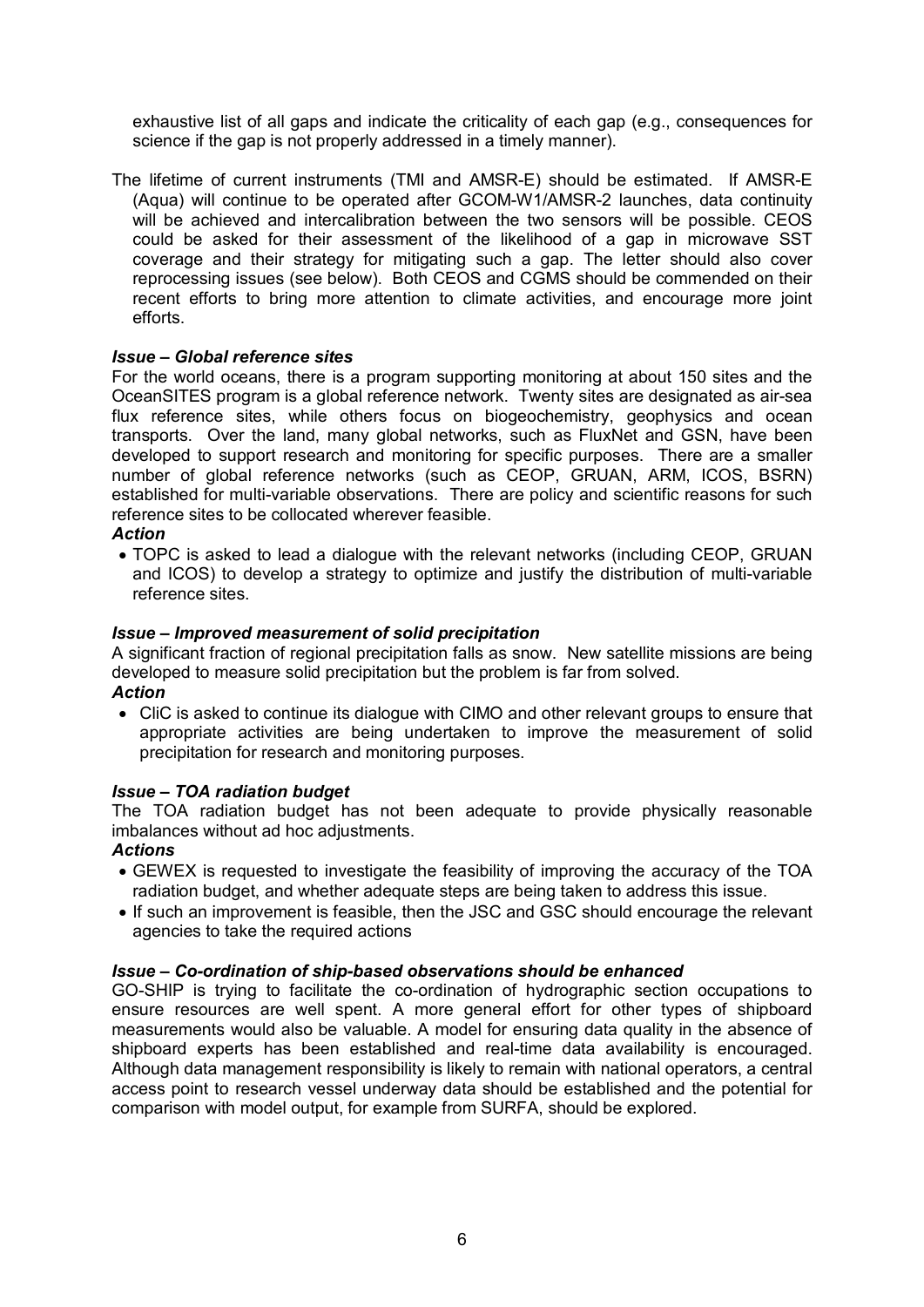exhaustive list of all gaps and indicate the criticality of each gap (e.g., consequences for science if the gap is not properly addressed in a timely manner).

The lifetime of current instruments (TMI and AMSR-E) should be estimated. If AMSR-E (Aqua) will continue to be operated after GCOM-W1/AMSR-2 launches, data continuity will be achieved and intercalibration between the two sensors will be possible. CEOS could be asked for their assessment of the likelihood of a gap in microwave SST coverage and their strategy for mitigating such a gap. The letter should also cover reprocessing issues (see below). Both CEOS and CGMS should be commended on their recent efforts to bring more attention to climate activities, and encourage more joint efforts.

***Issue – Global reference sites***

For the world oceans, there is a program supporting monitoring at about 150 sites and the OceanSITES program is a global reference network. Twenty sites are designated as air-sea flux reference sites, while others focus on biogeochemistry, geophysics and ocean transports. Over the land, many global networks, such as FluxNet and GSN, have been developed to support research and monitoring for specific purposes. There are a smaller number of global reference networks (such as CEOP, GRUAN, ARM, ICOS, BSRN) established for multi-variable observations. There are policy and scientific reasons for such reference sites to be collocated wherever feasible.

***Action***

- TOPC is asked to lead a dialogue with the relevant networks (including CEOP, GRUAN and ICOS) to develop a strategy to optimize and justify the distribution of multi-variable reference sites.

***Issue – Improved measurement of solid precipitation***

A significant fraction of regional precipitation falls as snow. New satellite missions are being developed to measure solid precipitation but the problem is far from solved.

***Action***

- CliC is asked to continue its dialogue with CIMO and other relevant groups to ensure that appropriate activities are being undertaken to improve the measurement of solid precipitation for research and monitoring purposes.

***Issue – TOA radiation budget***

The TOA radiation budget has not been adequate to provide physically reasonable imbalances without ad hoc adjustments.

***Actions***

- GEWEX is requested to investigate the feasibility of improving the accuracy of the TOA radiation budget, and whether adequate steps are being taken to address this issue.
- If such an improvement is feasible, then the JSC and GSC should encourage the relevant agencies to take the required actions

***Issue – Co-ordination of ship-based observations should be enhanced***

GO-SHIP is trying to facilitate the co-ordination of hydrographic section occupations to ensure resources are well spent. A more general effort for other types of shipboard measurements would also be valuable. A model for ensuring data quality in the absence of shipboard experts has been established and real-time data availability is encouraged. Although data management responsibility is likely to remain with national operators, a central access point to research vessel underway data should be established and the potential for comparison with model output, for example from SURFA, should be explored.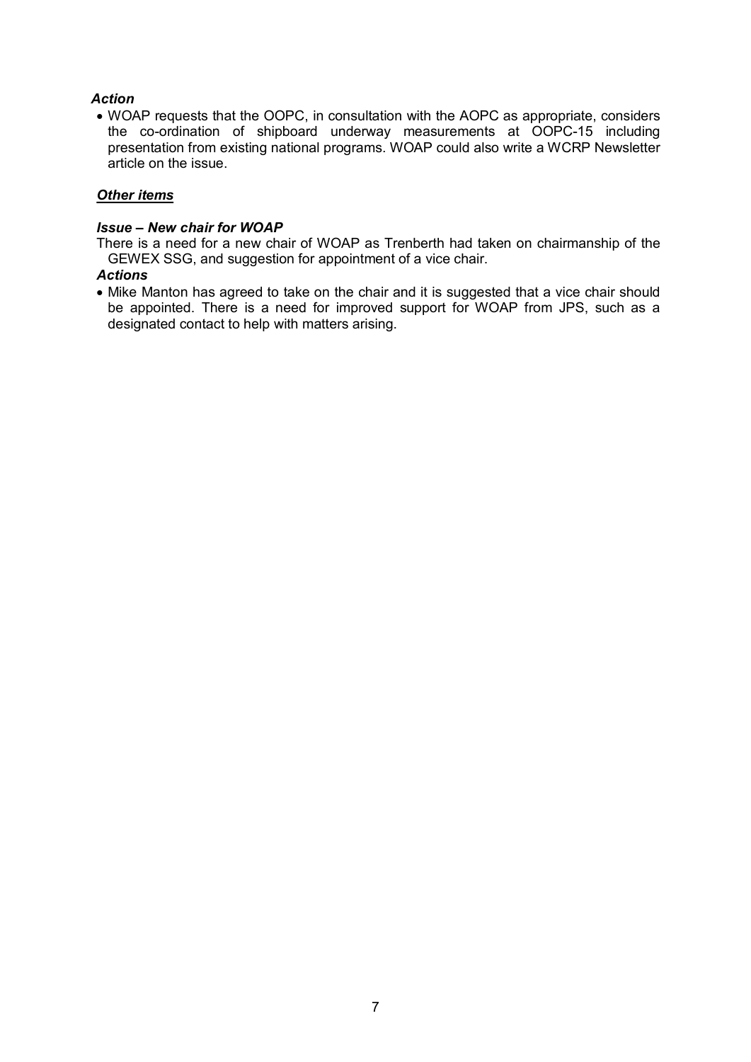***Action***

- WOAP requests that the OOPC, in consultation with the AOPC as appropriate, considers the co-ordination of shipboard underway measurements at OOPC-15 including presentation from existing national programs. WOAP could also write a WCRP Newsletter article on the issue.

***<u>Other items</u>***

***Issue – New chair for WOAP***

There is a need for a new chair of WOAP as Trenberth had taken on chairmanship of the GEWEX SSG, and suggestion for appointment of a vice chair.

***Actions***

- Mike Manton has agreed to take on the chair and it is suggested that a vice chair should be appointed. There is a need for improved support for WOAP from JPS, such as a designated contact to help with matters arising.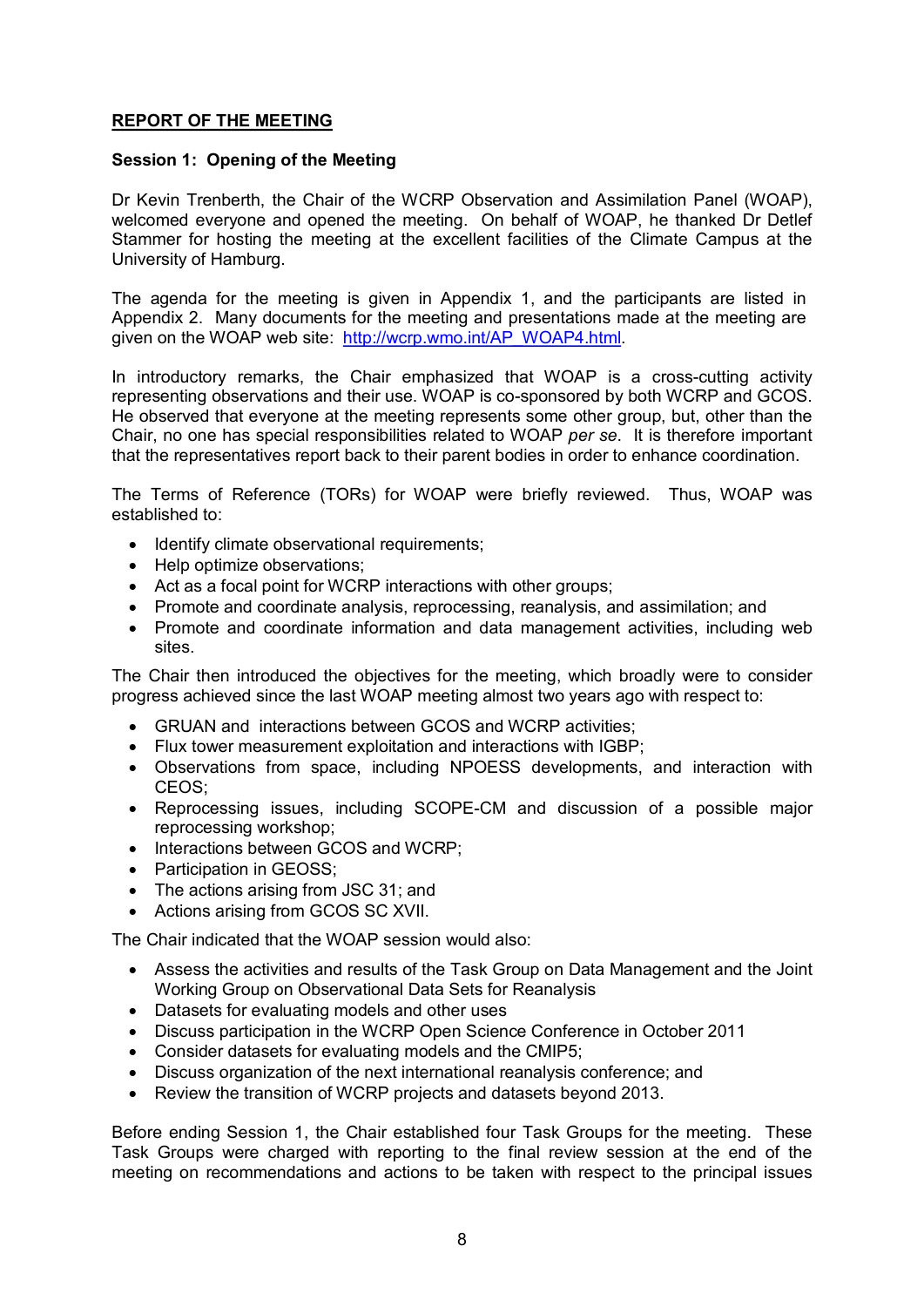## REPORT OF THE MEETING

### Session 1: Opening of the Meeting

Dr Kevin Trenberth, the Chair of the WCRP Observation and Assimilation Panel (WOAP), welcomed everyone and opened the meeting. On behalf of WOAP, he thanked Dr Detlef Stammer for hosting the meeting at the excellent facilities of the Climate Campus at the University of Hamburg.

The agenda for the meeting is given in Appendix 1, and the participants are listed in Appendix 2. Many documents for the meeting and presentations made at the meeting are given on the WOAP web site: http://wcrp.wmo.int/AP_WOAP4.html.

In introductory remarks, the Chair emphasized that WOAP is a cross-cutting activity representing observations and their use. WOAP is co-sponsored by both WCRP and GCOS. He observed that everyone at the meeting represents some other group, but, other than the Chair, no one has special responsibilities related to WOAP *per se*. It is therefore important that the representatives report back to their parent bodies in order to enhance coordination.

The Terms of Reference (TORs) for WOAP were briefly reviewed. Thus, WOAP was established to:

- Identify climate observational requirements;
- Help optimize observations;
- Act as a focal point for WCRP interactions with other groups;
- Promote and coordinate analysis, reprocessing, reanalysis, and assimilation; and
- Promote and coordinate information and data management activities, including web sites.

The Chair then introduced the objectives for the meeting, which broadly were to consider progress achieved since the last WOAP meeting almost two years ago with respect to:

- GRUAN and interactions between GCOS and WCRP activities;
- Flux tower measurement exploitation and interactions with IGBP;
- Observations from space, including NPOESS developments, and interaction with CEOS;
- Reprocessing issues, including SCOPE-CM and discussion of a possible major reprocessing workshop;
- Interactions between GCOS and WCRP;
- Participation in GEOSS;
- The actions arising from JSC 31; and
- Actions arising from GCOS SC XVII.

The Chair indicated that the WOAP session would also:

- Assess the activities and results of the Task Group on Data Management and the Joint Working Group on Observational Data Sets for Reanalysis
- Datasets for evaluating models and other uses
- Discuss participation in the WCRP Open Science Conference in October 2011
- Consider datasets for evaluating models and the CMIP5;
- Discuss organization of the next international reanalysis conference; and
- Review the transition of WCRP projects and datasets beyond 2013.

Before ending Session 1, the Chair established four Task Groups for the meeting. These Task Groups were charged with reporting to the final review session at the end of the meeting on recommendations and actions to be taken with respect to the principal issues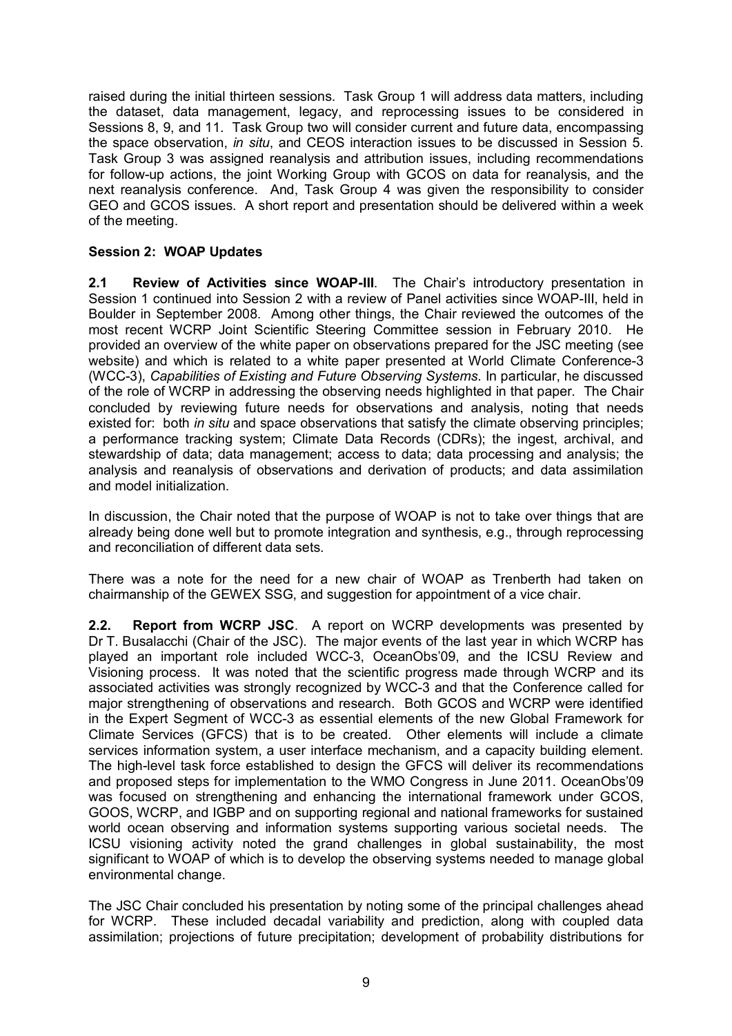raised during the initial thirteen sessions. Task Group 1 will address data matters, including the dataset, data management, legacy, and reprocessing issues to be considered in Sessions 8, 9, and 11. Task Group two will consider current and future data, encompassing the space observation, *in situ*, and CEOS interaction issues to be discussed in Session 5. Task Group 3 was assigned reanalysis and attribution issues, including recommendations for follow-up actions, the joint Working Group with GCOS on data for reanalysis, and the next reanalysis conference. And, Task Group 4 was given the responsibility to consider GEO and GCOS issues. A short report and presentation should be delivered within a week of the meeting.

**Session 2: WOAP Updates**

**2.1 Review of Activities since WOAP-III**. The Chair's introductory presentation in Session 1 continued into Session 2 with a review of Panel activities since WOAP-III, held in Boulder in September 2008. Among other things, the Chair reviewed the outcomes of the most recent WCRP Joint Scientific Steering Committee session in February 2010. He provided an overview of the white paper on observations prepared for the JSC meeting (see website) and which is related to a white paper presented at World Climate Conference-3 (WCC-3), *Capabilities of Existing and Future Observing Systems*. In particular, he discussed of the role of WCRP in addressing the observing needs highlighted in that paper. The Chair concluded by reviewing future needs for observations and analysis, noting that needs existed for: both *in situ* and space observations that satisfy the climate observing principles; a performance tracking system; Climate Data Records (CDRs); the ingest, archival, and stewardship of data; data management; access to data; data processing and analysis; the analysis and reanalysis of observations and derivation of products; and data assimilation and model initialization.

In discussion, the Chair noted that the purpose of WOAP is not to take over things that are already being done well but to promote integration and synthesis, e.g., through reprocessing and reconciliation of different data sets.

There was a note for the need for a new chair of WOAP as Trenberth had taken on chairmanship of the GEWEX SSG, and suggestion for appointment of a vice chair.

**2.2. Report from WCRP JSC**. A report on WCRP developments was presented by Dr T. Busalacchi (Chair of the JSC). The major events of the last year in which WCRP has played an important role included WCC-3, OceanObs'09, and the ICSU Review and Visioning process. It was noted that the scientific progress made through WCRP and its associated activities was strongly recognized by WCC-3 and that the Conference called for major strengthening of observations and research. Both GCOS and WCRP were identified in the Expert Segment of WCC-3 as essential elements of the new Global Framework for Climate Services (GFCS) that is to be created. Other elements will include a climate services information system, a user interface mechanism, and a capacity building element. The high-level task force established to design the GFCS will deliver its recommendations and proposed steps for implementation to the WMO Congress in June 2011. OceanObs'09 was focused on strengthening and enhancing the international framework under GCOS, GOOS, WCRP, and IGBP and on supporting regional and national frameworks for sustained world ocean observing and information systems supporting various societal needs. The ICSU visioning activity noted the grand challenges in global sustainability, the most significant to WOAP of which is to develop the observing systems needed to manage global environmental change.

The JSC Chair concluded his presentation by noting some of the principal challenges ahead for WCRP. These included decadal variability and prediction, along with coupled data assimilation; projections of future precipitation; development of probability distributions for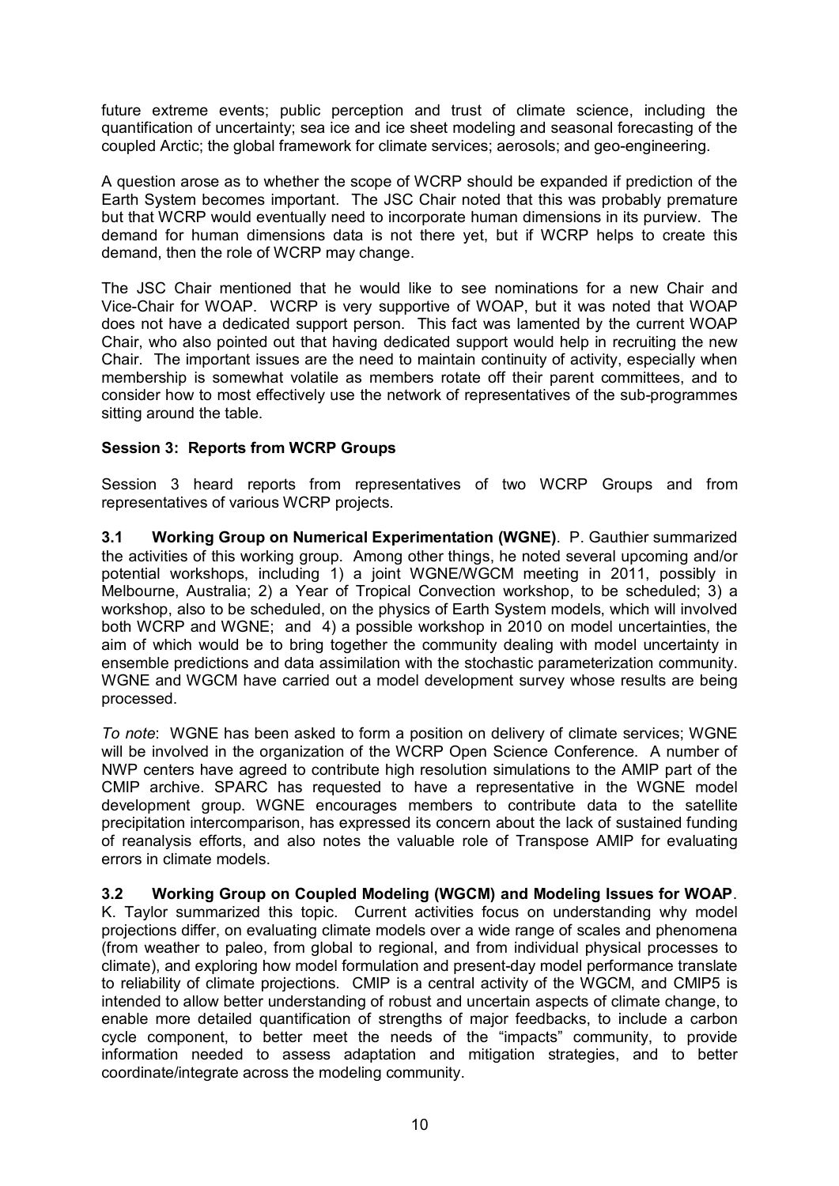future extreme events; public perception and trust of climate science, including the quantification of uncertainty; sea ice and ice sheet modeling and seasonal forecasting of the coupled Arctic; the global framework for climate services; aerosols; and geo-engineering.

A question arose as to whether the scope of WCRP should be expanded if prediction of the Earth System becomes important. The JSC Chair noted that this was probably premature but that WCRP would eventually need to incorporate human dimensions in its purview. The demand for human dimensions data is not there yet, but if WCRP helps to create this demand, then the role of WCRP may change.

The JSC Chair mentioned that he would like to see nominations for a new Chair and Vice-Chair for WOAP. WCRP is very supportive of WOAP, but it was noted that WOAP does not have a dedicated support person. This fact was lamented by the current WOAP Chair, who also pointed out that having dedicated support would help in recruiting the new Chair. The important issues are the need to maintain continuity of activity, especially when membership is somewhat volatile as members rotate off their parent committees, and to consider how to most effectively use the network of representatives of the sub-programmes sitting around the table.

### Session 3: Reports from WCRP Groups

Session 3 heard reports from representatives of two WCRP Groups and from representatives of various WCRP projects.

**3.1 Working Group on Numerical Experimentation (WGNE)**. P. Gauthier summarized the activities of this working group. Among other things, he noted several upcoming and/or potential workshops, including 1) a joint WGNE/WGCM meeting in 2011, possibly in Melbourne, Australia; 2) a Year of Tropical Convection workshop, to be scheduled; 3) a workshop, also to be scheduled, on the physics of Earth System models, which will involved both WCRP and WGNE; and 4) a possible workshop in 2010 on model uncertainties, the aim of which would be to bring together the community dealing with model uncertainty in ensemble predictions and data assimilation with the stochastic parameterization community. WGNE and WGCM have carried out a model development survey whose results are being processed.

*To note*: WGNE has been asked to form a position on delivery of climate services; WGNE will be involved in the organization of the WCRP Open Science Conference. A number of NWP centers have agreed to contribute high resolution simulations to the AMIP part of the CMIP archive. SPARC has requested to have a representative in the WGNE model development group. WGNE encourages members to contribute data to the satellite precipitation intercomparison, has expressed its concern about the lack of sustained funding of reanalysis efforts, and also notes the valuable role of Transpose AMIP for evaluating errors in climate models.

**3.2 Working Group on Coupled Modeling (WGCM) and Modeling Issues for WOAP**. K. Taylor summarized this topic. Current activities focus on understanding why model projections differ, on evaluating climate models over a wide range of scales and phenomena (from weather to paleo, from global to regional, and from individual physical processes to climate), and exploring how model formulation and present-day model performance translate to reliability of climate projections. CMIP is a central activity of the WGCM, and CMIP5 is intended to allow better understanding of robust and uncertain aspects of climate change, to enable more detailed quantification of strengths of major feedbacks, to include a carbon cycle component, to better meet the needs of the "impacts" community, to provide information needed to assess adaptation and mitigation strategies, and to better coordinate/integrate across the modeling community.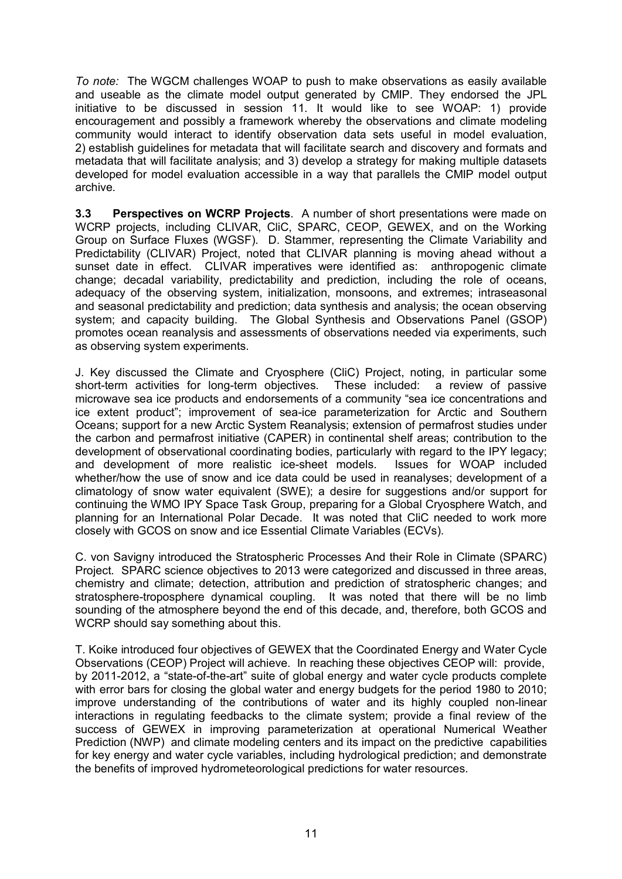*To note:* The WGCM challenges WOAP to push to make observations as easily available and useable as the climate model output generated by CMIP. They endorsed the JPL initiative to be discussed in session 11. It would like to see WOAP: 1) provide encouragement and possibly a framework whereby the observations and climate modeling community would interact to identify observation data sets useful in model evaluation, 2) establish guidelines for metadata that will facilitate search and discovery and formats and metadata that will facilitate analysis; and 3) develop a strategy for making multiple datasets developed for model evaluation accessible in a way that parallels the CMIP model output archive.

**3.3 Perspectives on WCRP Projects**. A number of short presentations were made on WCRP projects, including CLIVAR, CliC, SPARC, CEOP, GEWEX, and on the Working Group on Surface Fluxes (WGSF). D. Stammer, representing the Climate Variability and Predictability (CLIVAR) Project, noted that CLIVAR planning is moving ahead without a sunset date in effect. CLIVAR imperatives were identified as: anthropogenic climate change; decadal variability, predictability and prediction, including the role of oceans, adequacy of the observing system, initialization, monsoons, and extremes; intraseasonal and seasonal predictability and prediction; data synthesis and analysis; the ocean observing system; and capacity building. The Global Synthesis and Observations Panel (GSOP) promotes ocean reanalysis and assessments of observations needed via experiments, such as observing system experiments.

J. Key discussed the Climate and Cryosphere (CliC) Project, noting, in particular some short-term activities for long-term objectives. These included: a review of passive microwave sea ice products and endorsements of a community "sea ice concentrations and ice extent product"; improvement of sea-ice parameterization for Arctic and Southern Oceans; support for a new Arctic System Reanalysis; extension of permafrost studies under the carbon and permafrost initiative (CAPER) in continental shelf areas; contribution to the development of observational coordinating bodies, particularly with regard to the IPY legacy; and development of more realistic ice-sheet models. Issues for WOAP included whether/how the use of snow and ice data could be used in reanalyses; development of a climatology of snow water equivalent (SWE); a desire for suggestions and/or support for continuing the WMO IPY Space Task Group, preparing for a Global Cryosphere Watch, and planning for an International Polar Decade. It was noted that CliC needed to work more closely with GCOS on snow and ice Essential Climate Variables (ECVs).

C. von Savigny introduced the Stratospheric Processes And their Role in Climate (SPARC) Project. SPARC science objectives to 2013 were categorized and discussed in three areas, chemistry and climate; detection, attribution and prediction of stratospheric changes; and stratosphere-troposphere dynamical coupling. It was noted that there will be no limb sounding of the atmosphere beyond the end of this decade, and, therefore, both GCOS and WCRP should say something about this.

T. Koike introduced four objectives of GEWEX that the Coordinated Energy and Water Cycle Observations (CEOP) Project will achieve. In reaching these objectives CEOP will: provide, by 2011-2012, a "state-of-the-art" suite of global energy and water cycle products complete with error bars for closing the global water and energy budgets for the period 1980 to 2010; improve understanding of the contributions of water and its highly coupled non-linear interactions in regulating feedbacks to the climate system; provide a final review of the success of GEWEX in improving parameterization at operational Numerical Weather Prediction (NWP) and climate modeling centers and its impact on the predictive capabilities for key energy and water cycle variables, including hydrological prediction; and demonstrate the benefits of improved hydrometeorological predictions for water resources.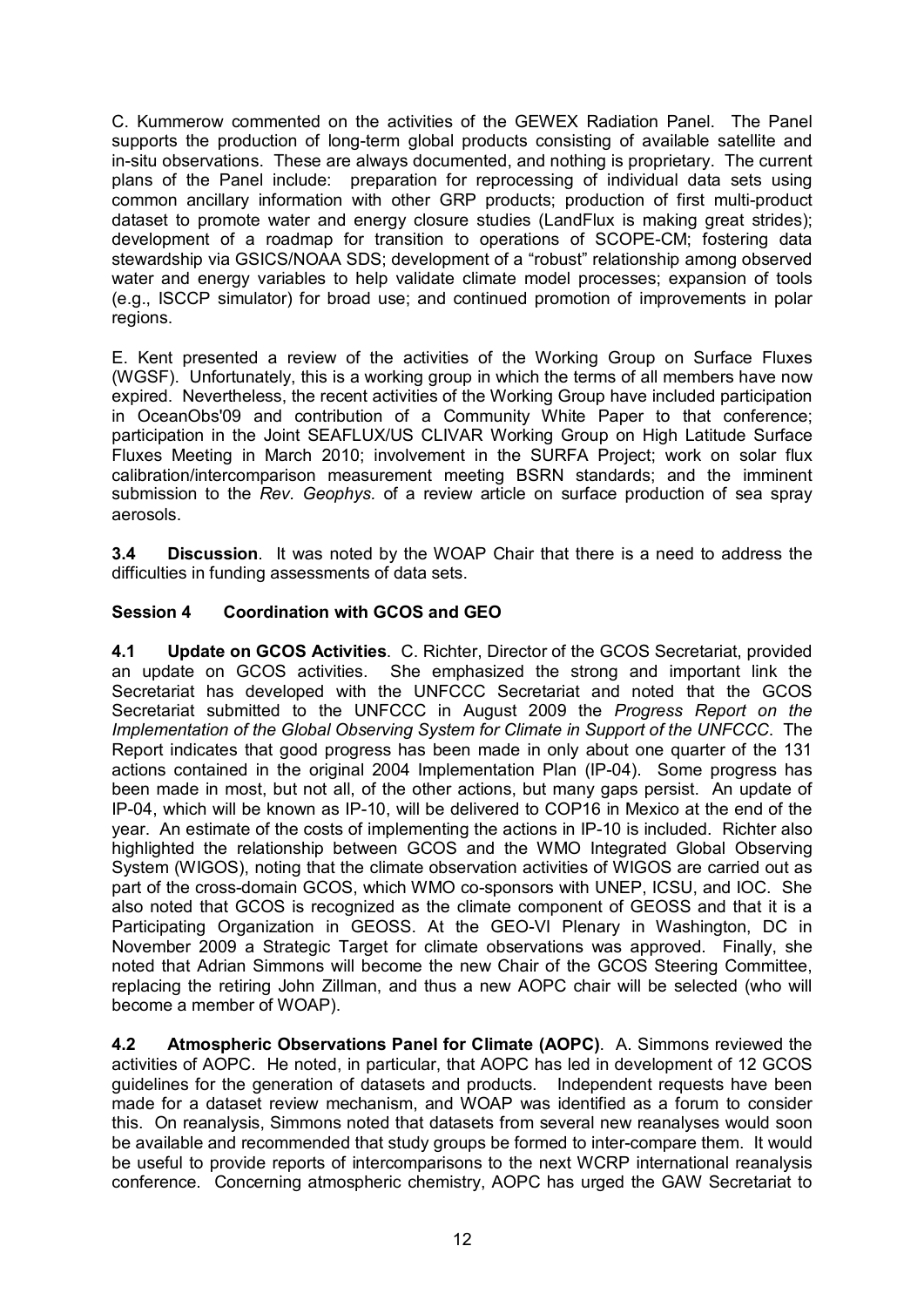C. Kummerow commented on the activities of the GEWEX Radiation Panel. The Panel supports the production of long-term global products consisting of available satellite and in-situ observations. These are always documented, and nothing is proprietary. The current plans of the Panel include: preparation for reprocessing of individual data sets using common ancillary information with other GRP products; production of first multi-product dataset to promote water and energy closure studies (LandFlux is making great strides); development of a roadmap for transition to operations of SCOPE-CM; fostering data stewardship via GSICS/NOAA SDS; development of a "robust" relationship among observed water and energy variables to help validate climate model processes; expansion of tools (e.g., ISCCP simulator) for broad use; and continued promotion of improvements in polar regions.

E. Kent presented a review of the activities of the Working Group on Surface Fluxes (WGSF). Unfortunately, this is a working group in which the terms of all members have now expired. Nevertheless, the recent activities of the Working Group have included participation in OceanObs'09 and contribution of a Community White Paper to that conference; participation in the Joint SEAFLUX/US CLIVAR Working Group on High Latitude Surface Fluxes Meeting in March 2010; involvement in the SURFA Project; work on solar flux calibration/intercomparison measurement meeting BSRN standards; and the imminent submission to the *Rev. Geophys.* of a review article on surface production of sea spray aerosols.

**3.4 Discussion**. It was noted by the WOAP Chair that there is a need to address the difficulties in funding assessments of data sets.

### Session 4 Coordination with GCOS and GEO

**4.1 Update on GCOS Activities**. C. Richter, Director of the GCOS Secretariat, provided an update on GCOS activities. She emphasized the strong and important link the Secretariat has developed with the UNFCCC Secretariat and noted that the GCOS Secretariat submitted to the UNFCCC in August 2009 the *Progress Report on the Implementation of the Global Observing System for Climate in Support of the UNFCCC*. The Report indicates that good progress has been made in only about one quarter of the 131 actions contained in the original 2004 Implementation Plan (IP-04). Some progress has been made in most, but not all, of the other actions, but many gaps persist. An update of IP-04, which will be known as IP-10, will be delivered to COP16 in Mexico at the end of the year. An estimate of the costs of implementing the actions in IP-10 is included. Richter also highlighted the relationship between GCOS and the WMO Integrated Global Observing System (WIGOS), noting that the climate observation activities of WIGOS are carried out as part of the cross-domain GCOS, which WMO co-sponsors with UNEP, ICSU, and IOC. She also noted that GCOS is recognized as the climate component of GEOSS and that it is a Participating Organization in GEOSS. At the GEO-VI Plenary in Washington, DC in November 2009 a Strategic Target for climate observations was approved. Finally, she noted that Adrian Simmons will become the new Chair of the GCOS Steering Committee, replacing the retiring John Zillman, and thus a new AOPC chair will be selected (who will become a member of WOAP).

**4.2 Atmospheric Observations Panel for Climate (AOPC)**. A. Simmons reviewed the activities of AOPC. He noted, in particular, that AOPC has led in development of 12 GCOS guidelines for the generation of datasets and products. Independent requests have been made for a dataset review mechanism, and WOAP was identified as a forum to consider this. On reanalysis, Simmons noted that datasets from several new reanalyses would soon be available and recommended that study groups be formed to inter-compare them. It would be useful to provide reports of intercomparisons to the next WCRP international reanalysis conference. Concerning atmospheric chemistry, AOPC has urged the GAW Secretariat to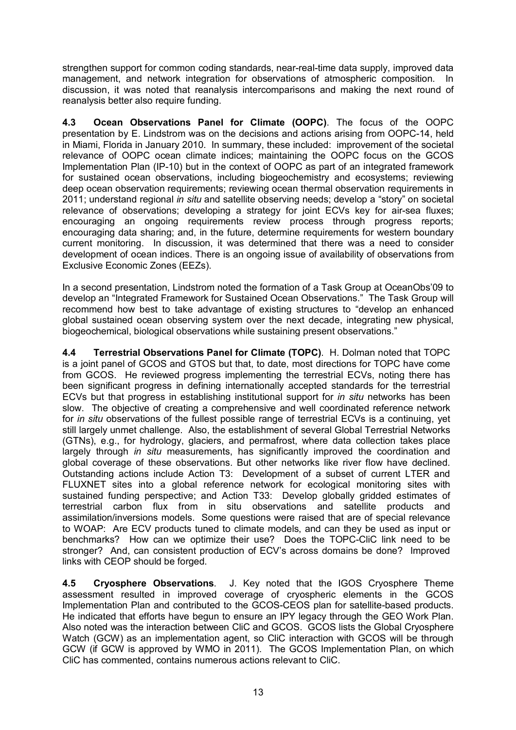strengthen support for common coding standards, near-real-time data supply, improved data management, and network integration for observations of atmospheric composition. In discussion, it was noted that reanalysis intercomparisons and making the next round of reanalysis better also require funding.

**4.3 Ocean Observations Panel for Climate (OOPC)**. The focus of the OOPC presentation by E. Lindstrom was on the decisions and actions arising from OOPC-14, held in Miami, Florida in January 2010. In summary, these included: improvement of the societal relevance of OOPC ocean climate indices; maintaining the OOPC focus on the GCOS Implementation Plan (IP-10) but in the context of OOPC as part of an integrated framework for sustained ocean observations, including biogeochemistry and ecosystems; reviewing deep ocean observation requirements; reviewing ocean thermal observation requirements in 2011; understand regional *in situ* and satellite observing needs; develop a "story" on societal relevance of observations; developing a strategy for joint ECVs key for air-sea fluxes; encouraging an ongoing requirements review process through progress reports; encouraging data sharing; and, in the future, determine requirements for western boundary current monitoring. In discussion, it was determined that there was a need to consider development of ocean indices. There is an ongoing issue of availability of observations from Exclusive Economic Zones (EEZs).

In a second presentation, Lindstrom noted the formation of a Task Group at OceanObs'09 to develop an "Integrated Framework for Sustained Ocean Observations." The Task Group will recommend how best to take advantage of existing structures to "develop an enhanced global sustained ocean observing system over the next decade, integrating new physical, biogeochemical, biological observations while sustaining present observations."

**4.4 Terrestrial Observations Panel for Climate (TOPC)**. H. Dolman noted that TOPC is a joint panel of GCOS and GTOS but that, to date, most directions for TOPC have come from GCOS. He reviewed progress implementing the terrestrial ECVs, noting there has been significant progress in defining internationally accepted standards for the terrestrial ECVs but that progress in establishing institutional support for *in situ* networks has been slow. The objective of creating a comprehensive and well coordinated reference network for *in situ* observations of the fullest possible range of terrestrial ECVs is a continuing, yet still largely unmet challenge. Also, the establishment of several Global Terrestrial Networks (GTNs), e.g., for hydrology, glaciers, and permafrost, where data collection takes place largely through *in situ* measurements, has significantly improved the coordination and global coverage of these observations. But other networks like river flow have declined. Outstanding actions include Action T3: Development of a subset of current LTER and FLUXNET sites into a global reference network for ecological monitoring sites with sustained funding perspective; and Action T33: Develop globally gridded estimates of terrestrial carbon flux from in situ observations and satellite products and assimilation/inversions models. Some questions were raised that are of special relevance to WOAP: Are ECV products tuned to climate models, and can they be used as input or benchmarks? How can we optimize their use? Does the TOPC-CliC link need to be stronger? And, can consistent production of ECV's across domains be done? Improved links with CEOP should be forged.

**4.5 Cryosphere Observations**. J. Key noted that the IGOS Cryosphere Theme assessment resulted in improved coverage of cryospheric elements in the GCOS Implementation Plan and contributed to the GCOS-CEOS plan for satellite-based products. He indicated that efforts have begun to ensure an IPY legacy through the GEO Work Plan. Also noted was the interaction between CliC and GCOS. GCOS lists the Global Cryosphere Watch (GCW) as an implementation agent, so CliC interaction with GCOS will be through GCW (if GCW is approved by WMO in 2011). The GCOS Implementation Plan, on which CliC has commented, contains numerous actions relevant to CliC.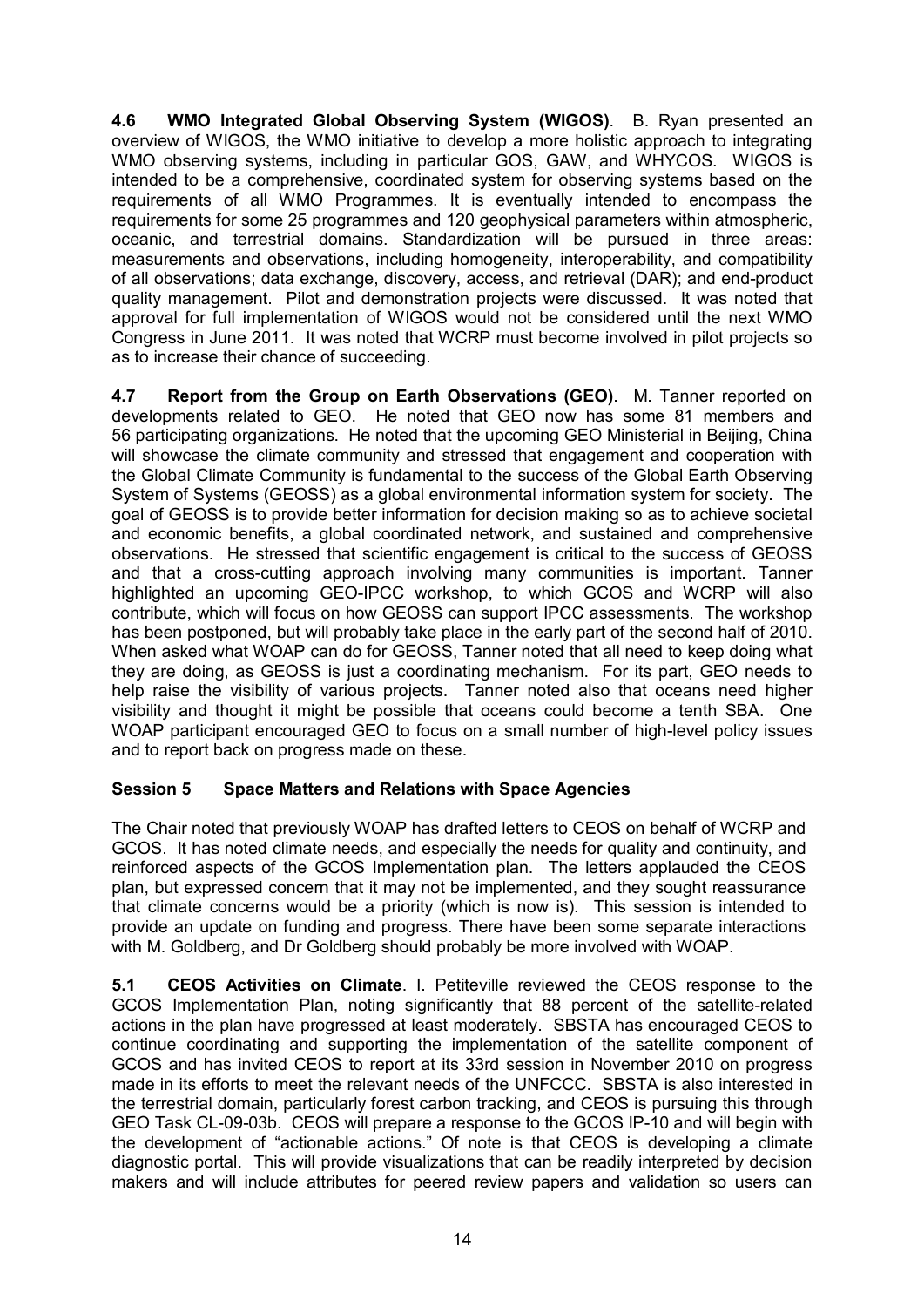**4.6 WMO Integrated Global Observing System (WIGOS)**. B. Ryan presented an overview of WIGOS, the WMO initiative to develop a more holistic approach to integrating WMO observing systems, including in particular GOS, GAW, and WHYCOS. WIGOS is intended to be a comprehensive, coordinated system for observing systems based on the requirements of all WMO Programmes. It is eventually intended to encompass the requirements for some 25 programmes and 120 geophysical parameters within atmospheric, oceanic, and terrestrial domains. Standardization will be pursued in three areas: measurements and observations, including homogeneity, interoperability, and compatibility of all observations; data exchange, discovery, access, and retrieval (DAR); and end-product quality management. Pilot and demonstration projects were discussed. It was noted that approval for full implementation of WIGOS would not be considered until the next WMO Congress in June 2011. It was noted that WCRP must become involved in pilot projects so as to increase their chance of succeeding.

**4.7 Report from the Group on Earth Observations (GEO)**. M. Tanner reported on developments related to GEO. He noted that GEO now has some 81 members and 56 participating organizations. He noted that the upcoming GEO Ministerial in Beijing, China will showcase the climate community and stressed that engagement and cooperation with the Global Climate Community is fundamental to the success of the Global Earth Observing System of Systems (GEOSS) as a global environmental information system for society. The goal of GEOSS is to provide better information for decision making so as to achieve societal and economic benefits, a global coordinated network, and sustained and comprehensive observations. He stressed that scientific engagement is critical to the success of GEOSS and that a cross-cutting approach involving many communities is important. Tanner highlighted an upcoming GEO-IPCC workshop, to which GCOS and WCRP will also contribute, which will focus on how GEOSS can support IPCC assessments. The workshop has been postponed, but will probably take place in the early part of the second half of 2010. When asked what WOAP can do for GEOSS, Tanner noted that all need to keep doing what they are doing, as GEOSS is just a coordinating mechanism. For its part, GEO needs to help raise the visibility of various projects. Tanner noted also that oceans need higher visibility and thought it might be possible that oceans could become a tenth SBA. One WOAP participant encouraged GEO to focus on a small number of high-level policy issues and to report back on progress made on these.

## Session 5 Space Matters and Relations with Space Agencies

The Chair noted that previously WOAP has drafted letters to CEOS on behalf of WCRP and GCOS. It has noted climate needs, and especially the needs for quality and continuity, and reinforced aspects of the GCOS Implementation plan. The letters applauded the CEOS plan, but expressed concern that it may not be implemented, and they sought reassurance that climate concerns would be a priority (which is now is). This session is intended to provide an update on funding and progress. There have been some separate interactions with M. Goldberg, and Dr Goldberg should probably be more involved with WOAP.

**5.1 CEOS Activities on Climate**. I. Petiteville reviewed the CEOS response to the GCOS Implementation Plan, noting significantly that 88 percent of the satellite-related actions in the plan have progressed at least moderately. SBSTA has encouraged CEOS to continue coordinating and supporting the implementation of the satellite component of GCOS and has invited CEOS to report at its 33rd session in November 2010 on progress made in its efforts to meet the relevant needs of the UNFCCC. SBSTA is also interested in the terrestrial domain, particularly forest carbon tracking, and CEOS is pursuing this through GEO Task CL-09-03b. CEOS will prepare a response to the GCOS IP-10 and will begin with the development of "actionable actions." Of note is that CEOS is developing a climate diagnostic portal. This will provide visualizations that can be readily interpreted by decision makers and will include attributes for peered review papers and validation so users can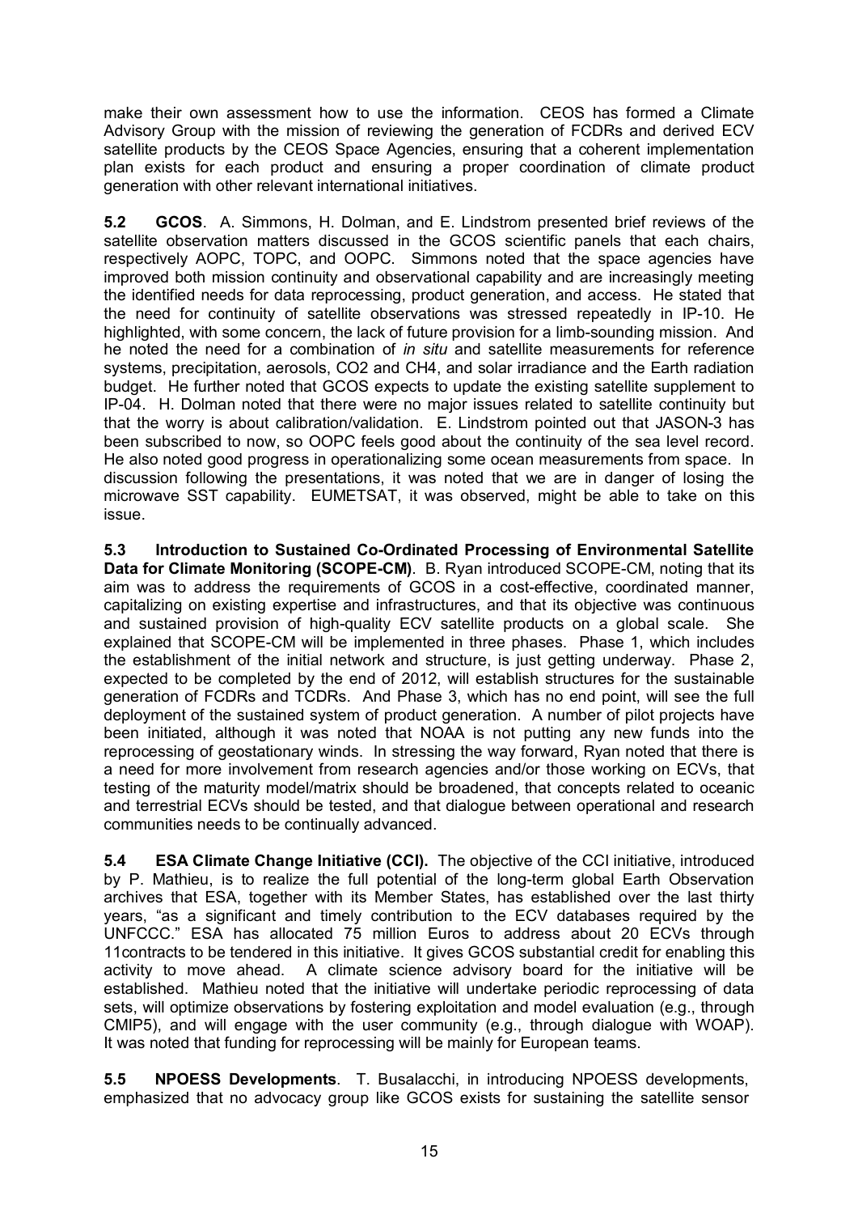make their own assessment how to use the information. CEOS has formed a Climate Advisory Group with the mission of reviewing the generation of FCDRs and derived ECV satellite products by the CEOS Space Agencies, ensuring that a coherent implementation plan exists for each product and ensuring a proper coordination of climate product generation with other relevant international initiatives.

**5.2 GCOS**. A. Simmons, H. Dolman, and E. Lindstrom presented brief reviews of the satellite observation matters discussed in the GCOS scientific panels that each chairs, respectively AOPC, TOPC, and OOPC. Simmons noted that the space agencies have improved both mission continuity and observational capability and are increasingly meeting the identified needs for data reprocessing, product generation, and access. He stated that the need for continuity of satellite observations was stressed repeatedly in IP-10. He highlighted, with some concern, the lack of future provision for a limb-sounding mission. And he noted the need for a combination of *in situ* and satellite measurements for reference systems, precipitation, aerosols, CO2 and CH4, and solar irradiance and the Earth radiation budget. He further noted that GCOS expects to update the existing satellite supplement to IP-04. H. Dolman noted that there were no major issues related to satellite continuity but that the worry is about calibration/validation. E. Lindstrom pointed out that JASON-3 has been subscribed to now, so OOPC feels good about the continuity of the sea level record. He also noted good progress in operationalizing some ocean measurements from space. In discussion following the presentations, it was noted that we are in danger of losing the microwave SST capability. EUMETSAT, it was observed, might be able to take on this issue.

**5.3 Introduction to Sustained Co-Ordinated Processing of Environmental Satellite Data for Climate Monitoring (SCOPE-CM)**. B. Ryan introduced SCOPE-CM, noting that its aim was to address the requirements of GCOS in a cost-effective, coordinated manner, capitalizing on existing expertise and infrastructures, and that its objective was continuous and sustained provision of high-quality ECV satellite products on a global scale. She explained that SCOPE-CM will be implemented in three phases. Phase 1, which includes the establishment of the initial network and structure, is just getting underway. Phase 2, expected to be completed by the end of 2012, will establish structures for the sustainable generation of FCDRs and TCDRs. And Phase 3, which has no end point, will see the full deployment of the sustained system of product generation. A number of pilot projects have been initiated, although it was noted that NOAA is not putting any new funds into the reprocessing of geostationary winds. In stressing the way forward, Ryan noted that there is a need for more involvement from research agencies and/or those working on ECVs, that testing of the maturity model/matrix should be broadened, that concepts related to oceanic and terrestrial ECVs should be tested, and that dialogue between operational and research communities needs to be continually advanced.

**5.4 ESA Climate Change Initiative (CCI).** The objective of the CCI initiative, introduced by P. Mathieu, is to realize the full potential of the long-term global Earth Observation archives that ESA, together with its Member States, has established over the last thirty years, "as a significant and timely contribution to the ECV databases required by the UNFCCC." ESA has allocated 75 million Euros to address about 20 ECVs through 11contracts to be tendered in this initiative. It gives GCOS substantial credit for enabling this activity to move ahead. A climate science advisory board for the initiative will be established. Mathieu noted that the initiative will undertake periodic reprocessing of data sets, will optimize observations by fostering exploitation and model evaluation (e.g., through CMIP5), and will engage with the user community (e.g., through dialogue with WOAP). It was noted that funding for reprocessing will be mainly for European teams.

**5.5 NPOESS Developments**. T. Busalacchi, in introducing NPOESS developments, emphasized that no advocacy group like GCOS exists for sustaining the satellite sensor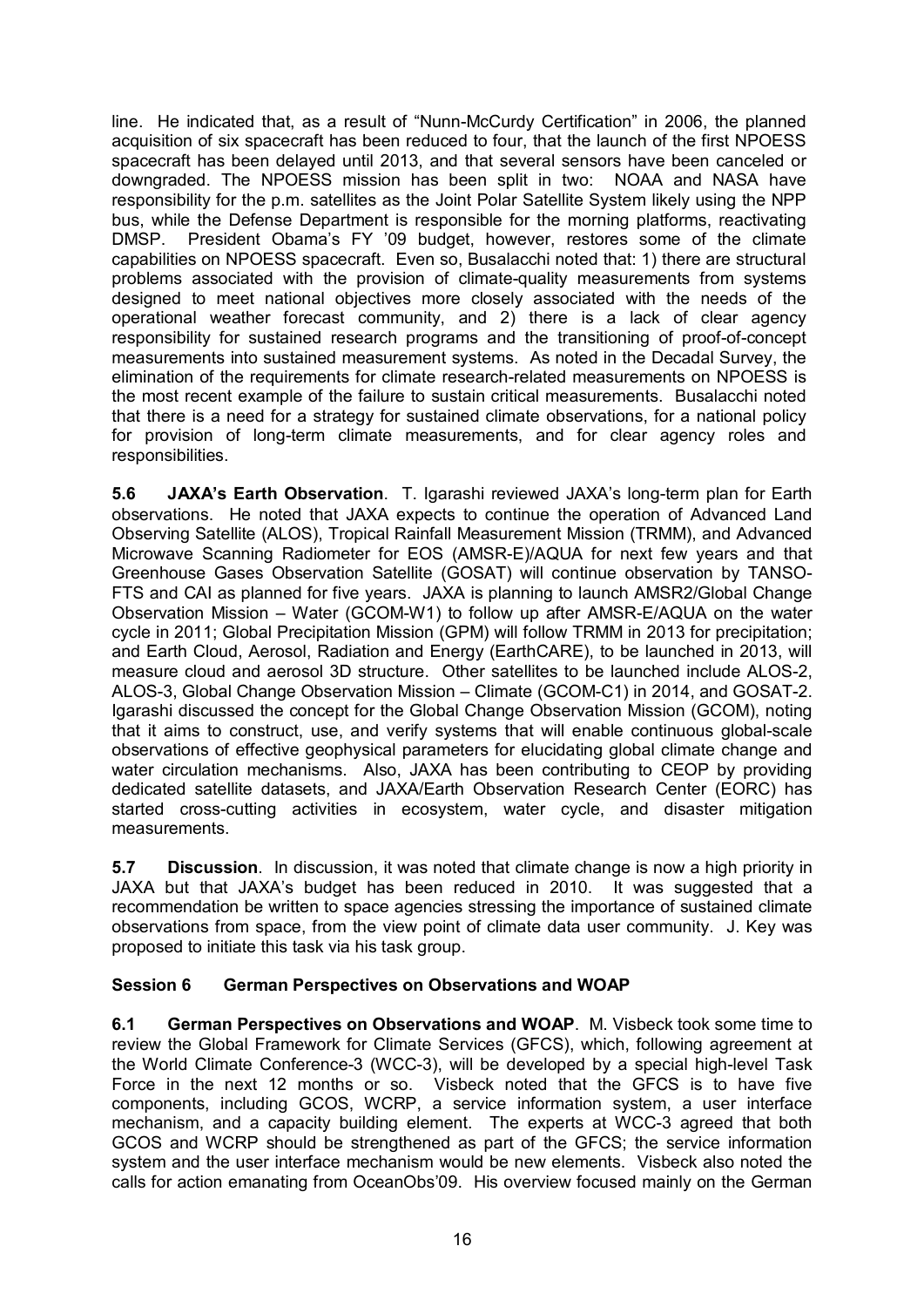line. He indicated that, as a result of "Nunn-McCurdy Certification" in 2006, the planned acquisition of six spacecraft has been reduced to four, that the launch of the first NPOESS spacecraft has been delayed until 2013, and that several sensors have been canceled or downgraded. The NPOESS mission has been split in two: NOAA and NASA have responsibility for the p.m. satellites as the Joint Polar Satellite System likely using the NPP bus, while the Defense Department is responsible for the morning platforms, reactivating DMSP. President Obama's FY '09 budget, however, restores some of the climate capabilities on NPOESS spacecraft. Even so, Busalacchi noted that: 1) there are structural problems associated with the provision of climate-quality measurements from systems designed to meet national objectives more closely associated with the needs of the operational weather forecast community, and 2) there is a lack of clear agency responsibility for sustained research programs and the transitioning of proof-of-concept measurements into sustained measurement systems. As noted in the Decadal Survey, the elimination of the requirements for climate research-related measurements on NPOESS is the most recent example of the failure to sustain critical measurements. Busalacchi noted that there is a need for a strategy for sustained climate observations, for a national policy for provision of long-term climate measurements, and for clear agency roles and responsibilities.

**5.6 JAXA's Earth Observation**. T. Igarashi reviewed JAXA's long-term plan for Earth observations. He noted that JAXA expects to continue the operation of Advanced Land Observing Satellite (ALOS), Tropical Rainfall Measurement Mission (TRMM), and Advanced Microwave Scanning Radiometer for EOS (AMSR-E)/AQUA for next few years and that Greenhouse Gases Observation Satellite (GOSAT) will continue observation by TANSO-FTS and CAI as planned for five years. JAXA is planning to launch AMSR2/Global Change Observation Mission – Water (GCOM-W1) to follow up after AMSR-E/AQUA on the water cycle in 2011; Global Precipitation Mission (GPM) will follow TRMM in 2013 for precipitation; and Earth Cloud, Aerosol, Radiation and Energy (EarthCARE), to be launched in 2013, will measure cloud and aerosol 3D structure. Other satellites to be launched include ALOS-2, ALOS-3, Global Change Observation Mission – Climate (GCOM-C1) in 2014, and GOSAT-2. Igarashi discussed the concept for the Global Change Observation Mission (GCOM), noting that it aims to construct, use, and verify systems that will enable continuous global-scale observations of effective geophysical parameters for elucidating global climate change and water circulation mechanisms. Also, JAXA has been contributing to CEOP by providing dedicated satellite datasets, and JAXA/Earth Observation Research Center (EORC) has started cross-cutting activities in ecosystem, water cycle, and disaster mitigation measurements.

**5.7 Discussion**. In discussion, it was noted that climate change is now a high priority in JAXA but that JAXA's budget has been reduced in 2010. It was suggested that a recommendation be written to space agencies stressing the importance of sustained climate observations from space, from the view point of climate data user community. J. Key was proposed to initiate this task via his task group.

## Session 6 German Perspectives on Observations and WOAP

**6.1 German Perspectives on Observations and WOAP**. M. Visbeck took some time to review the Global Framework for Climate Services (GFCS), which, following agreement at the World Climate Conference-3 (WCC-3), will be developed by a special high-level Task Force in the next 12 months or so. Visbeck noted that the GFCS is to have five components, including GCOS, WCRP, a service information system, a user interface mechanism, and a capacity building element. The experts at WCC-3 agreed that both GCOS and WCRP should be strengthened as part of the GFCS; the service information system and the user interface mechanism would be new elements. Visbeck also noted the calls for action emanating from OceanObs'09. His overview focused mainly on the German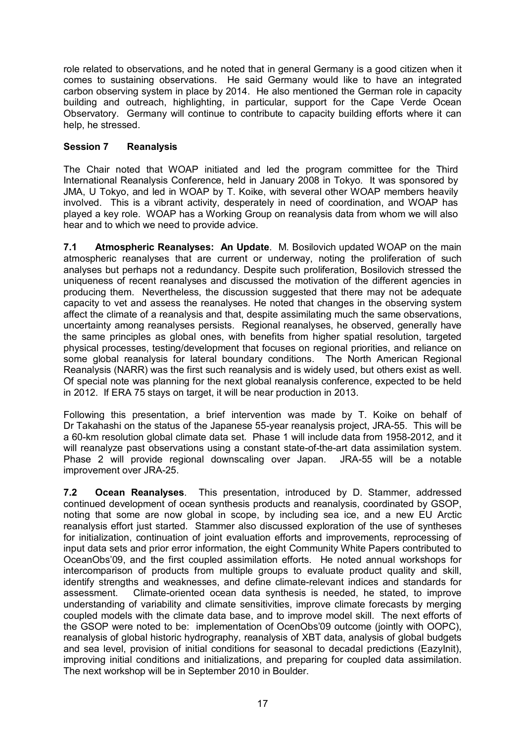role related to observations, and he noted that in general Germany is a good citizen when it comes to sustaining observations. He said Germany would like to have an integrated carbon observing system in place by 2014. He also mentioned the German role in capacity building and outreach, highlighting, in particular, support for the Cape Verde Ocean Observatory. Germany will continue to contribute to capacity building efforts where it can help, he stressed.

### Session 7 Reanalysis

The Chair noted that WOAP initiated and led the program committee for the Third International Reanalysis Conference, held in January 2008 in Tokyo. It was sponsored by JMA, U Tokyo, and led in WOAP by T. Koike, with several other WOAP members heavily involved. This is a vibrant activity, desperately in need of coordination, and WOAP has played a key role. WOAP has a Working Group on reanalysis data from whom we will also hear and to which we need to provide advice.

**7.1 Atmospheric Reanalyses: An Update**. M. Bosilovich updated WOAP on the main atmospheric reanalyses that are current or underway, noting the proliferation of such analyses but perhaps not a redundancy. Despite such proliferation, Bosilovich stressed the uniqueness of recent reanalyses and discussed the motivation of the different agencies in producing them. Nevertheless, the discussion suggested that there may not be adequate capacity to vet and assess the reanalyses. He noted that changes in the observing system affect the climate of a reanalysis and that, despite assimilating much the same observations, uncertainty among reanalyses persists. Regional reanalyses, he observed, generally have the same principles as global ones, with benefits from higher spatial resolution, targeted physical processes, testing/development that focuses on regional priorities, and reliance on some global reanalysis for lateral boundary conditions. The North American Regional Reanalysis (NARR) was the first such reanalysis and is widely used, but others exist as well. Of special note was planning for the next global reanalysis conference, expected to be held in 2012. If ERA 75 stays on target, it will be near production in 2013.

Following this presentation, a brief intervention was made by T. Koike on behalf of Dr Takahashi on the status of the Japanese 55-year reanalysis project, JRA-55. This will be a 60-km resolution global climate data set. Phase 1 will include data from 1958-2012, and it will reanalyze past observations using a constant state-of-the-art data assimilation system. Phase 2 will provide regional downscaling over Japan. JRA-55 will be a notable improvement over JRA-25.

**7.2 Ocean Reanalyses**. This presentation, introduced by D. Stammer, addressed continued development of ocean synthesis products and reanalysis, coordinated by GSOP, noting that some are now global in scope, by including sea ice, and a new EU Arctic reanalysis effort just started. Stammer also discussed exploration of the use of syntheses for initialization, continuation of joint evaluation efforts and improvements, reprocessing of input data sets and prior error information, the eight Community White Papers contributed to OceanObs'09, and the first coupled assimilation efforts. He noted annual workshops for intercomparison of products from multiple groups to evaluate product quality and skill, identify strengths and weaknesses, and define climate-relevant indices and standards for assessment. Climate-oriented ocean data synthesis is needed, he stated, to improve understanding of variability and climate sensitivities, improve climate forecasts by merging coupled models with the climate data base, and to improve model skill. The next efforts of the GSOP were noted to be: implementation of OcenObs'09 outcome (jointly with OOPC), reanalysis of global historic hydrography, reanalysis of XBT data, analysis of global budgets and sea level, provision of initial conditions for seasonal to decadal predictions (EazyInit), improving initial conditions and initializations, and preparing for coupled data assimilation. The next workshop will be in September 2010 in Boulder.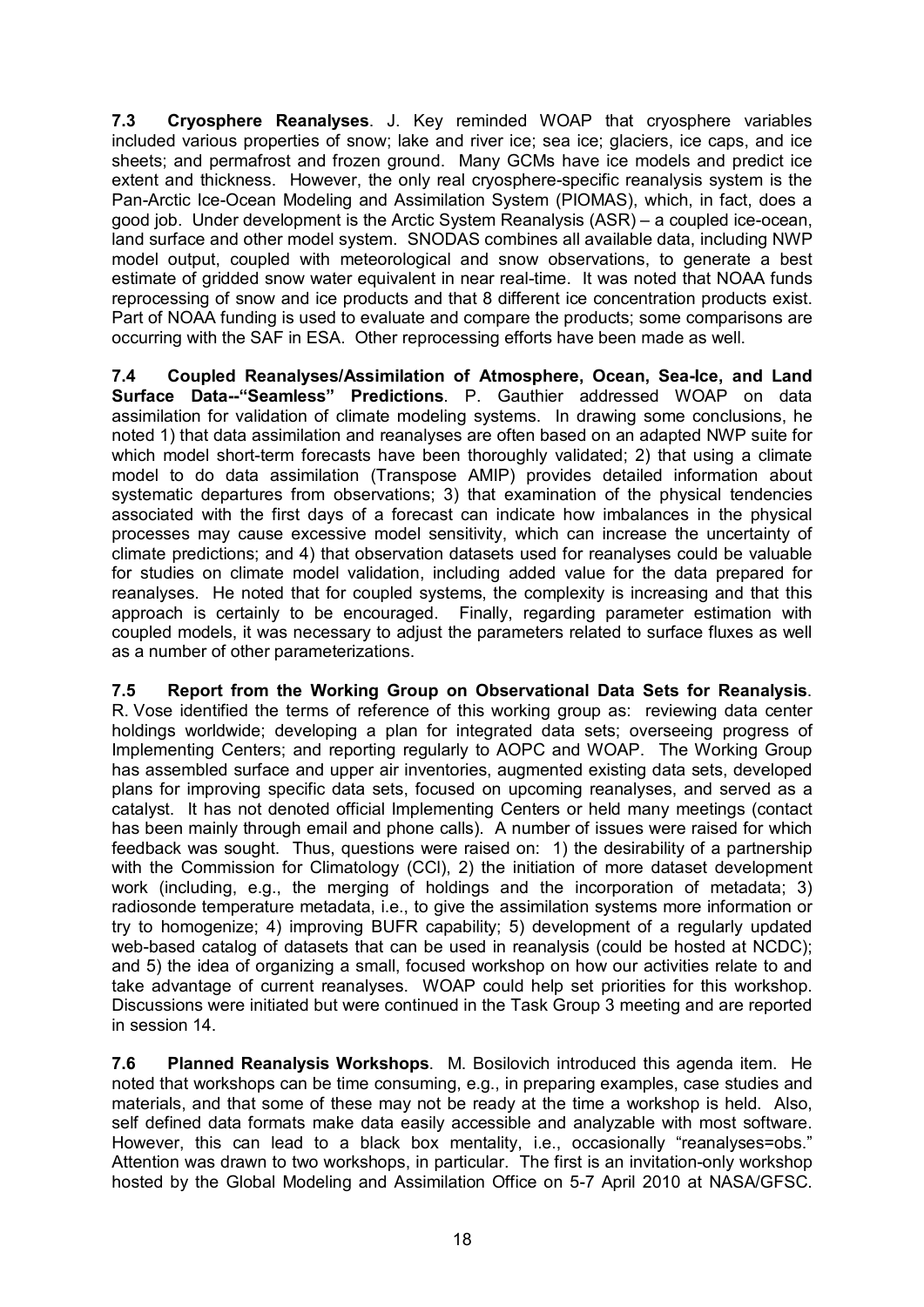**7.3 Cryosphere Reanalyses**. J. Key reminded WOAP that cryosphere variables included various properties of snow; lake and river ice; sea ice; glaciers, ice caps, and ice sheets; and permafrost and frozen ground. Many GCMs have ice models and predict ice extent and thickness. However, the only real cryosphere-specific reanalysis system is the Pan-Arctic Ice-Ocean Modeling and Assimilation System (PIOMAS), which, in fact, does a good job. Under development is the Arctic System Reanalysis (ASR) – a coupled ice-ocean, land surface and other model system. SNODAS combines all available data, including NWP model output, coupled with meteorological and snow observations, to generate a best estimate of gridded snow water equivalent in near real-time. It was noted that NOAA funds reprocessing of snow and ice products and that 8 different ice concentration products exist. Part of NOAA funding is used to evaluate and compare the products; some comparisons are occurring with the SAF in ESA. Other reprocessing efforts have been made as well.

**7.4 Coupled Reanalyses/Assimilation of Atmosphere, Ocean, Sea-Ice, and Land Surface Data--"Seamless" Predictions**. P. Gauthier addressed WOAP on data assimilation for validation of climate modeling systems. In drawing some conclusions, he noted 1) that data assimilation and reanalyses are often based on an adapted NWP suite for which model short-term forecasts have been thoroughly validated; 2) that using a climate model to do data assimilation (Transpose AMIP) provides detailed information about systematic departures from observations; 3) that examination of the physical tendencies associated with the first days of a forecast can indicate how imbalances in the physical processes may cause excessive model sensitivity, which can increase the uncertainty of climate predictions; and 4) that observation datasets used for reanalyses could be valuable for studies on climate model validation, including added value for the data prepared for reanalyses. He noted that for coupled systems, the complexity is increasing and that this approach is certainly to be encouraged. Finally, regarding parameter estimation with coupled models, it was necessary to adjust the parameters related to surface fluxes as well as a number of other parameterizations.

**7.5 Report from the Working Group on Observational Data Sets for Reanalysis**. R. Vose identified the terms of reference of this working group as: reviewing data center holdings worldwide; developing a plan for integrated data sets; overseeing progress of Implementing Centers; and reporting regularly to AOPC and WOAP. The Working Group has assembled surface and upper air inventories, augmented existing data sets, developed plans for improving specific data sets, focused on upcoming reanalyses, and served as a catalyst. It has not denoted official Implementing Centers or held many meetings (contact has been mainly through email and phone calls). A number of issues were raised for which feedback was sought. Thus, questions were raised on: 1) the desirability of a partnership with the Commission for Climatology (CCl), 2) the initiation of more dataset development work (including, e.g., the merging of holdings and the incorporation of metadata; 3) radiosonde temperature metadata, i.e., to give the assimilation systems more information or try to homogenize; 4) improving BUFR capability; 5) development of a regularly updated web-based catalog of datasets that can be used in reanalysis (could be hosted at NCDC); and 5) the idea of organizing a small, focused workshop on how our activities relate to and take advantage of current reanalyses. WOAP could help set priorities for this workshop. Discussions were initiated but were continued in the Task Group 3 meeting and are reported in session 14.

**7.6 Planned Reanalysis Workshops**. M. Bosilovich introduced this agenda item. He noted that workshops can be time consuming, e.g., in preparing examples, case studies and materials, and that some of these may not be ready at the time a workshop is held. Also, self defined data formats make data easily accessible and analyzable with most software. However, this can lead to a black box mentality, i.e., occasionally "reanalyses=obs." Attention was drawn to two workshops, in particular. The first is an invitation-only workshop hosted by the Global Modeling and Assimilation Office on 5-7 April 2010 at NASA/GFSC.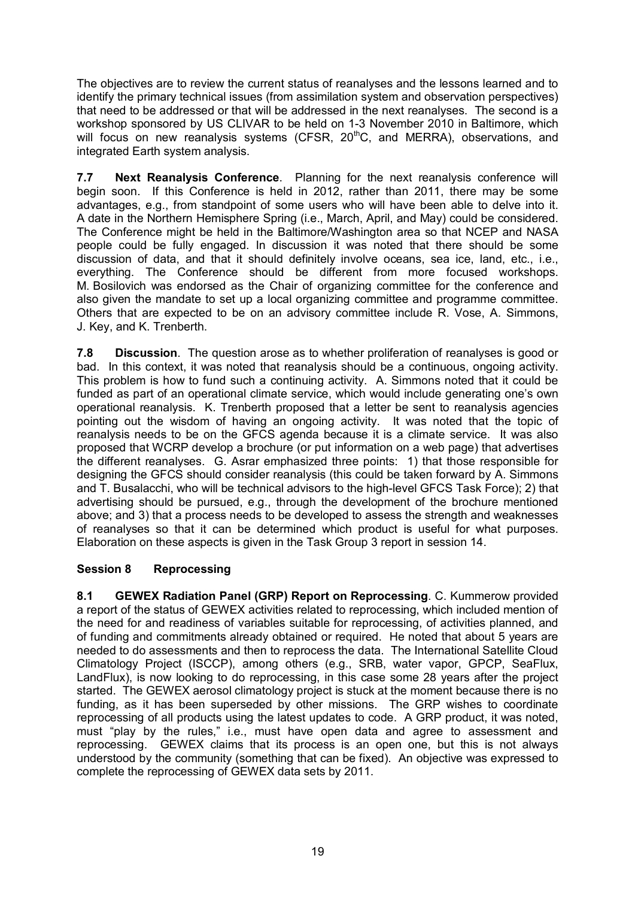The objectives are to review the current status of reanalyses and the lessons learned and to identify the primary technical issues (from assimilation system and observation perspectives) that need to be addressed or that will be addressed in the next reanalyses. The second is a workshop sponsored by US CLIVAR to be held on 1-3 November 2010 in Baltimore, which will focus on new reanalysis systems (CFSR, $20^{th}$C, and MERRA), observations, and integrated Earth system analysis.

**7.7 Next Reanalysis Conference**. Planning for the next reanalysis conference will begin soon. If this Conference is held in 2012, rather than 2011, there may be some advantages, e.g., from standpoint of some users who will have been able to delve into it. A date in the Northern Hemisphere Spring (i.e., March, April, and May) could be considered. The Conference might be held in the Baltimore/Washington area so that NCEP and NASA people could be fully engaged. In discussion it was noted that there should be some discussion of data, and that it should definitely involve oceans, sea ice, land, etc., i.e., everything. The Conference should be different from more focused workshops. M. Bosilovich was endorsed as the Chair of organizing committee for the conference and also given the mandate to set up a local organizing committee and programme committee. Others that are expected to be on an advisory committee include R. Vose, A. Simmons, J. Key, and K. Trenberth.

**7.8 Discussion**. The question arose as to whether proliferation of reanalyses is good or bad. In this context, it was noted that reanalysis should be a continuous, ongoing activity. This problem is how to fund such a continuing activity. A. Simmons noted that it could be funded as part of an operational climate service, which would include generating one's own operational reanalysis. K. Trenberth proposed that a letter be sent to reanalysis agencies pointing out the wisdom of having an ongoing activity. It was noted that the topic of reanalysis needs to be on the GFCS agenda because it is a climate service. It was also proposed that WCRP develop a brochure (or put information on a web page) that advertises the different reanalyses. G. Asrar emphasized three points: 1) that those responsible for designing the GFCS should consider reanalysis (this could be taken forward by A. Simmons and T. Busalacchi, who will be technical advisors to the high-level GFCS Task Force); 2) that advertising should be pursued, e.g., through the development of the brochure mentioned above; and 3) that a process needs to be developed to assess the strength and weaknesses of reanalyses so that it can be determined which product is useful for what purposes. Elaboration on these aspects is given in the Task Group 3 report in session 14.

## Session 8 Reprocessing

**8.1 GEWEX Radiation Panel (GRP) Report on Reprocessing**. C. Kummerow provided a report of the status of GEWEX activities related to reprocessing, which included mention of the need for and readiness of variables suitable for reprocessing, of activities planned, and of funding and commitments already obtained or required. He noted that about 5 years are needed to do assessments and then to reprocess the data. The International Satellite Cloud Climatology Project (ISCCP), among others (e.g., SRB, water vapor, GPCP, SeaFlux, LandFlux), is now looking to do reprocessing, in this case some 28 years after the project started. The GEWEX aerosol climatology project is stuck at the moment because there is no funding, as it has been superseded by other missions. The GRP wishes to coordinate reprocessing of all products using the latest updates to code. A GRP product, it was noted, must "play by the rules," i.e., must have open data and agree to assessment and reprocessing. GEWEX claims that its process is an open one, but this is not always understood by the community (something that can be fixed). An objective was expressed to complete the reprocessing of GEWEX data sets by 2011.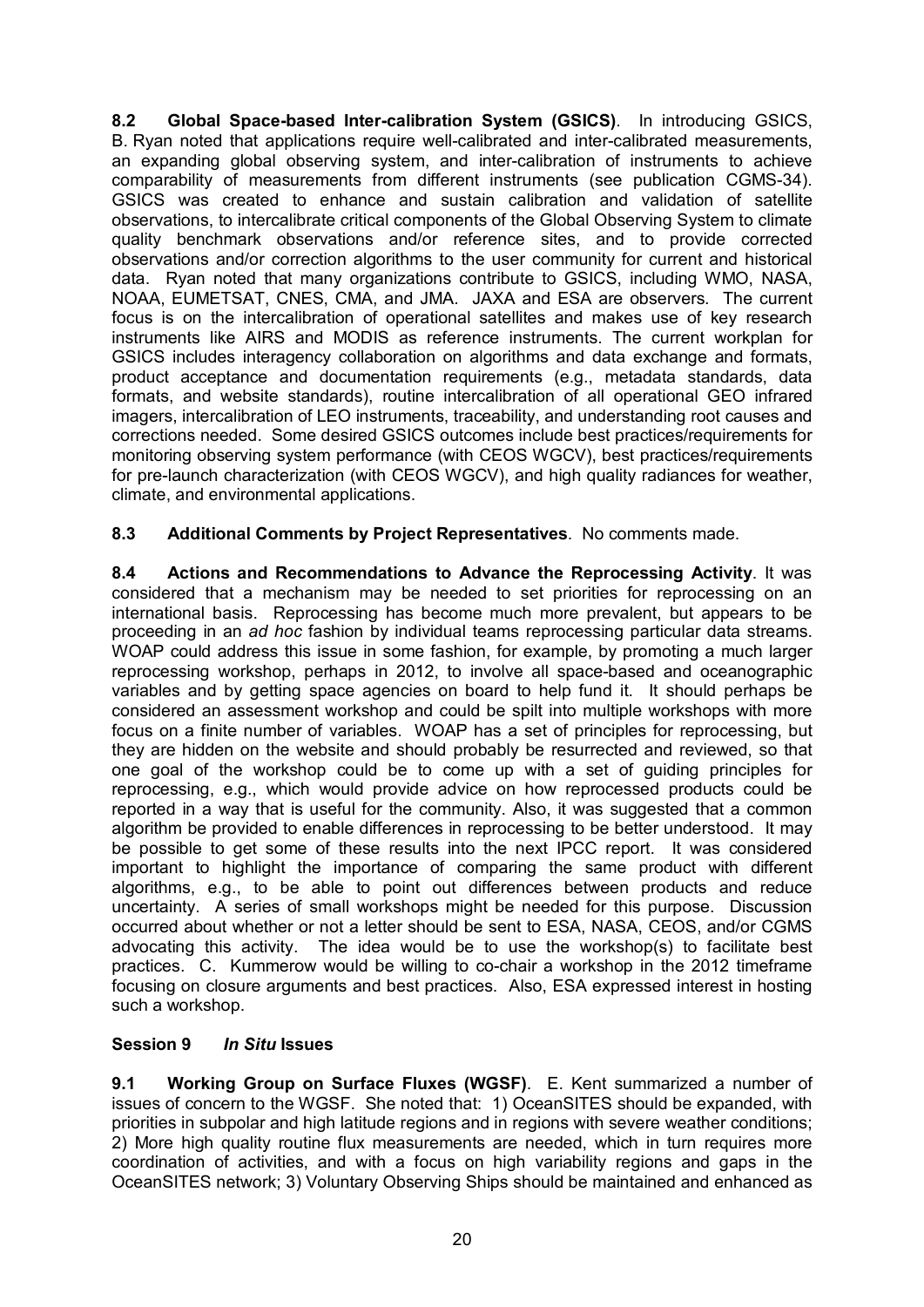**8.2 Global Space-based Inter-calibration System (GSICS)**. In introducing GSICS, B. Ryan noted that applications require well-calibrated and inter-calibrated measurements, an expanding global observing system, and inter-calibration of instruments to achieve comparability of measurements from different instruments (see publication CGMS-34). GSICS was created to enhance and sustain calibration and validation of satellite observations, to intercalibrate critical components of the Global Observing System to climate quality benchmark observations and/or reference sites, and to provide corrected observations and/or correction algorithms to the user community for current and historical data. Ryan noted that many organizations contribute to GSICS, including WMO, NASA, NOAA, EUMETSAT, CNES, CMA, and JMA. JAXA and ESA are observers. The current focus is on the intercalibration of operational satellites and makes use of key research instruments like AIRS and MODIS as reference instruments. The current workplan for GSICS includes interagency collaboration on algorithms and data exchange and formats, product acceptance and documentation requirements (e.g., metadata standards, data formats, and website standards), routine intercalibration of all operational GEO infrared imagers, intercalibration of LEO instruments, traceability, and understanding root causes and corrections needed. Some desired GSICS outcomes include best practices/requirements for monitoring observing system performance (with CEOS WGCV), best practices/requirements for pre-launch characterization (with CEOS WGCV), and high quality radiances for weather, climate, and environmental applications.

**8.3 Additional Comments by Project Representatives**. No comments made.

**8.4 Actions and Recommendations to Advance the Reprocessing Activity**. It was considered that a mechanism may be needed to set priorities for reprocessing on an international basis. Reprocessing has become much more prevalent, but appears to be proceeding in an *ad hoc* fashion by individual teams reprocessing particular data streams. WOAP could address this issue in some fashion, for example, by promoting a much larger reprocessing workshop, perhaps in 2012, to involve all space-based and oceanographic variables and by getting space agencies on board to help fund it. It should perhaps be considered an assessment workshop and could be spilt into multiple workshops with more focus on a finite number of variables. WOAP has a set of principles for reprocessing, but they are hidden on the website and should probably be resurrected and reviewed, so that one goal of the workshop could be to come up with a set of guiding principles for reprocessing, e.g., which would provide advice on how reprocessed products could be reported in a way that is useful for the community. Also, it was suggested that a common algorithm be provided to enable differences in reprocessing to be better understood. It may be possible to get some of these results into the next IPCC report. It was considered important to highlight the importance of comparing the same product with different algorithms, e.g., to be able to point out differences between products and reduce uncertainty. A series of small workshops might be needed for this purpose. Discussion occurred about whether or not a letter should be sent to ESA, NASA, CEOS, and/or CGMS advocating this activity. The idea would be to use the workshop(s) to facilitate best practices. C. Kummerow would be willing to co-chair a workshop in the 2012 timeframe focusing on closure arguments and best practices. Also, ESA expressed interest in hosting such a workshop.

## Session 9 *In Situ* Issues

**9.1 Working Group on Surface Fluxes (WGSF)**. E. Kent summarized a number of issues of concern to the WGSF. She noted that: 1) OceanSITES should be expanded, with priorities in subpolar and high latitude regions and in regions with severe weather conditions; 2) More high quality routine flux measurements are needed, which in turn requires more coordination of activities, and with a focus on high variability regions and gaps in the OceanSITES network; 3) Voluntary Observing Ships should be maintained and enhanced as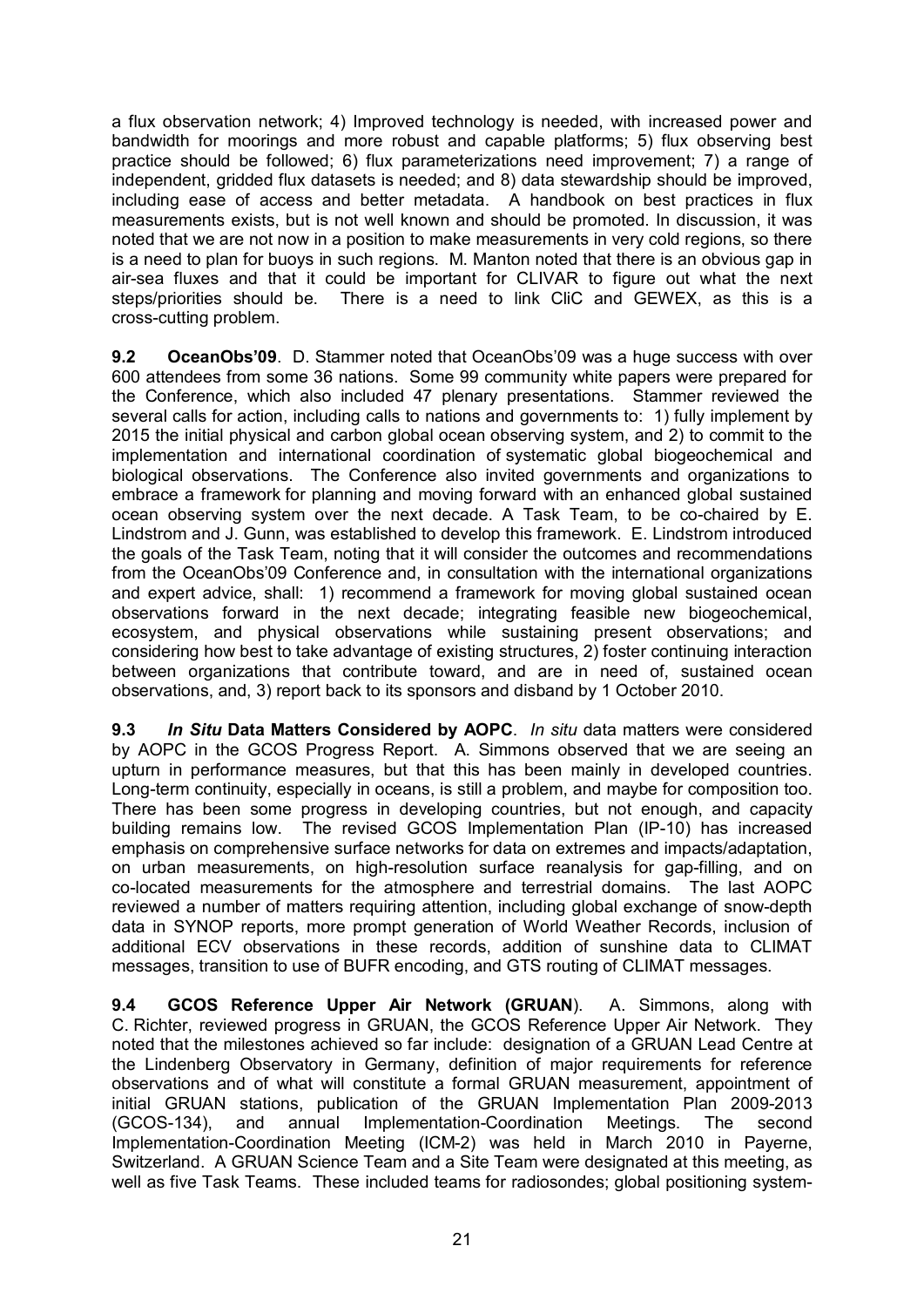a flux observation network; 4) Improved technology is needed, with increased power and bandwidth for moorings and more robust and capable platforms; 5) flux observing best practice should be followed; 6) flux parameterizations need improvement; 7) a range of independent, gridded flux datasets is needed; and 8) data stewardship should be improved, including ease of access and better metadata. A handbook on best practices in flux measurements exists, but is not well known and should be promoted. In discussion, it was noted that we are not now in a position to make measurements in very cold regions, so there is a need to plan for buoys in such regions. M. Manton noted that there is an obvious gap in air-sea fluxes and that it could be important for CLIVAR to figure out what the next steps/priorities should be. There is a need to link CliC and GEWEX, as this is a cross-cutting problem.

**9.2 OceanObs'09**. D. Stammer noted that OceanObs'09 was a huge success with over 600 attendees from some 36 nations. Some 99 community white papers were prepared for the Conference, which also included 47 plenary presentations. Stammer reviewed the several calls for action, including calls to nations and governments to: 1) fully implement by 2015 the initial physical and carbon global ocean observing system, and 2) to commit to the implementation and international coordination of systematic global biogeochemical and biological observations. The Conference also invited governments and organizations to embrace a framework for planning and moving forward with an enhanced global sustained ocean observing system over the next decade. A Task Team, to be co-chaired by E. Lindstrom and J. Gunn, was established to develop this framework. E. Lindstrom introduced the goals of the Task Team, noting that it will consider the outcomes and recommendations from the OceanObs'09 Conference and, in consultation with the international organizations and expert advice, shall: 1) recommend a framework for moving global sustained ocean observations forward in the next decade; integrating feasible new biogeochemical, ecosystem, and physical observations while sustaining present observations; and considering how best to take advantage of existing structures, 2) foster continuing interaction between organizations that contribute toward, and are in need of, sustained ocean observations, and, 3) report back to its sponsors and disband by 1 October 2010.

**9.3 *In Situ* Data Matters Considered by AOPC**. *In situ* data matters were considered by AOPC in the GCOS Progress Report. A. Simmons observed that we are seeing an upturn in performance measures, but that this has been mainly in developed countries. Long-term continuity, especially in oceans, is still a problem, and maybe for composition too. There has been some progress in developing countries, but not enough, and capacity building remains low. The revised GCOS Implementation Plan (IP-10) has increased emphasis on comprehensive surface networks for data on extremes and impacts/adaptation, on urban measurements, on high-resolution surface reanalysis for gap-filling, and on co-located measurements for the atmosphere and terrestrial domains. The last AOPC reviewed a number of matters requiring attention, including global exchange of snow-depth data in SYNOP reports, more prompt generation of World Weather Records, inclusion of additional ECV observations in these records, addition of sunshine data to CLIMAT messages, transition to use of BUFR encoding, and GTS routing of CLIMAT messages.

**9.4 GCOS Reference Upper Air Network (GRUAN)**. A. Simmons, along with C. Richter, reviewed progress in GRUAN, the GCOS Reference Upper Air Network. They noted that the milestones achieved so far include: designation of a GRUAN Lead Centre at the Lindenberg Observatory in Germany, definition of major requirements for reference observations and of what will constitute a formal GRUAN measurement, appointment of initial GRUAN stations, publication of the GRUAN Implementation Plan 2009-2013 (GCOS-134), and annual Implementation-Coordination Meetings. The second Implementation-Coordination Meeting (ICM-2) was held in March 2010 in Payerne, Switzerland. A GRUAN Science Team and a Site Team were designated at this meeting, as well as five Task Teams. These included teams for radiosondes; global positioning system-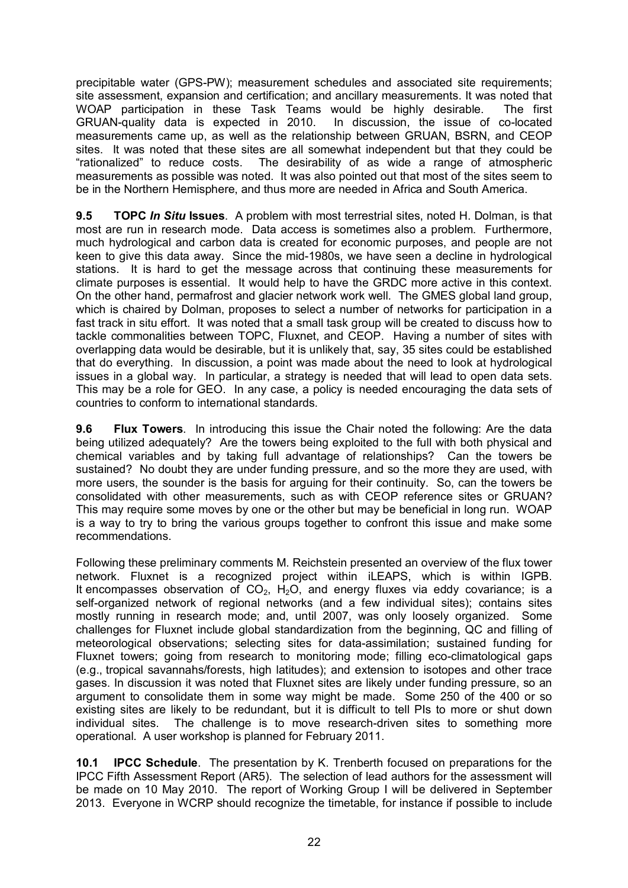precipitable water (GPS-PW); measurement schedules and associated site requirements; site assessment, expansion and certification; and ancillary measurements. It was noted that WOAP participation in these Task Teams would be highly desirable. The first GRUAN-quality data is expected in 2010. In discussion, the issue of co-located measurements came up, as well as the relationship between GRUAN, BSRN, and CEOP sites. It was noted that these sites are all somewhat independent but that they could be "rationalized" to reduce costs. The desirability of as wide a range of atmospheric measurements as possible was noted. It was also pointed out that most of the sites seem to be in the Northern Hemisphere, and thus more are needed in Africa and South America.

**9.5 TOPC *In Situ* Issues**. A problem with most terrestrial sites, noted H. Dolman, is that most are run in research mode. Data access is sometimes also a problem. Furthermore, much hydrological and carbon data is created for economic purposes, and people are not keen to give this data away. Since the mid-1980s, we have seen a decline in hydrological stations. It is hard to get the message across that continuing these measurements for climate purposes is essential. It would help to have the GRDC more active in this context. On the other hand, permafrost and glacier network work well. The GMES global land group, which is chaired by Dolman, proposes to select a number of networks for participation in a fast track in situ effort. It was noted that a small task group will be created to discuss how to tackle commonalities between TOPC, Fluxnet, and CEOP. Having a number of sites with overlapping data would be desirable, but it is unlikely that, say, 35 sites could be established that do everything. In discussion, a point was made about the need to look at hydrological issues in a global way. In particular, a strategy is needed that will lead to open data sets. This may be a role for GEO. In any case, a policy is needed encouraging the data sets of countries to conform to international standards.

**9.6 Flux Towers**. In introducing this issue the Chair noted the following: Are the data being utilized adequately? Are the towers being exploited to the full with both physical and chemical variables and by taking full advantage of relationships? Can the towers be sustained? No doubt they are under funding pressure, and so the more they are used, with more users, the sounder is the basis for arguing for their continuity. So, can the towers be consolidated with other measurements, such as with CEOP reference sites or GRUAN? This may require some moves by one or the other but may be beneficial in long run. WOAP is a way to try to bring the various groups together to confront this issue and make some recommendations.

Following these preliminary comments M. Reichstein presented an overview of the flux tower network. Fluxnet is a recognized project within iLEAPS, which is within IGPB. It encompasses observation of $CO_2$, $H_2O$, and energy fluxes via eddy covariance; is a self-organized network of regional networks (and a few individual sites); contains sites mostly running in research mode; and, until 2007, was only loosely organized. Some challenges for Fluxnet include global standardization from the beginning, QC and filling of meteorological observations; selecting sites for data-assimilation; sustained funding for Fluxnet towers; going from research to monitoring mode; filling eco-climatological gaps (e.g., tropical savannahs/forests, high latitudes); and extension to isotopes and other trace gases. In discussion it was noted that Fluxnet sites are likely under funding pressure, so an argument to consolidate them in some way might be made. Some 250 of the 400 or so existing sites are likely to be redundant, but it is difficult to tell PIs to more or shut down individual sites. The challenge is to move research-driven sites to something more operational. A user workshop is planned for February 2011.

**10.1 IPCC Schedule**. The presentation by K. Trenberth focused on preparations for the IPCC Fifth Assessment Report (AR5). The selection of lead authors for the assessment will be made on 10 May 2010. The report of Working Group I will be delivered in September 2013. Everyone in WCRP should recognize the timetable, for instance if possible to include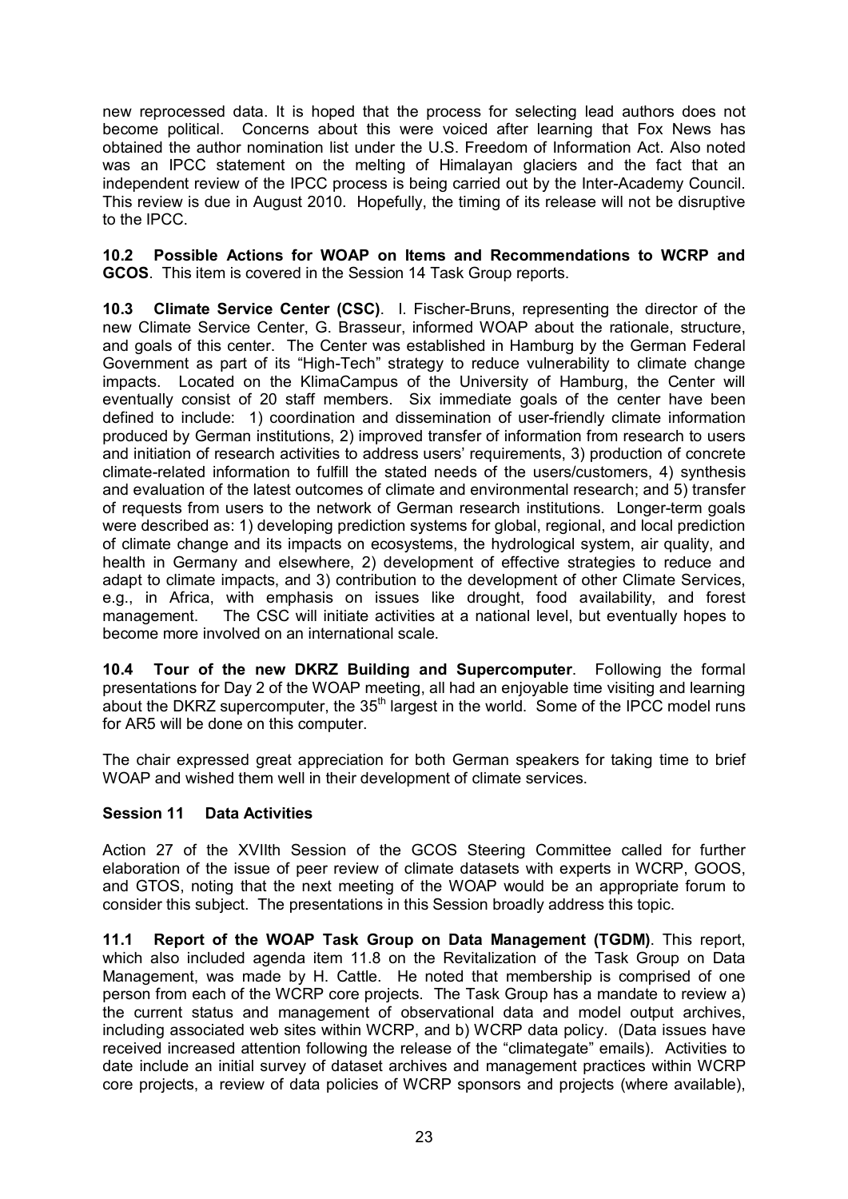new reprocessed data. It is hoped that the process for selecting lead authors does not become political. Concerns about this were voiced after learning that Fox News has obtained the author nomination list under the U.S. Freedom of Information Act. Also noted was an IPCC statement on the melting of Himalayan glaciers and the fact that an independent review of the IPCC process is being carried out by the Inter-Academy Council. This review is due in August 2010. Hopefully, the timing of its release will not be disruptive to the IPCC.

**10.2 Possible Actions for WOAP on Items and Recommendations to WCRP and GCOS**. This item is covered in the Session 14 Task Group reports.

**10.3 Climate Service Center (CSC)**. I. Fischer-Bruns, representing the director of the new Climate Service Center, G. Brasseur, informed WOAP about the rationale, structure, and goals of this center. The Center was established in Hamburg by the German Federal Government as part of its "High-Tech" strategy to reduce vulnerability to climate change impacts. Located on the KlimaCampus of the University of Hamburg, the Center will eventually consist of 20 staff members. Six immediate goals of the center have been defined to include: 1) coordination and dissemination of user-friendly climate information produced by German institutions, 2) improved transfer of information from research to users and initiation of research activities to address users' requirements, 3) production of concrete climate-related information to fulfill the stated needs of the users/customers, 4) synthesis and evaluation of the latest outcomes of climate and environmental research; and 5) transfer of requests from users to the network of German research institutions. Longer-term goals were described as: 1) developing prediction systems for global, regional, and local prediction of climate change and its impacts on ecosystems, the hydrological system, air quality, and health in Germany and elsewhere, 2) development of effective strategies to reduce and adapt to climate impacts, and 3) contribution to the development of other Climate Services, e.g., in Africa, with emphasis on issues like drought, food availability, and forest management. The CSC will initiate activities at a national level, but eventually hopes to become more involved on an international scale.

**10.4 Tour of the new DKRZ Building and Supercomputer**. Following the formal presentations for Day 2 of the WOAP meeting, all had an enjoyable time visiting and learning about the DKRZ supercomputer, the 35th largest in the world. Some of the IPCC model runs for AR5 will be done on this computer.

The chair expressed great appreciation for both German speakers for taking time to brief WOAP and wished them well in their development of climate services.

## Session 11 Data Activities

Action 27 of the XVIIth Session of the GCOS Steering Committee called for further elaboration of the issue of peer review of climate datasets with experts in WCRP, GOOS, and GTOS, noting that the next meeting of the WOAP would be an appropriate forum to consider this subject. The presentations in this Session broadly address this topic.

**11.1 Report of the WOAP Task Group on Data Management (TGDM)**. This report, which also included agenda item 11.8 on the Revitalization of the Task Group on Data Management, was made by H. Cattle. He noted that membership is comprised of one person from each of the WCRP core projects. The Task Group has a mandate to review a) the current status and management of observational data and model output archives, including associated web sites within WCRP, and b) WCRP data policy. (Data issues have received increased attention following the release of the "climategate" emails). Activities to date include an initial survey of dataset archives and management practices within WCRP core projects, a review of data policies of WCRP sponsors and projects (where available),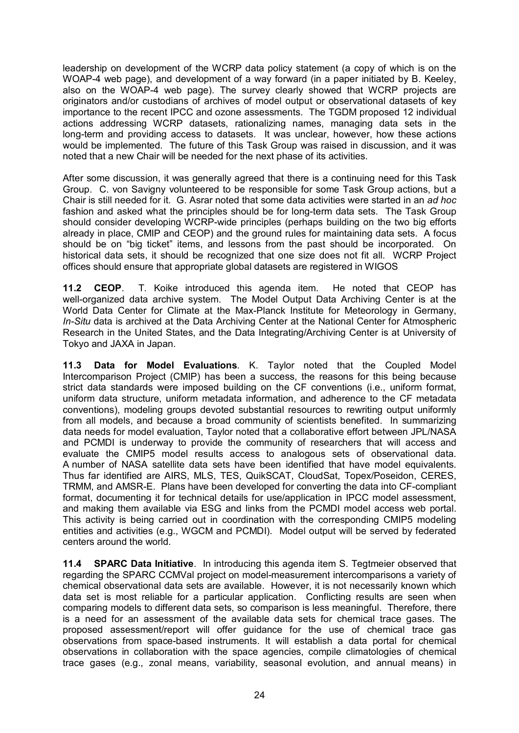leadership on development of the WCRP data policy statement (a copy of which is on the WOAP-4 web page), and development of a way forward (in a paper initiated by B. Keeley, also on the WOAP-4 web page). The survey clearly showed that WCRP projects are originators and/or custodians of archives of model output or observational datasets of key importance to the recent IPCC and ozone assessments. The TGDM proposed 12 individual actions addressing WCRP datasets, rationalizing names, managing data sets in the long-term and providing access to datasets. It was unclear, however, how these actions would be implemented. The future of this Task Group was raised in discussion, and it was noted that a new Chair will be needed for the next phase of its activities.

After some discussion, it was generally agreed that there is a continuing need for this Task Group. C. von Savigny volunteered to be responsible for some Task Group actions, but a Chair is still needed for it. G. Asrar noted that some data activities were started in an *ad hoc* fashion and asked what the principles should be for long-term data sets. The Task Group should consider developing WCRP-wide principles (perhaps building on the two big efforts already in place, CMIP and CEOP) and the ground rules for maintaining data sets. A focus should be on "big ticket" items, and lessons from the past should be incorporated. On historical data sets, it should be recognized that one size does not fit all. WCRP Project offices should ensure that appropriate global datasets are registered in WIGOS

**11.2 CEOP**. T. Koike introduced this agenda item. He noted that CEOP has well-organized data archive system. The Model Output Data Archiving Center is at the World Data Center for Climate at the Max-Planck Institute for Meteorology in Germany, *In-Situ* data is archived at the Data Archiving Center at the National Center for Atmospheric Research in the United States, and the Data Integrating/Archiving Center is at University of Tokyo and JAXA in Japan.

**11.3 Data for Model Evaluations**. K. Taylor noted that the Coupled Model Intercomparison Project (CMIP) has been a success, the reasons for this being because strict data standards were imposed building on the CF conventions (i.e., uniform format, uniform data structure, uniform metadata information, and adherence to the CF metadata conventions), modeling groups devoted substantial resources to rewriting output uniformly from all models, and because a broad community of scientists benefited. In summarizing data needs for model evaluation, Taylor noted that a collaborative effort between JPL/NASA and PCMDI is underway to provide the community of researchers that will access and evaluate the CMIP5 model results access to analogous sets of observational data. A number of NASA satellite data sets have been identified that have model equivalents. Thus far identified are AIRS, MLS, TES, QuikSCAT, CloudSat, Topex/Poseidon, CERES, TRMM, and AMSR-E. Plans have been developed for converting the data into CF-compliant format, documenting it for technical details for use/application in IPCC model assessment, and making them available via ESG and links from the PCMDI model access web portal. This activity is being carried out in coordination with the corresponding CMIP5 modeling entities and activities (e.g., WGCM and PCMDI). Model output will be served by federated centers around the world.

**11.4 SPARC Data Initiative**. In introducing this agenda item S. Tegtmeier observed that regarding the SPARC CCMVal project on model-measurement intercomparisons a variety of chemical observational data sets are available. However, it is not necessarily known which data set is most reliable for a particular application. Conflicting results are seen when comparing models to different data sets, so comparison is less meaningful. Therefore, there is a need for an assessment of the available data sets for chemical trace gases. The proposed assessment/report will offer guidance for the use of chemical trace gas observations from space-based instruments. It will establish a data portal for chemical observations in collaboration with the space agencies, compile climatologies of chemical trace gases (e.g., zonal means, variability, seasonal evolution, and annual means) in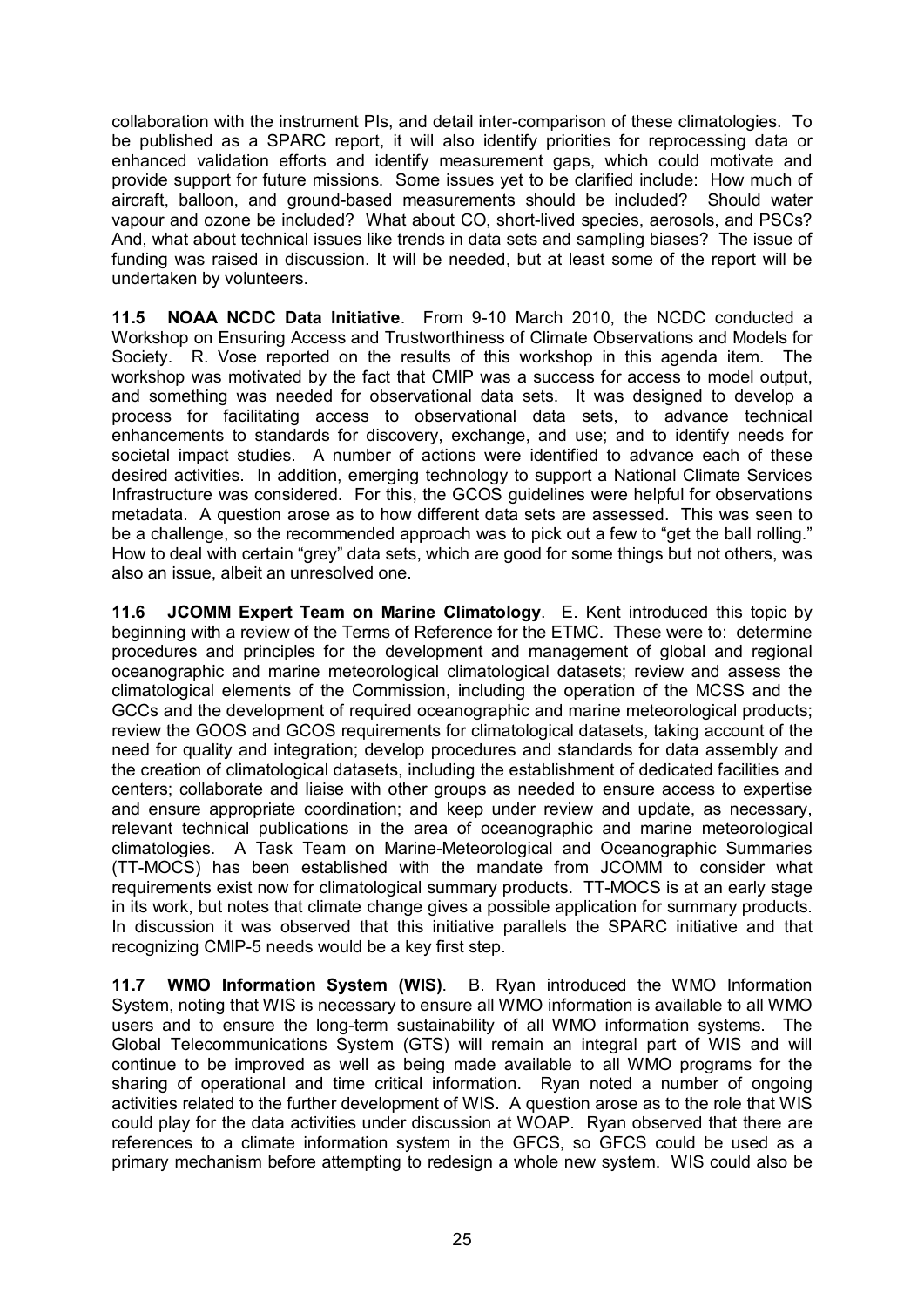collaboration with the instrument PIs, and detail inter-comparison of these climatologies. To be published as a SPARC report, it will also identify priorities for reprocessing data or enhanced validation efforts and identify measurement gaps, which could motivate and provide support for future missions. Some issues yet to be clarified include: How much of aircraft, balloon, and ground-based measurements should be included? Should water vapour and ozone be included? What about CO, short-lived species, aerosols, and PSCs? And, what about technical issues like trends in data sets and sampling biases? The issue of funding was raised in discussion. It will be needed, but at least some of the report will be undertaken by volunteers.

**11.5 NOAA NCDC Data Initiative**. From 9-10 March 2010, the NCDC conducted a Workshop on Ensuring Access and Trustworthiness of Climate Observations and Models for Society. R. Vose reported on the results of this workshop in this agenda item. The workshop was motivated by the fact that CMIP was a success for access to model output, and something was needed for observational data sets. It was designed to develop a process for facilitating access to observational data sets, to advance technical enhancements to standards for discovery, exchange, and use; and to identify needs for societal impact studies. A number of actions were identified to advance each of these desired activities. In addition, emerging technology to support a National Climate Services Infrastructure was considered. For this, the GCOS guidelines were helpful for observations metadata. A question arose as to how different data sets are assessed. This was seen to be a challenge, so the recommended approach was to pick out a few to "get the ball rolling." How to deal with certain "grey" data sets, which are good for some things but not others, was also an issue, albeit an unresolved one.

**11.6 JCOMM Expert Team on Marine Climatology**. E. Kent introduced this topic by beginning with a review of the Terms of Reference for the ETMC. These were to: determine procedures and principles for the development and management of global and regional oceanographic and marine meteorological climatological datasets; review and assess the climatological elements of the Commission, including the operation of the MCSS and the GCCs and the development of required oceanographic and marine meteorological products; review the GOOS and GCOS requirements for climatological datasets, taking account of the need for quality and integration; develop procedures and standards for data assembly and the creation of climatological datasets, including the establishment of dedicated facilities and centers; collaborate and liaise with other groups as needed to ensure access to expertise and ensure appropriate coordination; and keep under review and update, as necessary, relevant technical publications in the area of oceanographic and marine meteorological climatologies. A Task Team on Marine-Meteorological and Oceanographic Summaries (TT-MOCS) has been established with the mandate from JCOMM to consider what requirements exist now for climatological summary products. TT-MOCS is at an early stage in its work, but notes that climate change gives a possible application for summary products. In discussion it was observed that this initiative parallels the SPARC initiative and that recognizing CMIP-5 needs would be a key first step.

**11.7 WMO Information System (WIS)**. B. Ryan introduced the WMO Information System, noting that WIS is necessary to ensure all WMO information is available to all WMO users and to ensure the long-term sustainability of all WMO information systems. The Global Telecommunications System (GTS) will remain an integral part of WIS and will continue to be improved as well as being made available to all WMO programs for the sharing of operational and time critical information. Ryan noted a number of ongoing activities related to the further development of WIS. A question arose as to the role that WIS could play for the data activities under discussion at WOAP. Ryan observed that there are references to a climate information system in the GFCS, so GFCS could be used as a primary mechanism before attempting to redesign a whole new system. WIS could also be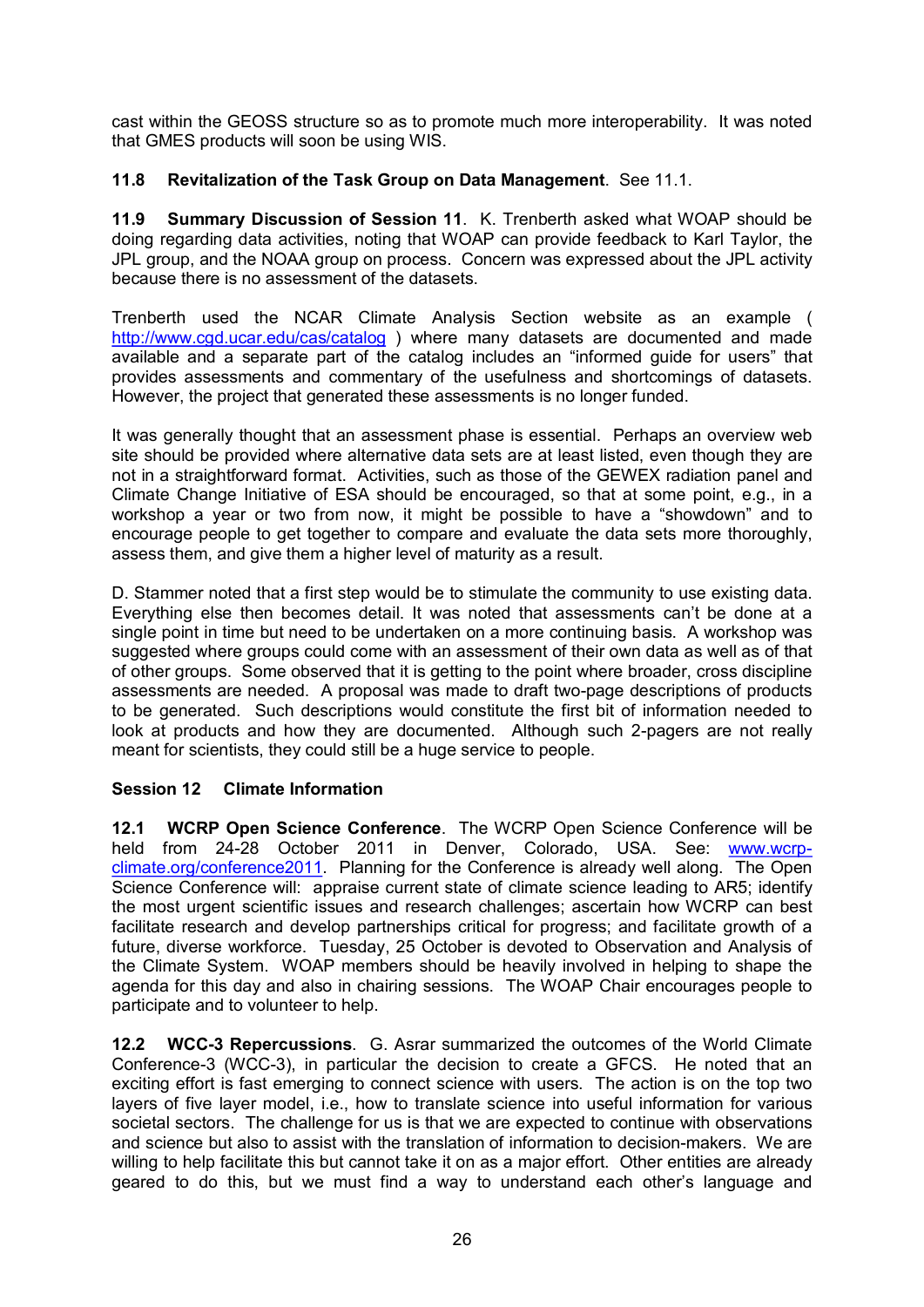cast within the GEOSS structure so as to promote much more interoperability. It was noted that GMES products will soon be using WIS.

**11.8 Revitalization of the Task Group on Data Management**. See 11.1.

**11.9 Summary Discussion of Session 11**. K. Trenberth asked what WOAP should be doing regarding data activities, noting that WOAP can provide feedback to Karl Taylor, the JPL group, and the NOAA group on process. Concern was expressed about the JPL activity because there is no assessment of the datasets.

Trenberth used the NCAR Climate Analysis Section website as an example ( http://www.cgd.ucar.edu/cas/catalog ) where many datasets are documented and made available and a separate part of the catalog includes an "informed guide for users" that provides assessments and commentary of the usefulness and shortcomings of datasets. However, the project that generated these assessments is no longer funded.

It was generally thought that an assessment phase is essential. Perhaps an overview web site should be provided where alternative data sets are at least listed, even though they are not in a straightforward format. Activities, such as those of the GEWEX radiation panel and Climate Change Initiative of ESA should be encouraged, so that at some point, e.g., in a workshop a year or two from now, it might be possible to have a "showdown" and to encourage people to get together to compare and evaluate the data sets more thoroughly, assess them, and give them a higher level of maturity as a result.

D. Stammer noted that a first step would be to stimulate the community to use existing data. Everything else then becomes detail. It was noted that assessments can't be done at a single point in time but need to be undertaken on a more continuing basis. A workshop was suggested where groups could come with an assessment of their own data as well as of that of other groups. Some observed that it is getting to the point where broader, cross discipline assessments are needed. A proposal was made to draft two-page descriptions of products to be generated. Such descriptions would constitute the first bit of information needed to look at products and how they are documented. Although such 2-pagers are not really meant for scientists, they could still be a huge service to people.

## Session 12 Climate Information

**12.1 WCRP Open Science Conference**. The WCRP Open Science Conference will be held from 24-28 October 2011 in Denver, Colorado, USA. See: www.wcrp-climate.org/conference2011. Planning for the Conference is already well along. The Open Science Conference will: appraise current state of climate science leading to AR5; identify the most urgent scientific issues and research challenges; ascertain how WCRP can best facilitate research and develop partnerships critical for progress; and facilitate growth of a future, diverse workforce. Tuesday, 25 October is devoted to Observation and Analysis of the Climate System. WOAP members should be heavily involved in helping to shape the agenda for this day and also in chairing sessions. The WOAP Chair encourages people to participate and to volunteer to help.

**12.2 WCC-3 Repercussions**. G. Asrar summarized the outcomes of the World Climate Conference-3 (WCC-3), in particular the decision to create a GFCS. He noted that an exciting effort is fast emerging to connect science with users. The action is on the top two layers of five layer model, i.e., how to translate science into useful information for various societal sectors. The challenge for us is that we are expected to continue with observations and science but also to assist with the translation of information to decision-makers. We are willing to help facilitate this but cannot take it on as a major effort. Other entities are already geared to do this, but we must find a way to understand each other's language and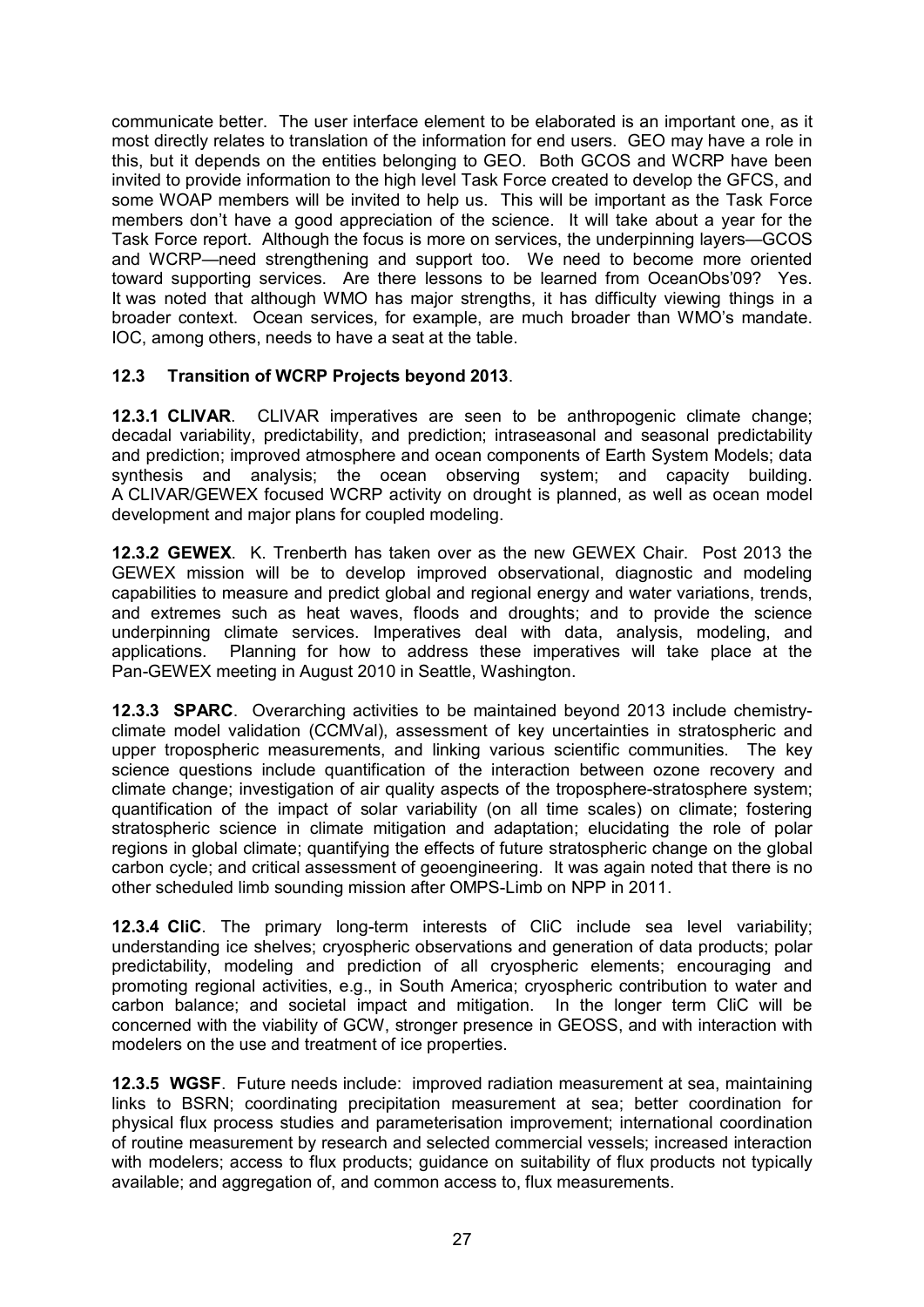communicate better. The user interface element to be elaborated is an important one, as it most directly relates to translation of the information for end users. GEO may have a role in this, but it depends on the entities belonging to GEO. Both GCOS and WCRP have been invited to provide information to the high level Task Force created to develop the GFCS, and some WOAP members will be invited to help us. This will be important as the Task Force members don't have a good appreciation of the science. It will take about a year for the Task Force report. Although the focus is more on services, the underpinning layers—GCOS and WCRP—need strengthening and support too. We need to become more oriented toward supporting services. Are there lessons to be learned from OceanObs'09? Yes. It was noted that although WMO has major strengths, it has difficulty viewing things in a broader context. Ocean services, for example, are much broader than WMO's mandate. IOC, among others, needs to have a seat at the table.

### 12.3 Transition of WCRP Projects beyond 2013.

**12.3.1 CLIVAR**. CLIVAR imperatives are seen to be anthropogenic climate change; decadal variability, predictability, and prediction; intraseasonal and seasonal predictability and prediction; improved atmosphere and ocean components of Earth System Models; data synthesis and analysis; the ocean observing system; and capacity building. A CLIVAR/GEWEX focused WCRP activity on drought is planned, as well as ocean model development and major plans for coupled modeling.

**12.3.2 GEWEX**. K. Trenberth has taken over as the new GEWEX Chair. Post 2013 the GEWEX mission will be to develop improved observational, diagnostic and modeling capabilities to measure and predict global and regional energy and water variations, trends, and extremes such as heat waves, floods and droughts; and to provide the science underpinning climate services. Imperatives deal with data, analysis, modeling, and applications. Planning for how to address these imperatives will take place at the Pan-GEWEX meeting in August 2010 in Seattle, Washington.

**12.3.3 SPARC**. Overarching activities to be maintained beyond 2013 include chemistry-climate model validation (CCMVal), assessment of key uncertainties in stratospheric and upper tropospheric measurements, and linking various scientific communities. The key science questions include quantification of the interaction between ozone recovery and climate change; investigation of air quality aspects of the troposphere-stratosphere system; quantification of the impact of solar variability (on all time scales) on climate; fostering stratospheric science in climate mitigation and adaptation; elucidating the role of polar regions in global climate; quantifying the effects of future stratospheric change on the global carbon cycle; and critical assessment of geoengineering. It was again noted that there is no other scheduled limb sounding mission after OMPS-Limb on NPP in 2011.

**12.3.4 CliC**. The primary long-term interests of CliC include sea level variability; understanding ice shelves; cryospheric observations and generation of data products; polar predictability, modeling and prediction of all cryospheric elements; encouraging and promoting regional activities, e.g., in South America; cryospheric contribution to water and carbon balance; and societal impact and mitigation. In the longer term CliC will be concerned with the viability of GCW, stronger presence in GEOSS, and with interaction with modelers on the use and treatment of ice properties.

**12.3.5 WGSF**. Future needs include: improved radiation measurement at sea, maintaining links to BSRN; coordinating precipitation measurement at sea; better coordination for physical flux process studies and parameterisation improvement; international coordination of routine measurement by research and selected commercial vessels; increased interaction with modelers; access to flux products; guidance on suitability of flux products not typically available; and aggregation of, and common access to, flux measurements.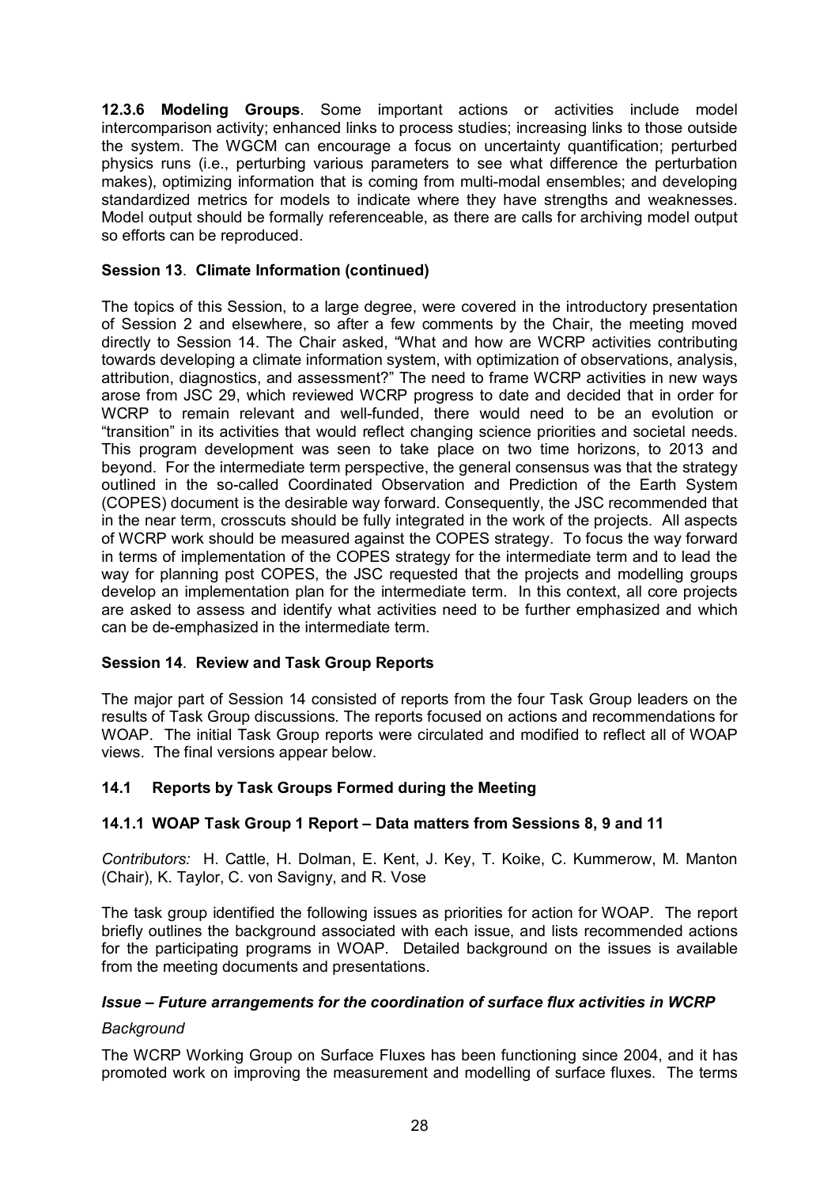**12.3.6 Modeling Groups**. Some important actions or activities include model intercomparison activity; enhanced links to process studies; increasing links to those outside the system. The WGCM can encourage a focus on uncertainty quantification; perturbed physics runs (i.e., perturbing various parameters to see what difference the perturbation makes), optimizing information that is coming from multi-modal ensembles; and developing standardized metrics for models to indicate where they have strengths and weaknesses. Model output should be formally referenceable, as there are calls for archiving model output so efforts can be reproduced.

**Session 13**. **Climate Information (continued)**

The topics of this Session, to a large degree, were covered in the introductory presentation of Session 2 and elsewhere, so after a few comments by the Chair, the meeting moved directly to Session 14. The Chair asked, "What and how are WCRP activities contributing towards developing a climate information system, with optimization of observations, analysis, attribution, diagnostics, and assessment?" The need to frame WCRP activities in new ways arose from JSC 29, which reviewed WCRP progress to date and decided that in order for WCRP to remain relevant and well-funded, there would need to be an evolution or "transition" in its activities that would reflect changing science priorities and societal needs. This program development was seen to take place on two time horizons, to 2013 and beyond. For the intermediate term perspective, the general consensus was that the strategy outlined in the so-called Coordinated Observation and Prediction of the Earth System (COPES) document is the desirable way forward. Consequently, the JSC recommended that in the near term, crosscuts should be fully integrated in the work of the projects. All aspects of WCRP work should be measured against the COPES strategy. To focus the way forward in terms of implementation of the COPES strategy for the intermediate term and to lead the way for planning post COPES, the JSC requested that the projects and modelling groups develop an implementation plan for the intermediate term. In this context, all core projects are asked to assess and identify what activities need to be further emphasized and which can be de-emphasized in the intermediate term.

**Session 14**. **Review and Task Group Reports**

The major part of Session 14 consisted of reports from the four Task Group leaders on the results of Task Group discussions. The reports focused on actions and recommendations for WOAP. The initial Task Group reports were circulated and modified to reflect all of WOAP views. The final versions appear below.

### 14.1 Reports by Task Groups Formed during the Meeting

#### 14.1.1 WOAP Task Group 1 Report – Data matters from Sessions 8, 9 and 11

*Contributors:* H. Cattle, H. Dolman, E. Kent, J. Key, T. Koike, C. Kummerow, M. Manton (Chair), K. Taylor, C. von Savigny, and R. Vose

The task group identified the following issues as priorities for action for WOAP. The report briefly outlines the background associated with each issue, and lists recommended actions for the participating programs in WOAP. Detailed background on the issues is available from the meeting documents and presentations.

***Issue – Future arrangements for the coordination of surface flux activities in WCRP***

*Background*

The WCRP Working Group on Surface Fluxes has been functioning since 2004, and it has promoted work on improving the measurement and modelling of surface fluxes. The terms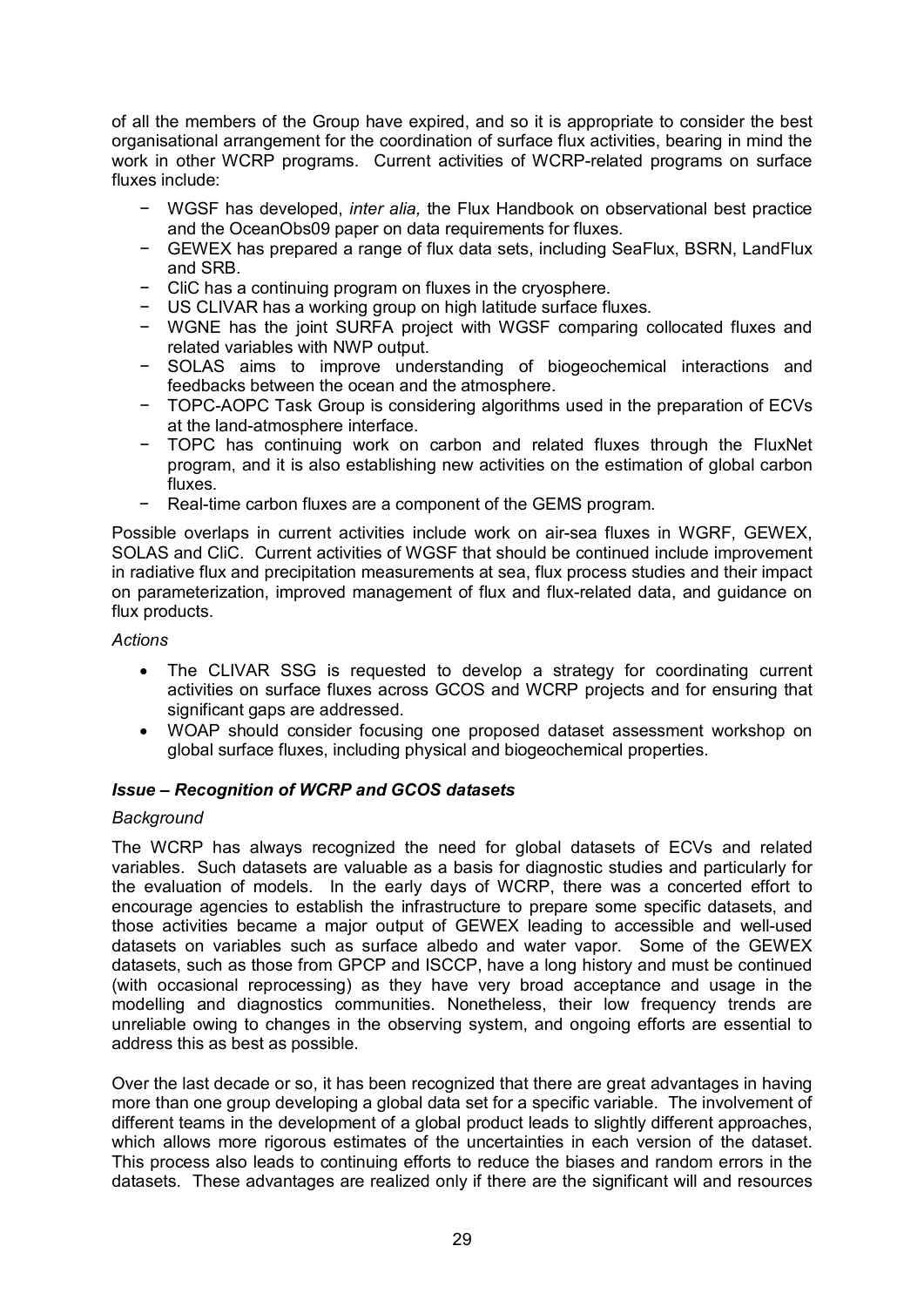of all the members of the Group have expired, and so it is appropriate to consider the best organisational arrangement for the coordination of surface flux activities, bearing in mind the work in other WCRP programs. Current activities of WCRP-related programs on surface fluxes include:

- WGSF has developed, *inter alia,* the Flux Handbook on observational best practice and the OceanObs09 paper on data requirements for fluxes.
- GEWEX has prepared a range of flux data sets, including SeaFlux, BSRN, LandFlux and SRB.
- CliC has a continuing program on fluxes in the cryosphere.
- US CLIVAR has a working group on high latitude surface fluxes.
- WGNE has the joint SURFA project with WGSF comparing collocated fluxes and related variables with NWP output.
- SOLAS aims to improve understanding of biogeochemical interactions and feedbacks between the ocean and the atmosphere.
- TOPC-AOPC Task Group is considering algorithms used in the preparation of ECVs at the land-atmosphere interface.
- TOPC has continuing work on carbon and related fluxes through the FluxNet program, and it is also establishing new activities on the estimation of global carbon fluxes.
- Real-time carbon fluxes are a component of the GEMS program.

Possible overlaps in current activities include work on air-sea fluxes in WGRF, GEWEX, SOLAS and CliC. Current activities of WGSF that should be continued include improvement in radiative flux and precipitation measurements at sea, flux process studies and their impact on parameterization, improved management of flux and flux-related data, and guidance on flux products.

*Actions*

- The CLIVAR SSG is requested to develop a strategy for coordinating current activities on surface fluxes across GCOS and WCRP projects and for ensuring that significant gaps are addressed.
- WOAP should consider focusing one proposed dataset assessment workshop on global surface fluxes, including physical and biogeochemical properties.

### *Issue – Recognition of WCRP and GCOS datasets*

*Background*

The WCRP has always recognized the need for global datasets of ECVs and related variables. Such datasets are valuable as a basis for diagnostic studies and particularly for the evaluation of models. In the early days of WCRP, there was a concerted effort to encourage agencies to establish the infrastructure to prepare some specific datasets, and those activities became a major output of GEWEX leading to accessible and well-used datasets on variables such as surface albedo and water vapor. Some of the GEWEX datasets, such as those from GPCP and ISCCP, have a long history and must be continued (with occasional reprocessing) as they have very broad acceptance and usage in the modelling and diagnostics communities. Nonetheless, their low frequency trends are unreliable owing to changes in the observing system, and ongoing efforts are essential to address this as best as possible.

Over the last decade or so, it has been recognized that there are great advantages in having more than one group developing a global data set for a specific variable. The involvement of different teams in the development of a global product leads to slightly different approaches, which allows more rigorous estimates of the uncertainties in each version of the dataset. This process also leads to continuing efforts to reduce the biases and random errors in the datasets. These advantages are realized only if there are the significant will and resources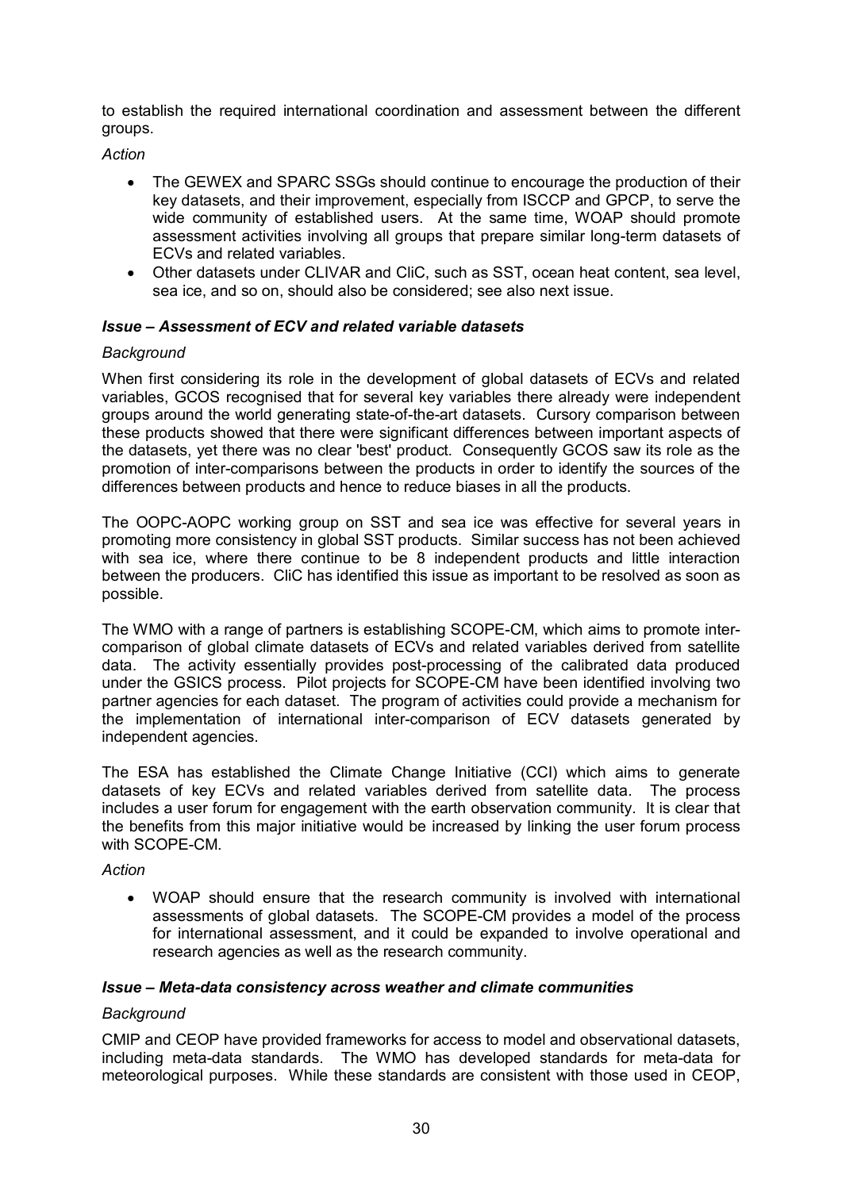to establish the required international coordination and assessment between the different groups.

*Action*

- The GEWEX and SPARC SSGs should continue to encourage the production of their key datasets, and their improvement, especially from ISCCP and GPCP, to serve the wide community of established users. At the same time, WOAP should promote assessment activities involving all groups that prepare similar long-term datasets of ECVs and related variables.
- Other datasets under CLIVAR and CliC, such as SST, ocean heat content, sea level, sea ice, and so on, should also be considered; see also next issue.

### *Issue – Assessment of ECV and related variable datasets*

*Background*

When first considering its role in the development of global datasets of ECVs and related variables, GCOS recognised that for several key variables there already were independent groups around the world generating state-of-the-art datasets. Cursory comparison between these products showed that there were significant differences between important aspects of the datasets, yet there was no clear 'best' product. Consequently GCOS saw its role as the promotion of inter-comparisons between the products in order to identify the sources of the differences between products and hence to reduce biases in all the products.

The OOPC-AOPC working group on SST and sea ice was effective for several years in promoting more consistency in global SST products. Similar success has not been achieved with sea ice, where there continue to be 8 independent products and little interaction between the producers. CliC has identified this issue as important to be resolved as soon as possible.

The WMO with a range of partners is establishing SCOPE-CM, which aims to promote inter-comparison of global climate datasets of ECVs and related variables derived from satellite data. The activity essentially provides post-processing of the calibrated data produced under the GSICS process. Pilot projects for SCOPE-CM have been identified involving two partner agencies for each dataset. The program of activities could provide a mechanism for the implementation of international inter-comparison of ECV datasets generated by independent agencies.

The ESA has established the Climate Change Initiative (CCI) which aims to generate datasets of key ECVs and related variables derived from satellite data. The process includes a user forum for engagement with the earth observation community. It is clear that the benefits from this major initiative would be increased by linking the user forum process with SCOPE-CM.

*Action*

- WOAP should ensure that the research community is involved with international assessments of global datasets. The SCOPE-CM provides a model of the process for international assessment, and it could be expanded to involve operational and research agencies as well as the research community.

### *Issue – Meta-data consistency across weather and climate communities*

*Background*

CMIP and CEOP have provided frameworks for access to model and observational datasets, including meta-data standards. The WMO has developed standards for meta-data for meteorological purposes. While these standards are consistent with those used in CEOP,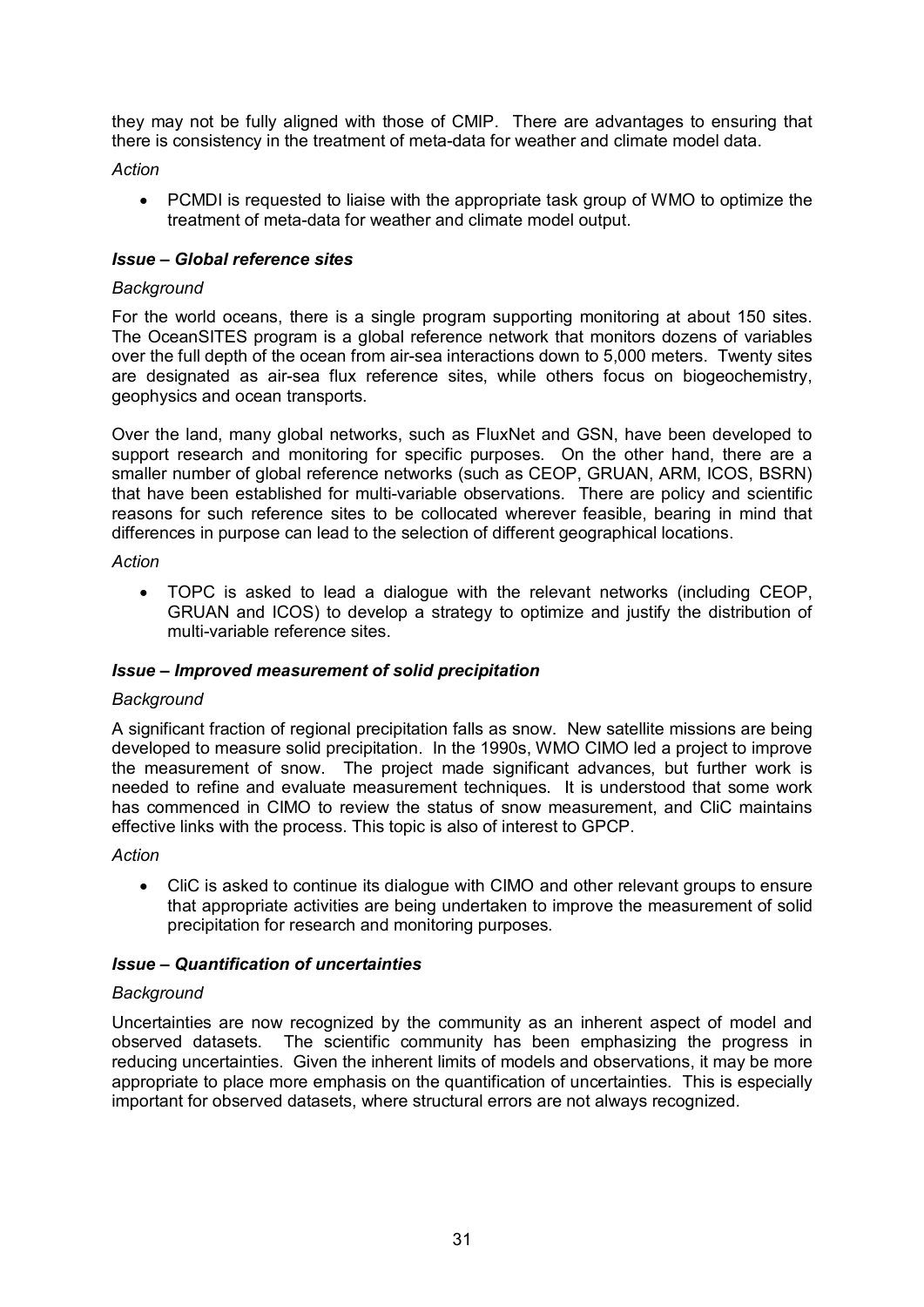they may not be fully aligned with those of CMIP. There are advantages to ensuring that there is consistency in the treatment of meta-data for weather and climate model data.

*Action*

- PCMDI is requested to liaise with the appropriate task group of WMO to optimize the treatment of meta-data for weather and climate model output.

***Issue – Global reference sites***

*Background*

For the world oceans, there is a single program supporting monitoring at about 150 sites. The OceanSITES program is a global reference network that monitors dozens of variables over the full depth of the ocean from air-sea interactions down to 5,000 meters. Twenty sites are designated as air-sea flux reference sites, while others focus on biogeochemistry, geophysics and ocean transports.

Over the land, many global networks, such as FluxNet and GSN, have been developed to support research and monitoring for specific purposes. On the other hand, there are a smaller number of global reference networks (such as CEOP, GRUAN, ARM, ICOS, BSRN) that have been established for multi-variable observations. There are policy and scientific reasons for such reference sites to be collocated wherever feasible, bearing in mind that differences in purpose can lead to the selection of different geographical locations.

*Action*

- TOPC is asked to lead a dialogue with the relevant networks (including CEOP, GRUAN and ICOS) to develop a strategy to optimize and justify the distribution of multi-variable reference sites.

***Issue – Improved measurement of solid precipitation***

*Background*

A significant fraction of regional precipitation falls as snow. New satellite missions are being developed to measure solid precipitation. In the 1990s, WMO CIMO led a project to improve the measurement of snow. The project made significant advances, but further work is needed to refine and evaluate measurement techniques. It is understood that some work has commenced in CIMO to review the status of snow measurement, and CliC maintains effective links with the process. This topic is also of interest to GPCP.

*Action*

- CliC is asked to continue its dialogue with CIMO and other relevant groups to ensure that appropriate activities are being undertaken to improve the measurement of solid precipitation for research and monitoring purposes.

***Issue – Quantification of uncertainties***

*Background*

Uncertainties are now recognized by the community as an inherent aspect of model and observed datasets. The scientific community has been emphasizing the progress in reducing uncertainties. Given the inherent limits of models and observations, it may be more appropriate to place more emphasis on the quantification of uncertainties. This is especially important for observed datasets, where structural errors are not always recognized.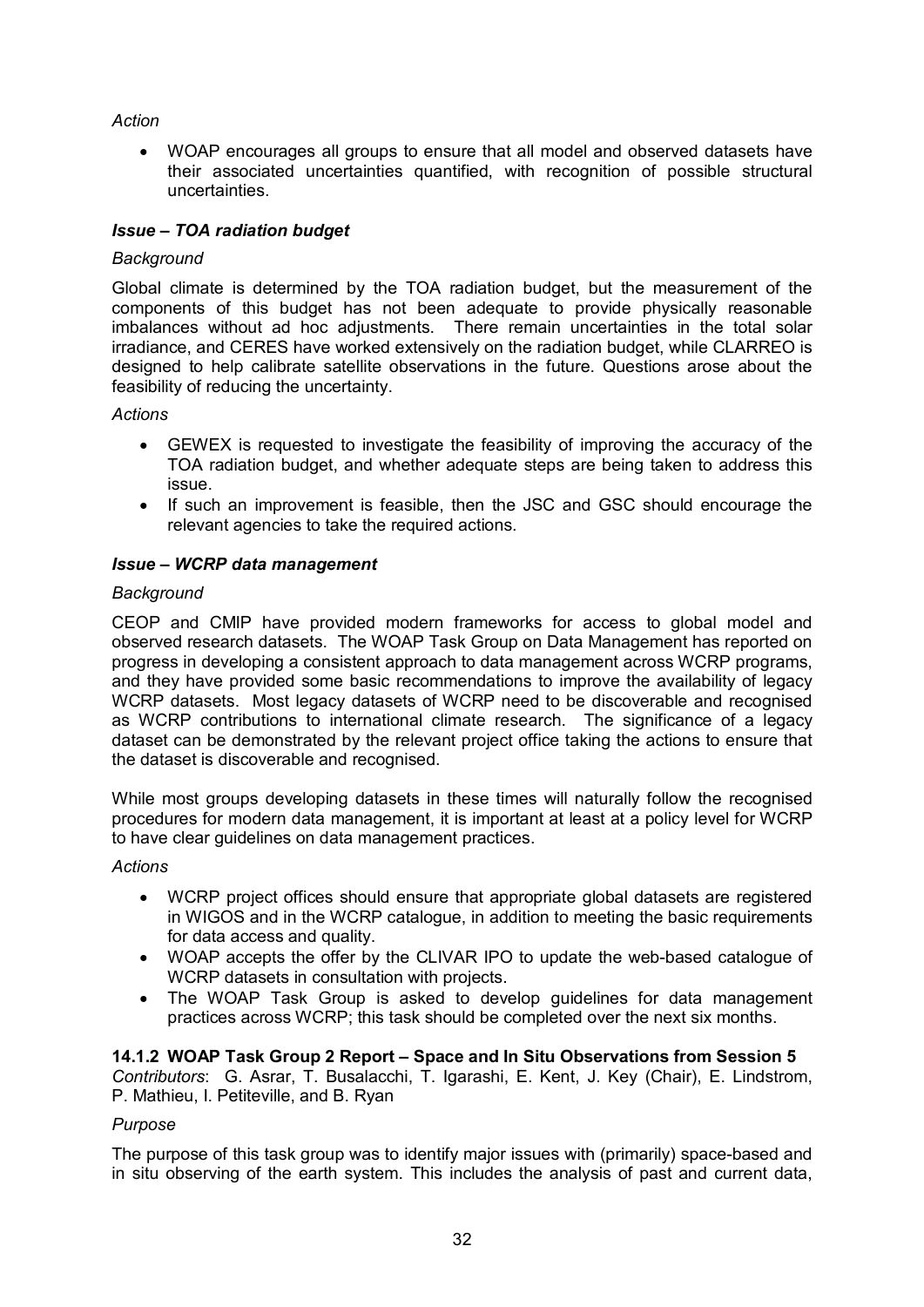*Action*

- WOAP encourages all groups to ensure that all model and observed datasets have their associated uncertainties quantified, with recognition of possible structural uncertainties.

***Issue – TOA radiation budget***

*Background*

Global climate is determined by the TOA radiation budget, but the measurement of the components of this budget has not been adequate to provide physically reasonable imbalances without ad hoc adjustments. There remain uncertainties in the total solar irradiance, and CERES have worked extensively on the radiation budget, while CLARREO is designed to help calibrate satellite observations in the future. Questions arose about the feasibility of reducing the uncertainty.

*Actions*

- GEWEX is requested to investigate the feasibility of improving the accuracy of the TOA radiation budget, and whether adequate steps are being taken to address this issue.
- If such an improvement is feasible, then the JSC and GSC should encourage the relevant agencies to take the required actions.

***Issue – WCRP data management***

*Background*

CEOP and CMIP have provided modern frameworks for access to global model and observed research datasets. The WOAP Task Group on Data Management has reported on progress in developing a consistent approach to data management across WCRP programs, and they have provided some basic recommendations to improve the availability of legacy WCRP datasets. Most legacy datasets of WCRP need to be discoverable and recognised as WCRP contributions to international climate research. The significance of a legacy dataset can be demonstrated by the relevant project office taking the actions to ensure that the dataset is discoverable and recognised.

While most groups developing datasets in these times will naturally follow the recognised procedures for modern data management, it is important at least at a policy level for WCRP to have clear guidelines on data management practices.

*Actions*

- WCRP project offices should ensure that appropriate global datasets are registered in WIGOS and in the WCRP catalogue, in addition to meeting the basic requirements for data access and quality.
- WOAP accepts the offer by the CLIVAR IPO to update the web-based catalogue of WCRP datasets in consultation with projects.
- The WOAP Task Group is asked to develop guidelines for data management practices across WCRP; this task should be completed over the next six months.

**14.1.2 WOAP Task Group 2 Report – Space and In Situ Observations from Session 5**

*Contributors*: G. Asrar, T. Busalacchi, T. Igarashi, E. Kent, J. Key (Chair), E. Lindstrom, P. Mathieu, I. Petiteville, and B. Ryan

*Purpose*

The purpose of this task group was to identify major issues with (primarily) space-based and in situ observing of the earth system. This includes the analysis of past and current data,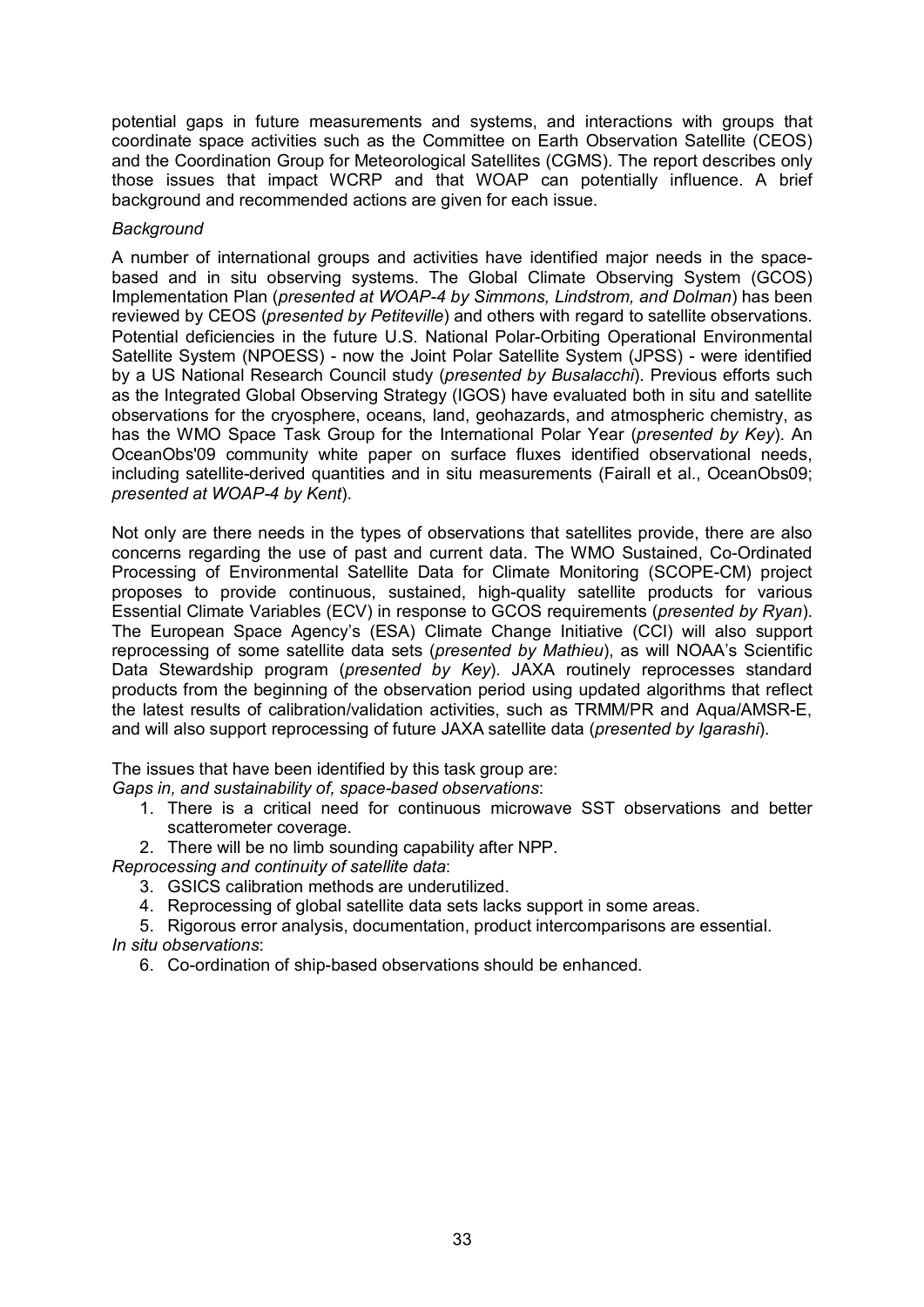potential gaps in future measurements and systems, and interactions with groups that coordinate space activities such as the Committee on Earth Observation Satellite (CEOS) and the Coordination Group for Meteorological Satellites (CGMS). The report describes only those issues that impact WCRP and that WOAP can potentially influence. A brief background and recommended actions are given for each issue.

*Background*

A number of international groups and activities have identified major needs in the space-based and in situ observing systems. The Global Climate Observing System (GCOS) Implementation Plan (*presented at WOAP-4 by Simmons, Lindstrom, and Dolman*) has been reviewed by CEOS (*presented by Petiteville*) and others with regard to satellite observations. Potential deficiencies in the future U.S. National Polar-Orbiting Operational Environmental Satellite System (NPOESS) - now the Joint Polar Satellite System (JPSS) - were identified by a US National Research Council study (*presented by Busalacchi*). Previous efforts such as the Integrated Global Observing Strategy (IGOS) have evaluated both in situ and satellite observations for the cryosphere, oceans, land, geohazards, and atmospheric chemistry, as has the WMO Space Task Group for the International Polar Year (*presented by Key*). An OceanObs'09 community white paper on surface fluxes identified observational needs, including satellite-derived quantities and in situ measurements (Fairall et al., OceanObs09; *presented at WOAP-4 by Kent*).

Not only are there needs in the types of observations that satellites provide, there are also concerns regarding the use of past and current data. The WMO Sustained, Co-Ordinated Processing of Environmental Satellite Data for Climate Monitoring (SCOPE-CM) project proposes to provide continuous, sustained, high-quality satellite products for various Essential Climate Variables (ECV) in response to GCOS requirements (*presented by Ryan*). The European Space Agency's (ESA) Climate Change Initiative (CCI) will also support reprocessing of some satellite data sets (*presented by Mathieu*), as will NOAA's Scientific Data Stewardship program (*presented by Key*). JAXA routinely reprocesses standard products from the beginning of the observation period using updated algorithms that reflect the latest results of calibration/validation activities, such as TRMM/PR and Aqua/AMSR-E, and will also support reprocessing of future JAXA satellite data (*presented by Igarashi*).

The issues that have been identified by this task group are:

*Gaps in, and sustainability of, space-based observations*:

1. There is a critical need for continuous microwave SST observations and better scatterometer coverage.
2. There will be no limb sounding capability after NPP.

*Reprocessing and continuity of satellite data*:

3. GSICS calibration methods are underutilized.
4. Reprocessing of global satellite data sets lacks support in some areas.
5. Rigorous error analysis, documentation, product intercomparisons are essential.

*In situ observations*:

6. Co-ordination of ship-based observations should be enhanced.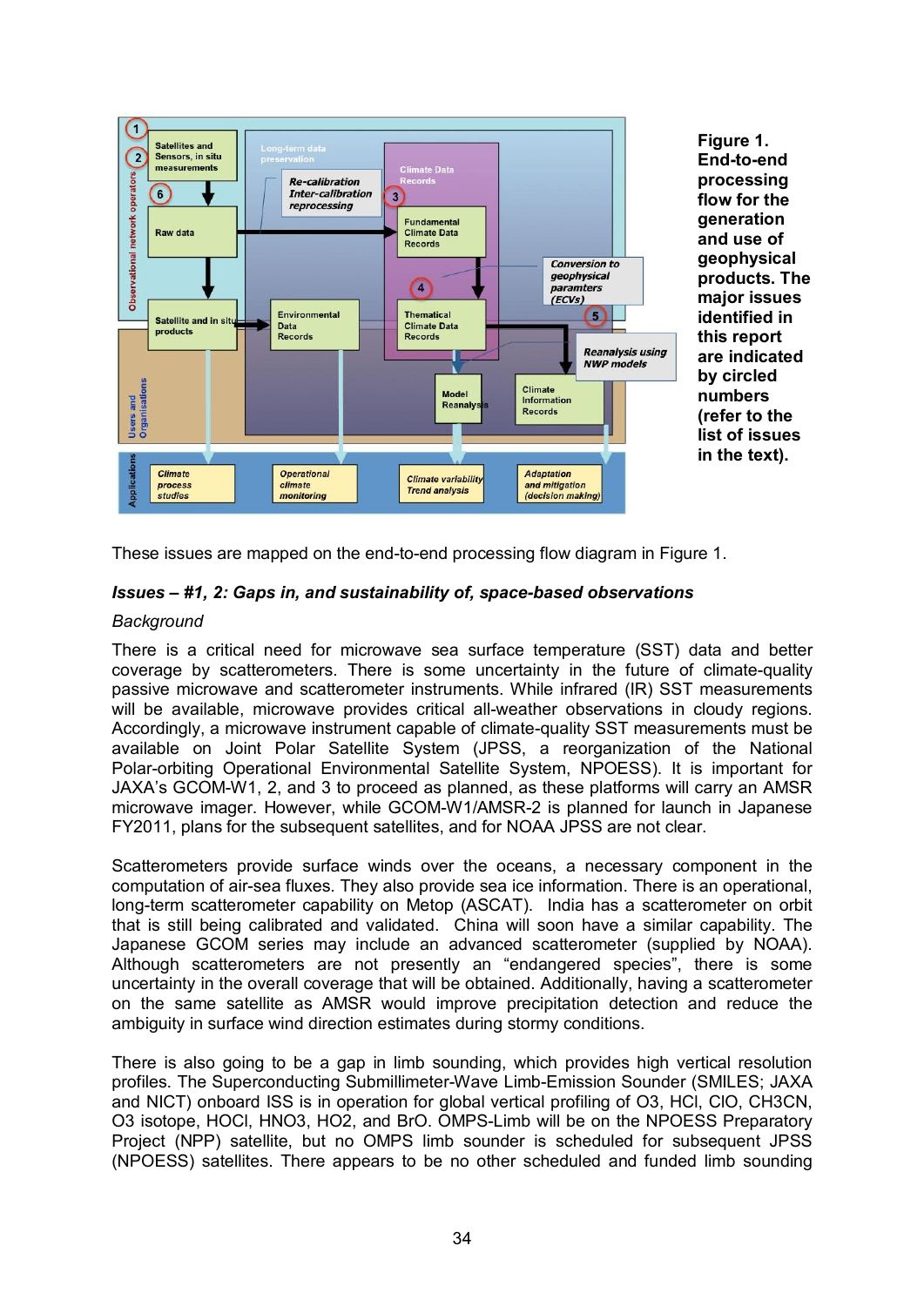**Figure 1. End-to-end processing flow for the generation and use of geophysical products. The major issues identified in this report are indicated by circled numbers (refer to the list of issues in the text).**

These issues are mapped on the end-to-end processing flow diagram in Figure 1.

***Issues – #1, 2: Gaps in, and sustainability of, space-based observations***

*Background*

There is a critical need for microwave sea surface temperature (SST) data and better coverage by scatterometers. There is some uncertainty in the future of climate-quality passive microwave and scatterometer instruments. While infrared (IR) SST measurements will be available, microwave provides critical all-weather observations in cloudy regions. Accordingly, a microwave instrument capable of climate-quality SST measurements must be available on Joint Polar Satellite System (JPSS, a reorganization of the National Polar-orbiting Operational Environmental Satellite System, NPOESS). It is important for JAXA's GCOM-W1, 2, and 3 to proceed as planned, as these platforms will carry an AMSR microwave imager. However, while GCOM-W1/AMSR-2 is planned for launch in Japanese FY2011, plans for the subsequent satellites, and for NOAA JPSS are not clear.

Scatterometers provide surface winds over the oceans, a necessary component in the computation of air-sea fluxes. They also provide sea ice information. There is an operational, long-term scatterometer capability on Metop (ASCAT). India has a scatterometer on orbit that is still being calibrated and validated. China will soon have a similar capability. The Japanese GCOM series may include an advanced scatterometer (supplied by NOAA). Although scatterometers are not presently an "endangered species", there is some uncertainty in the overall coverage that will be obtained. Additionally, having a scatterometer on the same satellite as AMSR would improve precipitation detection and reduce the ambiguity in surface wind direction estimates during stormy conditions.

There is also going to be a gap in limb sounding, which provides high vertical resolution profiles. The Superconducting Submillimeter-Wave Limb-Emission Sounder (SMILES; JAXA and NICT) onboard ISS is in operation for global vertical profiling of O3, HCl, ClO, CH3CN, O3 isotope, HOCl, HNO3, HO2, and BrO. OMPS-Limb will be on the NPOESS Preparatory Project (NPP) satellite, but no OMPS limb sounder is scheduled for subsequent JPSS (NPOESS) satellites. There appears to be no other scheduled and funded limb sounding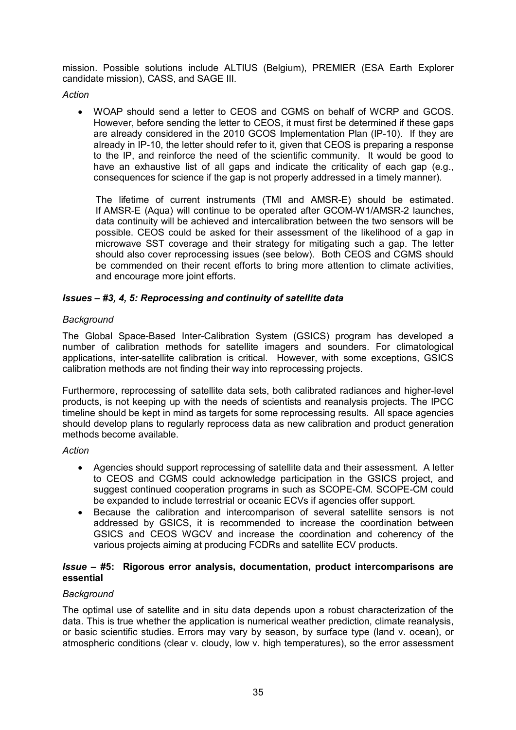mission. Possible solutions include ALTIUS (Belgium), PREMIER (ESA Earth Explorer candidate mission), CASS, and SAGE III.

*Action*

- WOAP should send a letter to CEOS and CGMS on behalf of WCRP and GCOS. However, before sending the letter to CEOS, it must first be determined if these gaps are already considered in the 2010 GCOS Implementation Plan (IP-10). If they are already in IP-10, the letter should refer to it, given that CEOS is preparing a response to the IP, and reinforce the need of the scientific community. It would be good to have an exhaustive list of all gaps and indicate the criticality of each gap (e.g., consequences for science if the gap is not properly addressed in a timely manner).

  The lifetime of current instruments (TMI and AMSR-E) should be estimated. If AMSR-E (Aqua) will continue to be operated after GCOM-W1/AMSR-2 launches, data continuity will be achieved and intercalibration between the two sensors will be possible. CEOS could be asked for their assessment of the likelihood of a gap in microwave SST coverage and their strategy for mitigating such a gap. The letter should also cover reprocessing issues (see below). Both CEOS and CGMS should be commended on their recent efforts to bring more attention to climate activities, and encourage more joint efforts.

### *Issues – #3, 4, 5: Reprocessing and continuity of satellite data*

*Background*

The Global Space-Based Inter-Calibration System (GSICS) program has developed a number of calibration methods for satellite imagers and sounders. For climatological applications, inter-satellite calibration is critical. However, with some exceptions, GSICS calibration methods are not finding their way into reprocessing projects.

Furthermore, reprocessing of satellite data sets, both calibrated radiances and higher-level products, is not keeping up with the needs of scientists and reanalysis projects. The IPCC timeline should be kept in mind as targets for some reprocessing results. All space agencies should develop plans to regularly reprocess data as new calibration and product generation methods become available.

*Action*

- Agencies should support reprocessing of satellite data and their assessment. A letter to CEOS and CGMS could acknowledge participation in the GSICS project, and suggest continued cooperation programs in such as SCOPE-CM. SCOPE-CM could be expanded to include terrestrial or oceanic ECVs if agencies offer support.
- Because the calibration and intercomparison of several satellite sensors is not addressed by GSICS, it is recommended to increase the coordination between GSICS and CEOS WGCV and increase the coordination and coherency of the various projects aiming at producing FCDRs and satellite ECV products.

### ***Issue* – #5: Rigorous error analysis, documentation, product intercomparisons are essential**

*Background*

The optimal use of satellite and in situ data depends upon a robust characterization of the data. This is true whether the application is numerical weather prediction, climate reanalysis, or basic scientific studies. Errors may vary by season, by surface type (land v. ocean), or atmospheric conditions (clear v. cloudy, low v. high temperatures), so the error assessment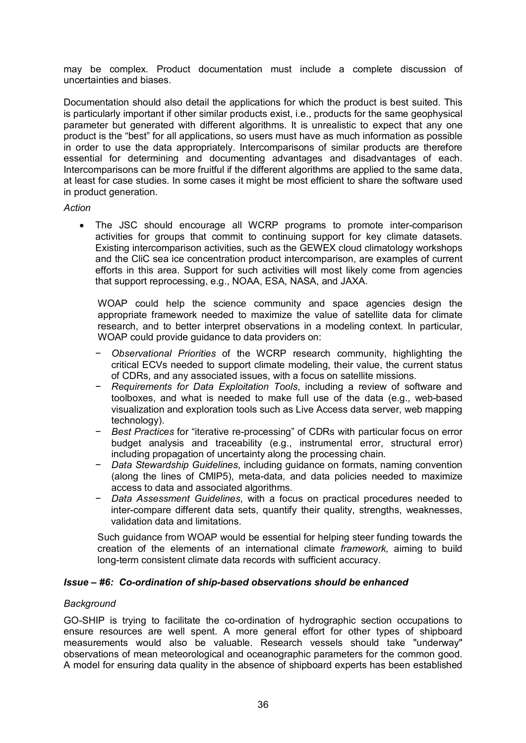may be complex. Product documentation must include a complete discussion of uncertainties and biases.

Documentation should also detail the applications for which the product is best suited. This is particularly important if other similar products exist, i.e., products for the same geophysical parameter but generated with different algorithms. It is unrealistic to expect that any one product is the "best" for all applications, so users must have as much information as possible in order to use the data appropriately. Intercomparisons of similar products are therefore essential for determining and documenting advantages and disadvantages of each. Intercomparisons can be more fruitful if the different algorithms are applied to the same data, at least for case studies. In some cases it might be most efficient to share the software used in product generation.

*Action*

- The JSC should encourage all WCRP programs to promote inter-comparison activities for groups that commit to continuing support for key climate datasets. Existing intercomparison activities, such as the GEWEX cloud climatology workshops and the CliC sea ice concentration product intercomparison, are examples of current efforts in this area. Support for such activities will most likely come from agencies that support reprocessing, e.g., NOAA, ESA, NASA, and JAXA.

  WOAP could help the science community and space agencies design the appropriate framework needed to maximize the value of satellite data for climate research, and to better interpret observations in a modeling context. In particular, WOAP could provide guidance to data providers on:

  - *Observational Priorities* of the WCRP research community, highlighting the critical ECVs needed to support climate modeling, their value, the current status of CDRs, and any associated issues, with a focus on satellite missions.
  - *Requirements for Data Exploitation Tools*, including a review of software and toolboxes, and what is needed to make full use of the data (e.g., web-based visualization and exploration tools such as Live Access data server, web mapping technology).
  - *Best Practices* for "iterative re-processing" of CDRs with particular focus on error budget analysis and traceability (e.g., instrumental error, structural error) including propagation of uncertainty along the processing chain.
  - *Data Stewardship Guidelines*, including guidance on formats, naming convention (along the lines of CMIP5), meta-data, and data policies needed to maximize access to data and associated algorithms.
  - *Data Assessment Guidelines*, with a focus on practical procedures needed to inter-compare different data sets, quantify their quality, strengths, weaknesses, validation data and limitations.

  Such guidance from WOAP would be essential for helping steer funding towards the creation of the elements of an international climate *framework,* aiming to build long-term consistent climate data records with sufficient accuracy.

### *Issue – #6: Co-ordination of ship-based observations should be enhanced*

*Background*

GO-SHIP is trying to facilitate the co-ordination of hydrographic section occupations to ensure resources are well spent. A more general effort for other types of shipboard measurements would also be valuable. Research vessels should take "underway" observations of mean meteorological and oceanographic parameters for the common good. A model for ensuring data quality in the absence of shipboard experts has been established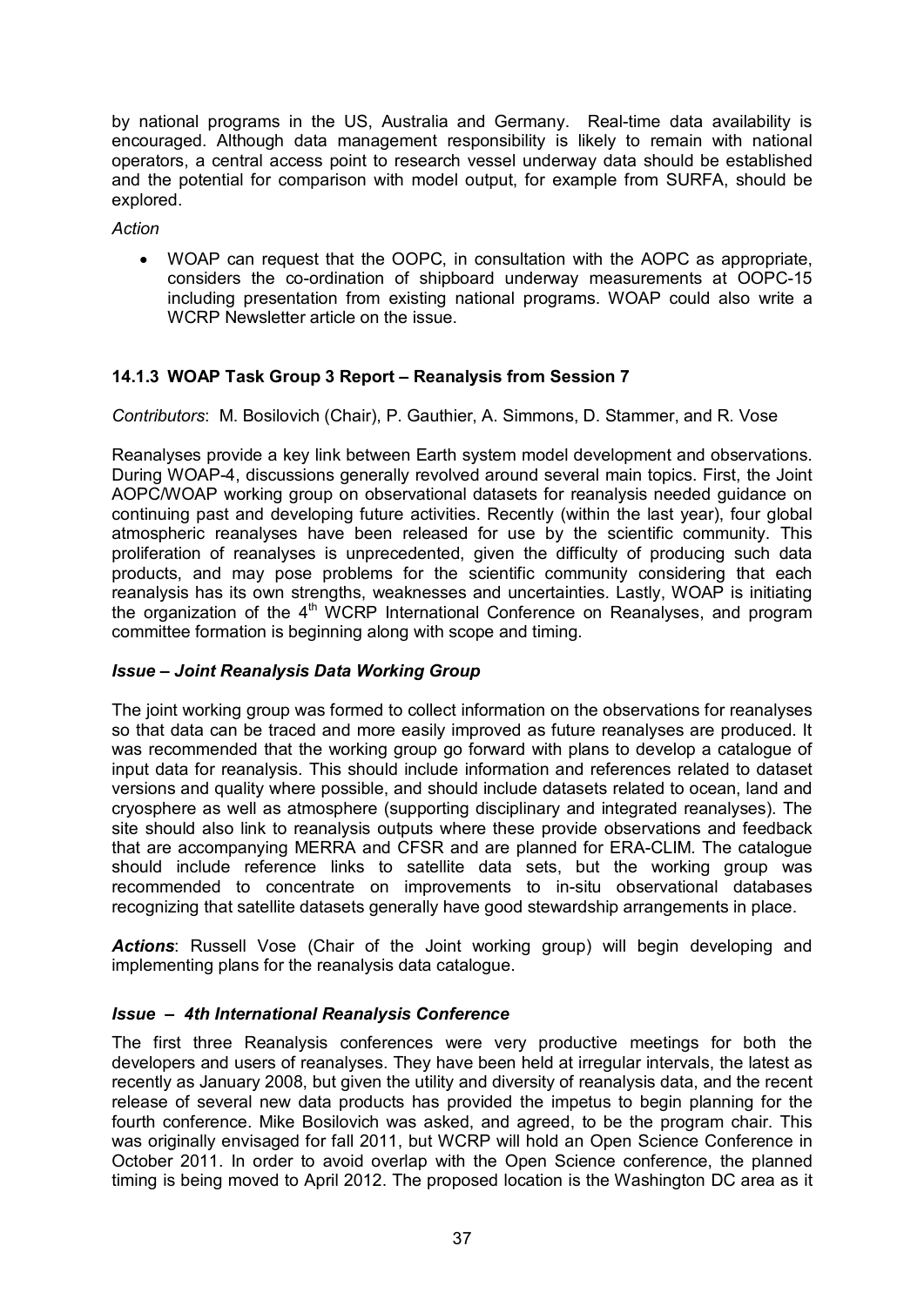by national programs in the US, Australia and Germany. Real-time data availability is encouraged. Although data management responsibility is likely to remain with national operators, a central access point to research vessel underway data should be established and the potential for comparison with model output, for example from SURFA, should be explored.

*Action*

- WOAP can request that the OOPC, in consultation with the AOPC as appropriate, considers the co-ordination of shipboard underway measurements at OOPC-15 including presentation from existing national programs. WOAP could also write a WCRP Newsletter article on the issue.

### 14.1.3 WOAP Task Group 3 Report – Reanalysis from Session 7

*Contributors*: M. Bosilovich (Chair), P. Gauthier, A. Simmons, D. Stammer, and R. Vose

Reanalyses provide a key link between Earth system model development and observations. During WOAP-4, discussions generally revolved around several main topics. First, the Joint AOPC/WOAP working group on observational datasets for reanalysis needed guidance on continuing past and developing future activities. Recently (within the last year), four global atmospheric reanalyses have been released for use by the scientific community. This proliferation of reanalyses is unprecedented, given the difficulty of producing such data products, and may pose problems for the scientific community considering that each reanalysis has its own strengths, weaknesses and uncertainties. Lastly, WOAP is initiating the organization of the 4th WCRP International Conference on Reanalyses, and program committee formation is beginning along with scope and timing.

#### *Issue – Joint Reanalysis Data Working Group*

The joint working group was formed to collect information on the observations for reanalyses so that data can be traced and more easily improved as future reanalyses are produced. It was recommended that the working group go forward with plans to develop a catalogue of input data for reanalysis. This should include information and references related to dataset versions and quality where possible, and should include datasets related to ocean, land and cryosphere as well as atmosphere (supporting disciplinary and integrated reanalyses). The site should also link to reanalysis outputs where these provide observations and feedback that are accompanying MERRA and CFSR and are planned for ERA-CLIM. The catalogue should include reference links to satellite data sets, but the working group was recommended to concentrate on improvements to in-situ observational databases recognizing that satellite datasets generally have good stewardship arrangements in place.

***Actions***: Russell Vose (Chair of the Joint working group) will begin developing and implementing plans for the reanalysis data catalogue.

#### *Issue – 4th International Reanalysis Conference*

The first three Reanalysis conferences were very productive meetings for both the developers and users of reanalyses. They have been held at irregular intervals, the latest as recently as January 2008, but given the utility and diversity of reanalysis data, and the recent release of several new data products has provided the impetus to begin planning for the fourth conference. Mike Bosilovich was asked, and agreed, to be the program chair. This was originally envisaged for fall 2011, but WCRP will hold an Open Science Conference in October 2011. In order to avoid overlap with the Open Science conference, the planned timing is being moved to April 2012. The proposed location is the Washington DC area as it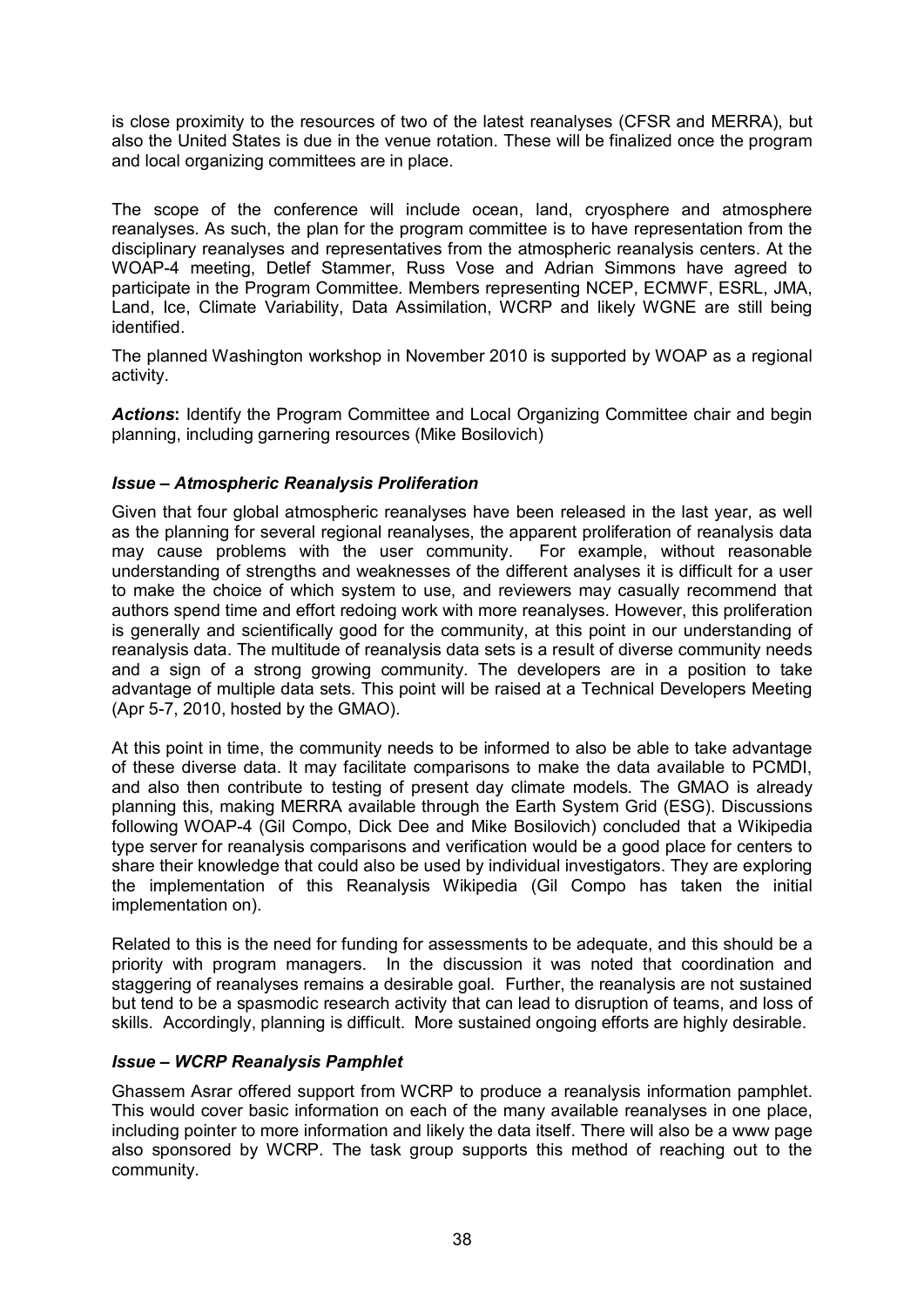is close proximity to the resources of two of the latest reanalyses (CFSR and MERRA), but also the United States is due in the venue rotation. These will be finalized once the program and local organizing committees are in place.

The scope of the conference will include ocean, land, cryosphere and atmosphere reanalyses. As such, the plan for the program committee is to have representation from the disciplinary reanalyses and representatives from the atmospheric reanalysis centers. At the WOAP-4 meeting, Detlef Stammer, Russ Vose and Adrian Simmons have agreed to participate in the Program Committee. Members representing NCEP, ECMWF, ESRL, JMA, Land, Ice, Climate Variability, Data Assimilation, WCRP and likely WGNE are still being identified.

The planned Washington workshop in November 2010 is supported by WOAP as a regional activity.

***Actions*:** Identify the Program Committee and Local Organizing Committee chair and begin planning, including garnering resources (Mike Bosilovich)

### *Issue – Atmospheric Reanalysis Proliferation*

Given that four global atmospheric reanalyses have been released in the last year, as well as the planning for several regional reanalyses, the apparent proliferation of reanalysis data may cause problems with the user community. For example, without reasonable understanding of strengths and weaknesses of the different analyses it is difficult for a user to make the choice of which system to use, and reviewers may casually recommend that authors spend time and effort redoing work with more reanalyses. However, this proliferation is generally and scientifically good for the community, at this point in our understanding of reanalysis data. The multitude of reanalysis data sets is a result of diverse community needs and a sign of a strong growing community. The developers are in a position to take advantage of multiple data sets. This point will be raised at a Technical Developers Meeting (Apr 5-7, 2010, hosted by the GMAO).

At this point in time, the community needs to be informed to also be able to take advantage of these diverse data. It may facilitate comparisons to make the data available to PCMDI, and also then contribute to testing of present day climate models. The GMAO is already planning this, making MERRA available through the Earth System Grid (ESG). Discussions following WOAP-4 (Gil Compo, Dick Dee and Mike Bosilovich) concluded that a Wikipedia type server for reanalysis comparisons and verification would be a good place for centers to share their knowledge that could also be used by individual investigators. They are exploring the implementation of this Reanalysis Wikipedia (Gil Compo has taken the initial implementation on).

Related to this is the need for funding for assessments to be adequate, and this should be a priority with program managers. In the discussion it was noted that coordination and staggering of reanalyses remains a desirable goal. Further, the reanalysis are not sustained but tend to be a spasmodic research activity that can lead to disruption of teams, and loss of skills. Accordingly, planning is difficult. More sustained ongoing efforts are highly desirable.

### *Issue – WCRP Reanalysis Pamphlet*

Ghassem Asrar offered support from WCRP to produce a reanalysis information pamphlet. This would cover basic information on each of the many available reanalyses in one place, including pointer to more information and likely the data itself. There will also be a www page also sponsored by WCRP. The task group supports this method of reaching out to the community.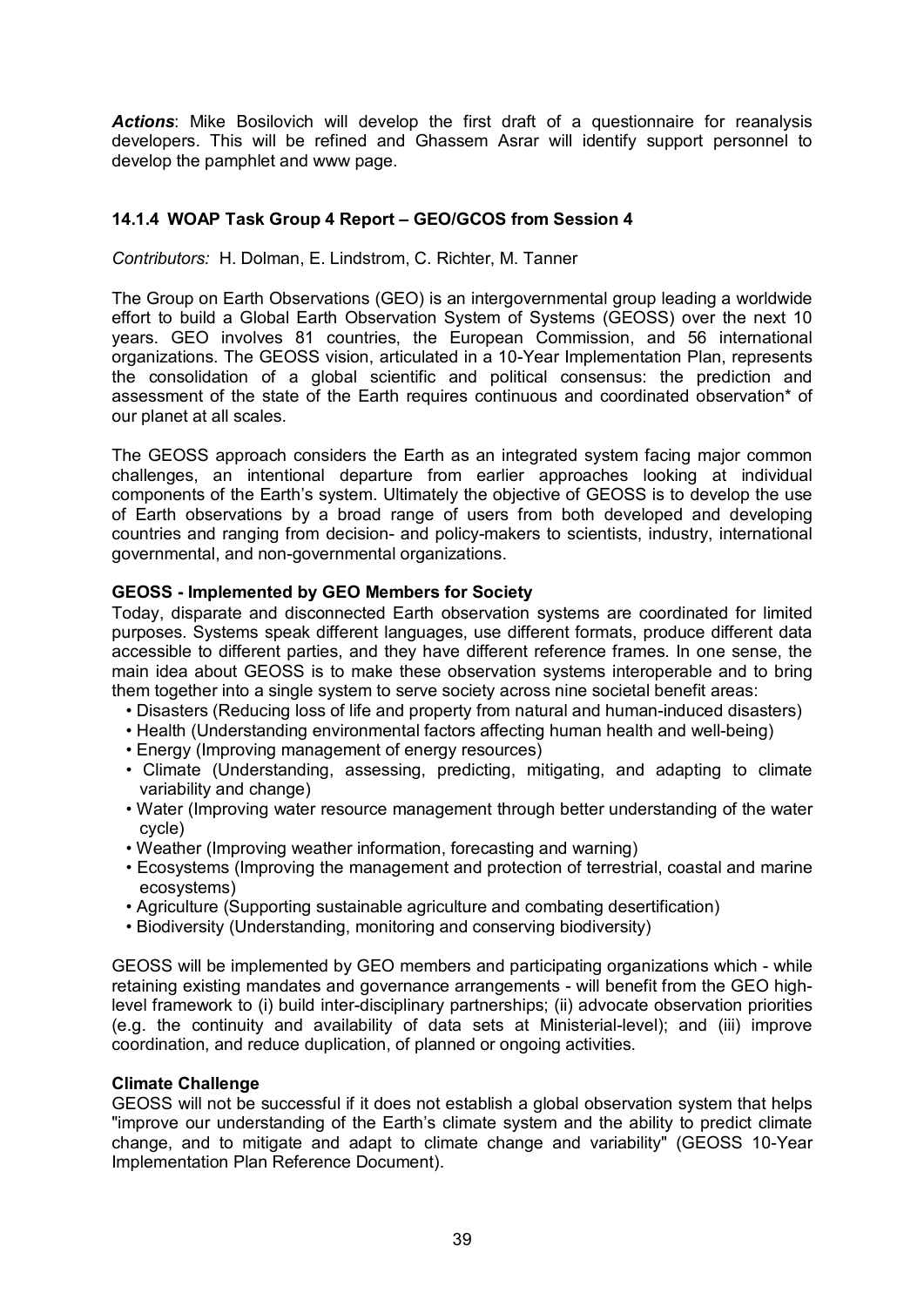***Actions***: Mike Bosilovich will develop the first draft of a questionnaire for reanalysis developers. This will be refined and Ghassem Asrar will identify support personnel to develop the pamphlet and www page.

### 14.1.4 WOAP Task Group 4 Report – GEO/GCOS from Session 4

*Contributors:* H. Dolman, E. Lindstrom, C. Richter, M. Tanner

The Group on Earth Observations (GEO) is an intergovernmental group leading a worldwide effort to build a Global Earth Observation System of Systems (GEOSS) over the next 10 years. GEO involves 81 countries, the European Commission, and 56 international organizations. The GEOSS vision, articulated in a 10-Year Implementation Plan, represents the consolidation of a global scientific and political consensus: the prediction and assessment of the state of the Earth requires continuous and coordinated observation* of our planet at all scales.

The GEOSS approach considers the Earth as an integrated system facing major common challenges, an intentional departure from earlier approaches looking at individual components of the Earth's system. Ultimately the objective of GEOSS is to develop the use of Earth observations by a broad range of users from both developed and developing countries and ranging from decision- and policy-makers to scientists, industry, international governmental, and non-governmental organizations.

**GEOSS - Implemented by GEO Members for Society**

Today, disparate and disconnected Earth observation systems are coordinated for limited purposes. Systems speak different languages, use different formats, produce different data accessible to different parties, and they have different reference frames. In one sense, the main idea about GEOSS is to make these observation systems interoperable and to bring them together into a single system to serve society across nine societal benefit areas:

- Disasters (Reducing loss of life and property from natural and human-induced disasters)
- Health (Understanding environmental factors affecting human health and well-being)
- Energy (Improving management of energy resources)
- Climate (Understanding, assessing, predicting, mitigating, and adapting to climate variability and change)
- Water (Improving water resource management through better understanding of the water cycle)
- Weather (Improving weather information, forecasting and warning)
- Ecosystems (Improving the management and protection of terrestrial, coastal and marine ecosystems)
- Agriculture (Supporting sustainable agriculture and combating desertification)
- Biodiversity (Understanding, monitoring and conserving biodiversity)

GEOSS will be implemented by GEO members and participating organizations which - while retaining existing mandates and governance arrangements - will benefit from the GEO high-level framework to (i) build inter-disciplinary partnerships; (ii) advocate observation priorities (e.g. the continuity and availability of data sets at Ministerial-level); and (iii) improve coordination, and reduce duplication, of planned or ongoing activities.

**Climate Challenge**

GEOSS will not be successful if it does not establish a global observation system that helps "improve our understanding of the Earth's climate system and the ability to predict climate change, and to mitigate and adapt to climate change and variability" (GEOSS 10-Year Implementation Plan Reference Document).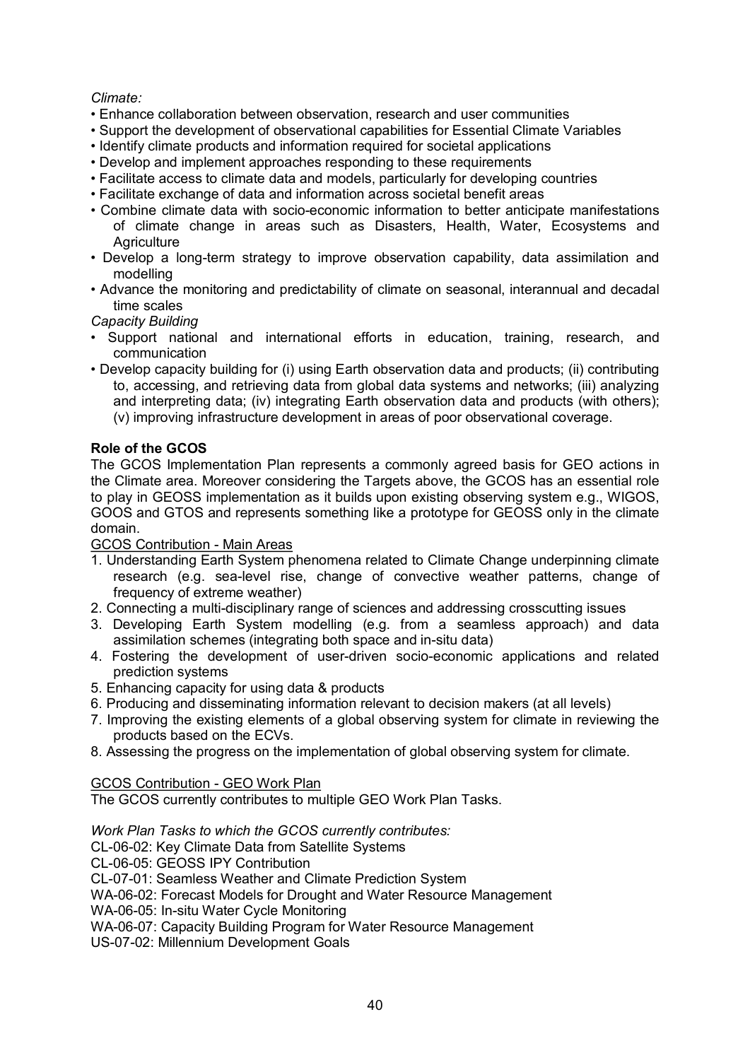*Climate:*

- Enhance collaboration between observation, research and user communities
- Support the development of observational capabilities for Essential Climate Variables
- Identify climate products and information required for societal applications
- Develop and implement approaches responding to these requirements
- Facilitate access to climate data and models, particularly for developing countries
- Facilitate exchange of data and information across societal benefit areas
- Combine climate data with socio-economic information to better anticipate manifestations of climate change in areas such as Disasters, Health, Water, Ecosystems and Agriculture
- Develop a long-term strategy to improve observation capability, data assimilation and modelling
- Advance the monitoring and predictability of climate on seasonal, interannual and decadal time scales

*Capacity Building*

- Support national and international efforts in education, training, research, and communication
- Develop capacity building for (i) using Earth observation data and products; (ii) contributing to, accessing, and retrieving data from global data systems and networks; (iii) analyzing and interpreting data; (iv) integrating Earth observation data and products (with others); (v) improving infrastructure development in areas of poor observational coverage.

**Role of the GCOS**

The GCOS Implementation Plan represents a commonly agreed basis for GEO actions in the Climate area. Moreover considering the Targets above, the GCOS has an essential role to play in GEOSS implementation as it builds upon existing observing system e.g., WIGOS, GOOS and GTOS and represents something like a prototype for GEOSS only in the climate domain.

<u>GCOS Contribution - Main Areas</u>

1. Understanding Earth System phenomena related to Climate Change underpinning climate research (e.g. sea-level rise, change of convective weather patterns, change of frequency of extreme weather)
2. Connecting a multi-disciplinary range of sciences and addressing crosscutting issues
3. Developing Earth System modelling (e.g. from a seamless approach) and data assimilation schemes (integrating both space and in-situ data)
4. Fostering the development of user-driven socio-economic applications and related prediction systems
5. Enhancing capacity for using data & products
6. Producing and disseminating information relevant to decision makers (at all levels)
7. Improving the existing elements of a global observing system for climate in reviewing the products based on the ECVs.
8. Assessing the progress on the implementation of global observing system for climate.

<u>GCOS Contribution - GEO Work Plan</u>

The GCOS currently contributes to multiple GEO Work Plan Tasks.

*Work Plan Tasks to which the GCOS currently contributes:*

CL-06-02: Key Climate Data from Satellite Systems
CL-06-05: GEOSS IPY Contribution
CL-07-01: Seamless Weather and Climate Prediction System
WA-06-02: Forecast Models for Drought and Water Resource Management
WA-06-05: In-situ Water Cycle Monitoring
WA-06-07: Capacity Building Program for Water Resource Management
US-07-02: Millennium Development Goals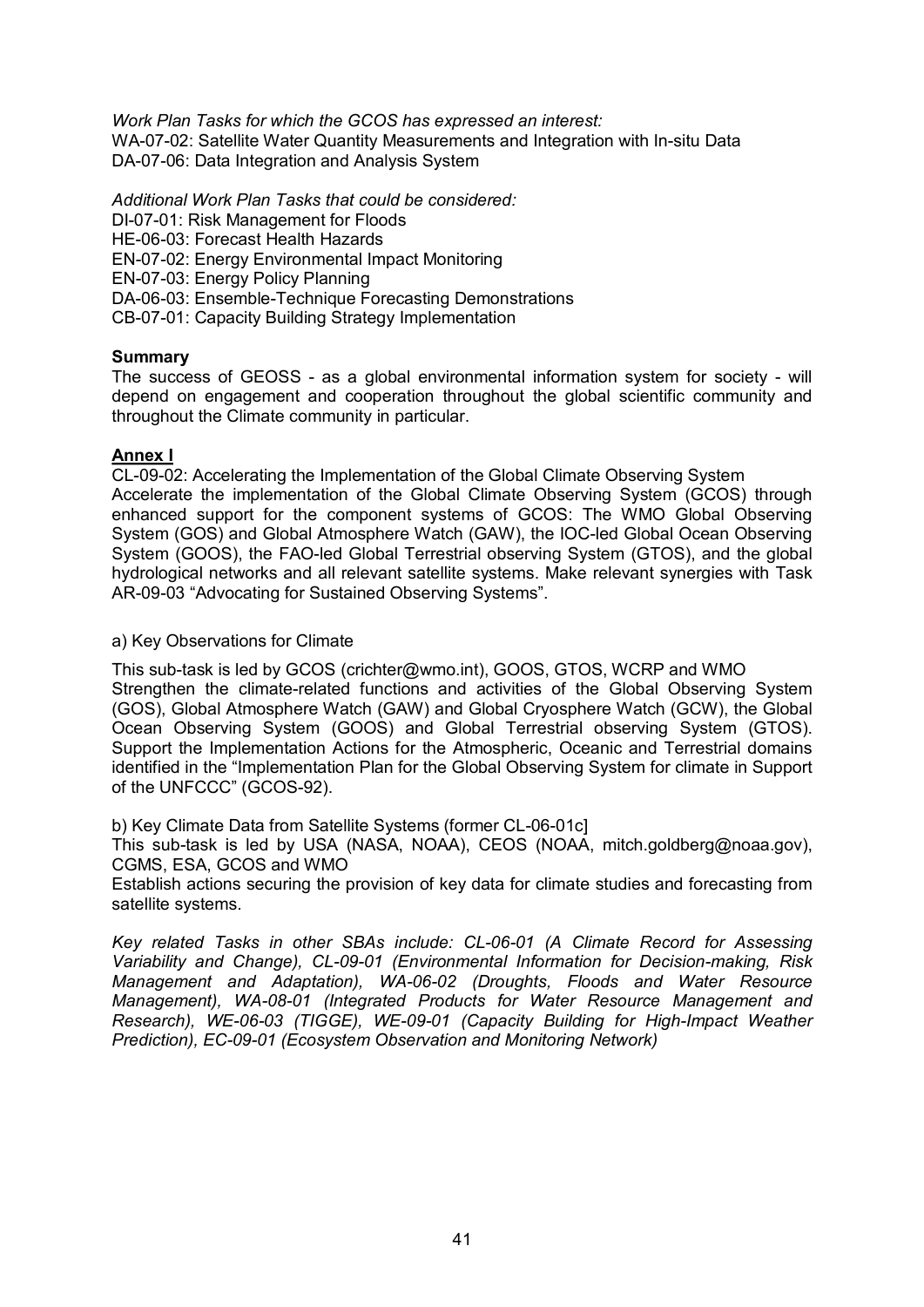*Work Plan Tasks for which the GCOS has expressed an interest:*
WA-07-02: Satellite Water Quantity Measurements and Integration with In-situ Data
DA-07-06: Data Integration and Analysis System

*Additional Work Plan Tasks that could be considered:*
DI-07-01: Risk Management for Floods
HE-06-03: Forecast Health Hazards
EN-07-02: Energy Environmental Impact Monitoring
EN-07-03: Energy Policy Planning
DA-06-03: Ensemble-Technique Forecasting Demonstrations
CB-07-01: Capacity Building Strategy Implementation

**Summary**

The success of GEOSS - as a global environmental information system for society - will depend on engagement and cooperation throughout the global scientific community and throughout the Climate community in particular.

**Annex I**

CL-09-02: Accelerating the Implementation of the Global Climate Observing System
Accelerate the implementation of the Global Climate Observing System (GCOS) through enhanced support for the component systems of GCOS: The WMO Global Observing System (GOS) and Global Atmosphere Watch (GAW), the IOC-led Global Ocean Observing System (GOOS), the FAO-led Global Terrestrial observing System (GTOS), and the global hydrological networks and all relevant satellite systems. Make relevant synergies with Task AR-09-03 "Advocating for Sustained Observing Systems".

a) Key Observations for Climate

This sub-task is led by GCOS (crichter@wmo.int), GOOS, GTOS, WCRP and WMO
Strengthen the climate-related functions and activities of the Global Observing System (GOS), Global Atmosphere Watch (GAW) and Global Cryosphere Watch (GCW), the Global Ocean Observing System (GOOS) and Global Terrestrial observing System (GTOS). Support the Implementation Actions for the Atmospheric, Oceanic and Terrestrial domains identified in the "Implementation Plan for the Global Observing System for climate in Support of the UNFCCC" (GCOS-92).

b) Key Climate Data from Satellite Systems (former CL-06-01c]
This sub-task is led by USA (NASA, NOAA), CEOS (NOAA, mitch.goldberg@noaa.gov), CGMS, ESA, GCOS and WMO
Establish actions securing the provision of key data for climate studies and forecasting from satellite systems.

*Key related Tasks in other SBAs include: CL-06-01 (A Climate Record for Assessing Variability and Change), CL-09-01 (Environmental Information for Decision-making, Risk Management and Adaptation), WA-06-02 (Droughts, Floods and Water Resource Management), WA-08-01 (Integrated Products for Water Resource Management and Research), WE-06-03 (TIGGE), WE-09-01 (Capacity Building for High-Impact Weather Prediction), EC-09-01 (Ecosystem Observation and Monitoring Network)*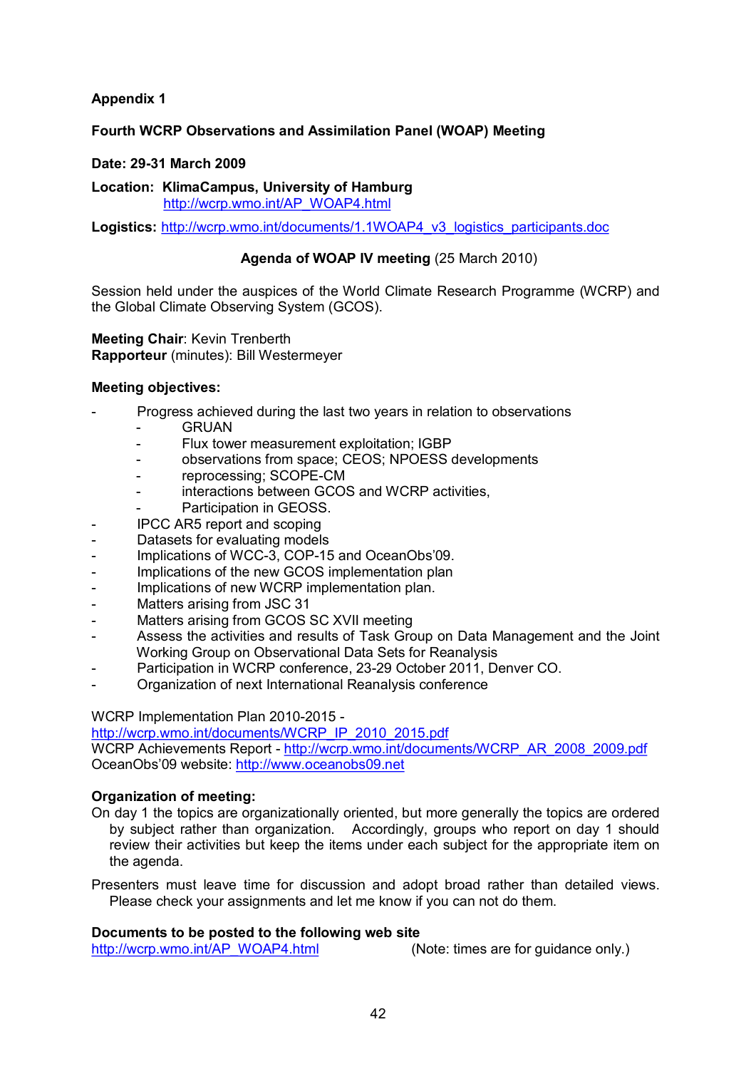**Appendix 1**

**Fourth WCRP Observations and Assimilation Panel (WOAP) Meeting**

**Date: 29-31 March 2009**

**Location: KlimaCampus, University of Hamburg**
http://wcrp.wmo.int/AP_WOAP4.html

**Logistics:** http://wcrp.wmo.int/documents/1.1WOAP4_v3_logistics_participants.doc

**Agenda of WOAP IV meeting** (25 March 2010)

Session held under the auspices of the World Climate Research Programme (WCRP) and the Global Climate Observing System (GCOS).

**Meeting Chair**: Kevin Trenberth
**Rapporteur** (minutes): Bill Westermeyer

**Meeting objectives:**

- Progress achieved during the last two years in relation to observations
  - GRUAN
  - Flux tower measurement exploitation; IGBP
  - observations from space; CEOS; NPOESS developments
  - reprocessing; SCOPE-CM
  - interactions between GCOS and WCRP activities,
  - Participation in GEOSS.
- IPCC AR5 report and scoping
- Datasets for evaluating models
- Implications of WCC-3, COP-15 and OceanObs'09.
- Implications of the new GCOS implementation plan
- Implications of new WCRP implementation plan.
- Matters arising from JSC 31
- Matters arising from GCOS SC XVII meeting
- Assess the activities and results of Task Group on Data Management and the Joint Working Group on Observational Data Sets for Reanalysis
- Participation in WCRP conference, 23-29 October 2011, Denver CO.
- Organization of next International Reanalysis conference

WCRP Implementation Plan 2010-2015 -
http://wcrp.wmo.int/documents/WCRP_IP_2010_2015.pdf
WCRP Achievements Report - http://wcrp.wmo.int/documents/WCRP_AR_2008_2009.pdf
OceanObs'09 website: http://www.oceanobs09.net

**Organization of meeting:**

On day 1 the topics are organizationally oriented, but more generally the topics are ordered by subject rather than organization. Accordingly, groups who report on day 1 should review their activities but keep the items under each subject for the appropriate item on the agenda.

Presenters must leave time for discussion and adopt broad rather than detailed views. Please check your assignments and let me know if you can not do them.

**Documents to be posted to the following web site**
http://wcrp.wmo.int/AP_WOAP4.html (Note: times are for guidance only.)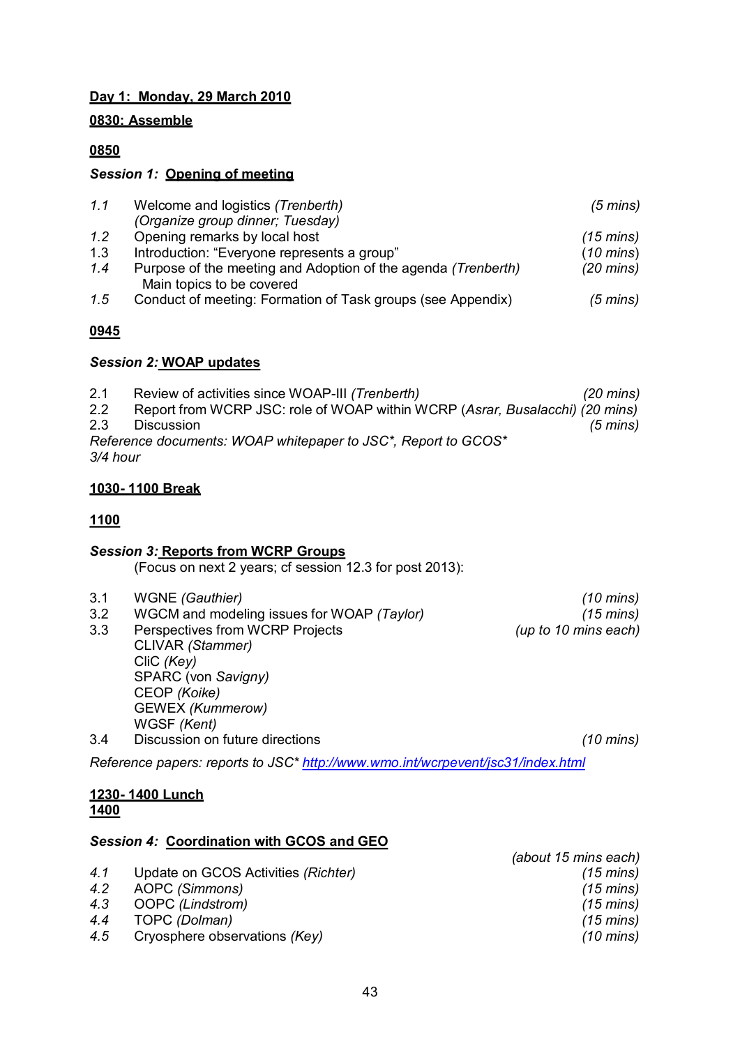**Day 1: Monday, 29 March 2010**

**0830: Assemble**

**0850**

***Session 1:* Opening of meeting**

| | | |
|---|---|---|
| *1.1* | Welcome and logistics *(Trenberth)* *(Organize group dinner; Tuesday)* | *(5 mins)* |
| *1.2* | Opening remarks by local host | *(15 mins)* |
| 1.3 | Introduction: "Everyone represents a group" | *(10 mins)* |
| *1.4* | Purpose of the meeting and Adoption of the agenda *(Trenberth)* Main topics to be covered | *(20 mins)* |
| *1.5* | Conduct of meeting: Formation of Task groups (see Appendix) | *(5 mins)* |

**0945**

***Session 2:* WOAP updates**

| | | |
|---|---|---|
| 2.1 | Review of activities since WOAP-III *(Trenberth)* | *(20 mins)* |
| 2.2 | Report from WCRP JSC: role of WOAP within WCRP (*Asrar, Busalacchi*) | *(20 mins)* |
| 2.3 | Discussion | *(5 mins)* |

*Reference documents: WOAP whitepaper to JSC\*, Report to GCOS\**
*3/4 hour*

**1030- 1100 Break**

**1100**

***Session 3:* Reports from WCRP Groups**

(Focus on next 2 years; cf session 12.3 for post 2013):

| | | |
|---|---|---|
| 3.1 | WGNE *(Gauthier)* | *(10 mins)* |
| 3.2 | WGCM and modeling issues for WOAP *(Taylor)* | *(15 mins)* |
| 3.3 | Perspectives from WCRP Projects<br>CLIVAR *(Stammer)*<br>CliC *(Key)*<br>SPARC (von *Savigny)*<br>CEOP *(Koike)*<br>GEWEX *(Kummerow)*<br>WGSF *(Kent)* | *(up to 10 mins each)* |
| 3.4 | Discussion on future directions | *(10 mins)* |

*Reference papers: reports to JSC\* http://www.wmo.int/wcrpevent/jsc31/index.html*

**1230- 1400 Lunch**
**1400**

***Session 4:* Coordination with GCOS and GEO**

*(about 15 mins each)*

| | | |
|---|---|---|
| *4.1* | Update on GCOS Activities *(Richter)* | *(15 mins)* |
| *4.2* | AOPC *(Simmons)* | *(15 mins)* |
| *4.3* | OOPC *(Lindstrom)* | *(15 mins)* |
| *4.4* | TOPC *(Dolman)* | *(15 mins)* |
| *4.5* | Cryosphere observations *(Key)* | *(10 mins)* |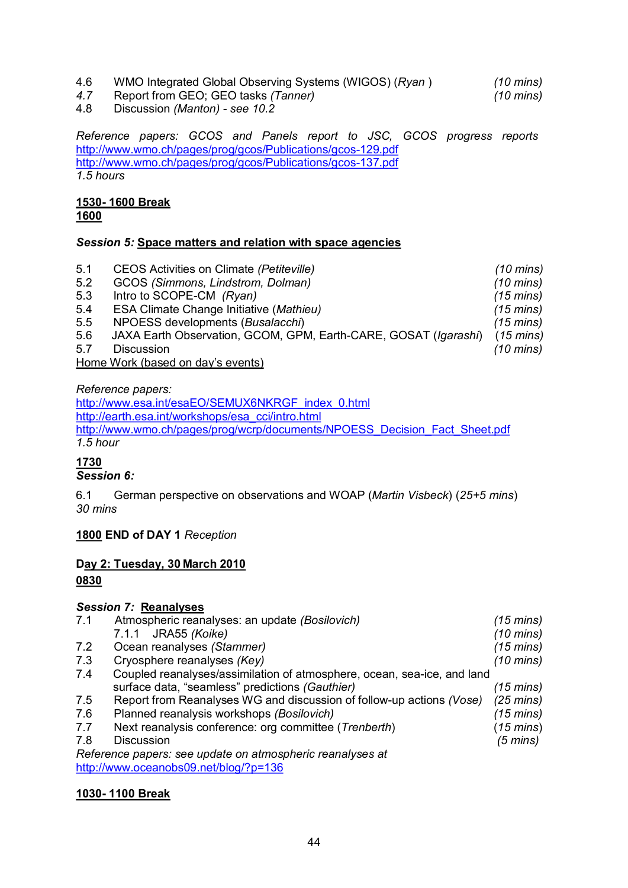4.6 WMO Integrated Global Observing Systems (WIGOS) (*Ryan* ) *(10 mins)*
*4.7* Report from GEO; GEO tasks *(Tanner)* *(10 mins)*
4.8 Discussion *(Manton) - see 10.2*

*Reference papers: GCOS and Panels report to JSC, GCOS progress reports*
http://www.wmo.ch/pages/prog/gcos/Publications/gcos-129.pdf
http://www.wmo.ch/pages/prog/gcos/Publications/gcos-137.pdf
*1.5 hours*

**<u>1530- 1600 Break</u>**
**<u>1600</u>**

***Session 5:*** **<u>Space matters and relation with space agencies</u>**

5.1 CEOS Activities on Climate *(Petiteville)* *(10 mins)*
5.2 GCOS *(Simmons, Lindstrom, Dolman)* *(10 mins)*
5.3 Intro to SCOPE-CM *(Ryan)* *(15 mins)*
5.4 ESA Climate Change Initiative (*Mathieu)* *(15 mins)*
5.5 NPOESS developments (*Busalacchi*) *(15 mins)*
5.6 JAXA Earth Observation, GCOM, GPM, Earth-CARE, GOSAT (*Igarashi*) *(15 mins)*
5.7 Discussion *(10 mins)*
<u>Home Work (based on day's events)</u>

*Reference papers:*
http://www.esa.int/esaEO/SEMUX6NKRGF_index_0.html
http://earth.esa.int/workshops/esa_cci/intro.html
http://www.wmo.ch/pages/prog/wcrp/documents/NPOESS_Decision_Fact_Sheet.pdf
*1.5 hour*

**<u>1730</u>**
***Session 6:***

6.1 German perspective on observations and WOAP (*Martin Visbeck*) (*25+5 mins*)
*30 mins*

**<u>1800</u> END of DAY 1** *Reception*

**<u>Day 2: Tuesday, 30 March 2010</u>**
**<u>0830</u>**

***Session 7:*** **<u>Reanalyses</u>**
7.1 Atmospheric reanalyses: an update *(Bosilovich)* *(15 mins)*
  7.1.1 JRA55 *(Koike)* *(10 mins)*
7.2 Ocean reanalyses *(Stammer)* *(15 mins)*
7.3 Cryosphere reanalyses *(Key)* *(10 mins)*
7.4 Coupled reanalyses/assimilation of atmosphere, ocean, sea-ice, and land surface data, "seamless" predictions *(Gauthier)* *(15 mins)*
7.5 Report from Reanalyses WG and discussion of follow-up actions *(Vose)* *(25 mins)*
7.6 Planned reanalysis workshops *(Bosilovich)* *(15 mins)*
7.7 Next reanalysis conference: org committee (*Trenberth*) *(15 mins)*
7.8 Discussion *(5 mins)*
*Reference papers: see update on atmospheric reanalyses at*
http://www.oceanobs09.net/blog/?p=136

**<u>1030- 1100 Break</u>**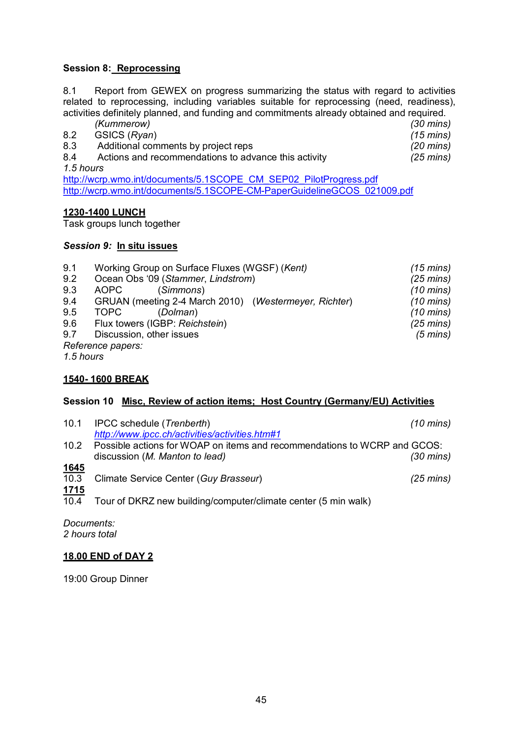**Session 8: <u>Reprocessing</u>**

8.1 Report from GEWEX on progress summarizing the status with regard to activities related to reprocessing, including variables suitable for reprocessing (need, readiness), activities definitely planned, and funding and commitments already obtained and required. *(Kummerow)* *(30 mins)*

8.2 GSICS (*Ryan*) *(15 mins)*

8.3 Additional comments by project reps *(20 mins)*

8.4 Actions and recommendations to advance this activity *(25 mins)*

*1.5 hours*

http://wcrp.wmo.int/documents/5.1SCOPE_CM_SEP02_PilotProgress.pdf

http://wcrp.wmo.int/documents/5.1SCOPE-CM-PaperGuidelineGCOS_021009.pdf

**<u>1230-1400 LUNCH</u>**

Task groups lunch together

***Session 9:*** **<u>In situ issues</u>**

9.1 Working Group on Surface Fluxes (WGSF) (*Kent*) *(15 mins)*

9.2 Ocean Obs '09 (*Stammer, Lindstrom*) *(25 mins)*

9.3 AOPC (*Simmons*) *(10 mins)*

9.4 GRUAN (meeting 2-4 March 2010) (*Westermeyer, Richter*) *(10 mins)*

9.5 TOPC (*Dolman*) *(10 mins)*

9.6 Flux towers (IGBP: *Reichstein*) *(25 mins)*

9.7 Discussion, other issues *(5 mins)*

*Reference papers:*

*1.5 hours*

**<u>1540- 1600 BREAK</u>**

**Session 10 <u>Misc, Review of action items; Host Country (Germany/EU) Activities</u>**

10.1 IPCC schedule (*Trenberth*) *(10 mins)*
*http://www.ipcc.ch/activities/activities.htm#1*

10.2 Possible actions for WOAP on items and recommendations to WCRP and GCOS: discussion (*M. Manton to lead)* *(30 mins)*

**<u>1645</u>**

10.3 Climate Service Center (*Guy Brasseur*) *(25 mins)*

**<u>1715</u>**

10.4 Tour of DKRZ new building/computer/climate center (5 min walk)

*Documents:*

*2 hours total*

**<u>18.00 END of DAY 2</u>**

19:00 Group Dinner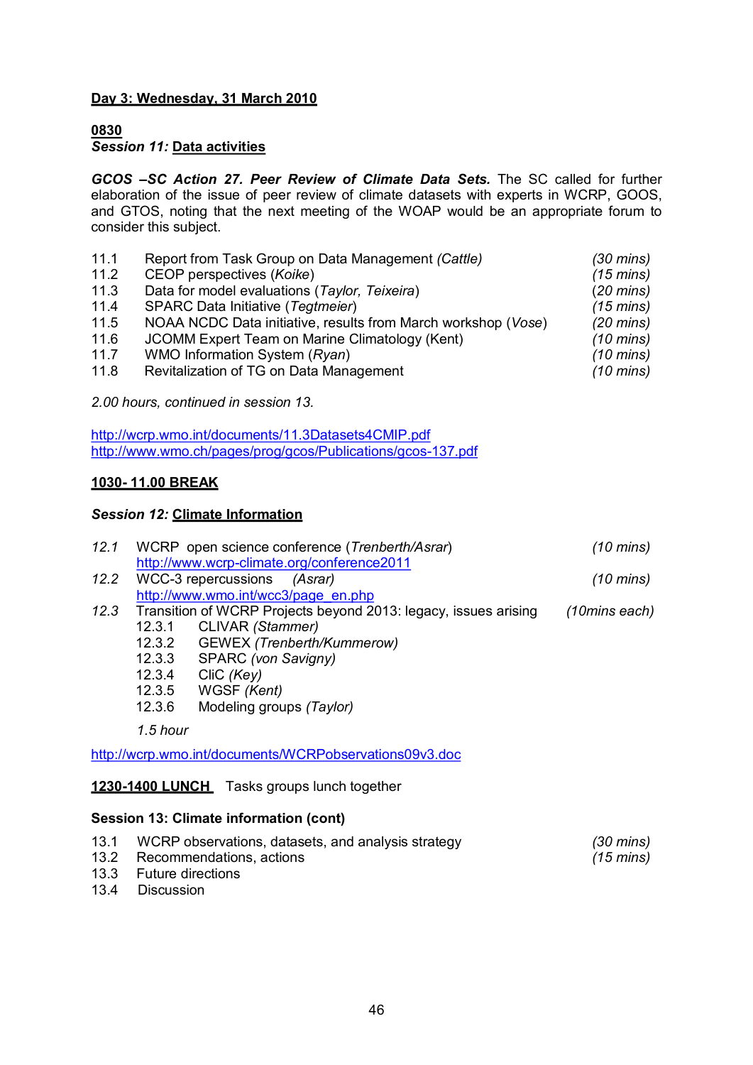**Day 3: Wednesday, 31 March 2010**

**0830**
***Session 11:* Data activities**

***GCOS –SC Action 27. Peer Review of Climate Data Sets.*** The SC called for further elaboration of the issue of peer review of climate datasets with experts in WCRP, GOOS, and GTOS, noting that the next meeting of the WOAP would be an appropriate forum to consider this subject.

| | | |
|---|---|---|
| 11.1 | Report from Task Group on Data Management *(Cattle)* | *(30 mins)* |
| 11.2 | CEOP perspectives (*Koike*) | *(15 mins)* |
| 11.3 | Data for model evaluations (*Taylor, Teixeira*) | *(20 mins)* |
| 11.4 | SPARC Data Initiative (*Tegtmeier*) | *(15 mins)* |
| 11.5 | NOAA NCDC Data initiative, results from March workshop (*Vose*) | *(20 mins)* |
| 11.6 | JCOMM Expert Team on Marine Climatology (Kent) | *(10 mins)* |
| 11.7 | WMO Information System (*Ryan*) | *(10 mins)* |
| 11.8 | Revitalization of TG on Data Management | *(10 mins)* |

*2.00 hours, continued in session 13.*

http://wcrp.wmo.int/documents/11.3Datasets4CMIP.pdf
http://www.wmo.ch/pages/prog/gcos/Publications/gcos-137.pdf

**1030- 11.00 BREAK**

***Session 12:* Climate Information**

*12.1* WCRP open science conference (*Trenberth/Asrar*) *(10 mins)*
http://www.wcrp-climate.org/conference2011

*12.2* WCC-3 repercussions *(Asrar)* *(10 mins)*
http://www.wmo.int/wcc3/page_en.php

*12.3* Transition of WCRP Projects beyond 2013: legacy, issues arising *(10mins each)*

- 12.3.1 CLIVAR *(Stammer)*
- 12.3.2 GEWEX *(Trenberth/Kummerow)*
- 12.3.3 SPARC *(von Savigny)*
- 12.3.4 CliC *(Key)*
- 12.3.5 WGSF *(Kent)*
- 12.3.6 Modeling groups *(Taylor)*

*1.5 hour*

http://wcrp.wmo.int/documents/WCRPobservations09v3.doc

**1230-1400 LUNCH** Tasks groups lunch together

**Session 13: Climate information (cont)**

| | | |
|---|---|---|
| 13.1 | WCRP observations, datasets, and analysis strategy | *(30 mins)* |
| 13.2 | Recommendations, actions | *(15 mins)* |
| 13.3 | Future directions | |
| 13.4 | Discussion | |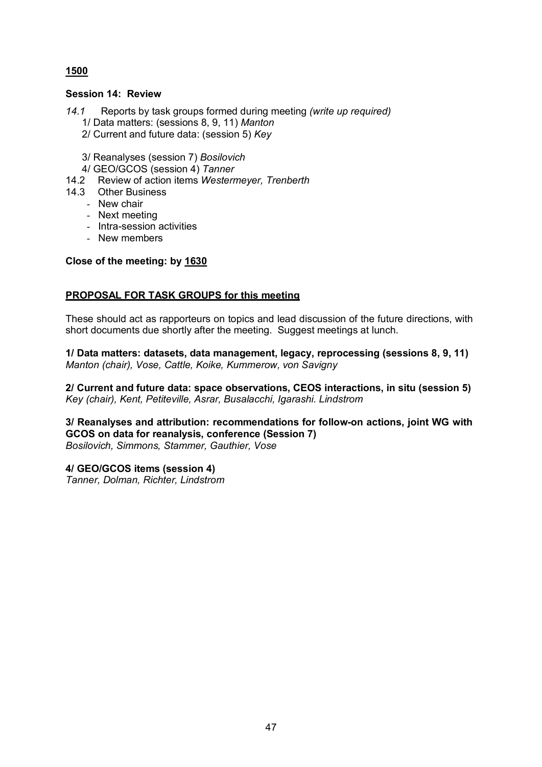**1500**

**Session 14: Review**

*14.1* Reports by task groups formed during meeting *(write up required)*

1/ Data matters: (sessions 8, 9, 11) *Manton*

2/ Current and future data: (session 5) *Key*

3/ Reanalyses (session 7) *Bosilovich*

4/ GEO/GCOS (session 4) *Tanner*

14.2 Review of action items *Westermeyer, Trenberth*

14.3 Other Business

- New chair
- Next meeting
- Intra-session activities
- New members

**Close of the meeting: by 1630**

**PROPOSAL FOR TASK GROUPS for this meeting**

These should act as rapporteurs on topics and lead discussion of the future directions, with short documents due shortly after the meeting. Suggest meetings at lunch.

**1/ Data matters: datasets, data management, legacy, reprocessing (sessions 8, 9, 11)**
*Manton (chair), Vose, Cattle, Koike, Kummerow, von Savigny*

**2/ Current and future data: space observations, CEOS interactions, in situ (session 5)**
*Key (chair), Kent, Petiteville, Asrar, Busalacchi, Igarashi. Lindstrom*

**3/ Reanalyses and attribution: recommendations for follow-on actions, joint WG with GCOS on data for reanalysis, conference (Session 7)**
*Bosilovich, Simmons, Stammer, Gauthier, Vose*

**4/ GEO/GCOS items (session 4)**
*Tanner, Dolman, Richter, Lindstrom*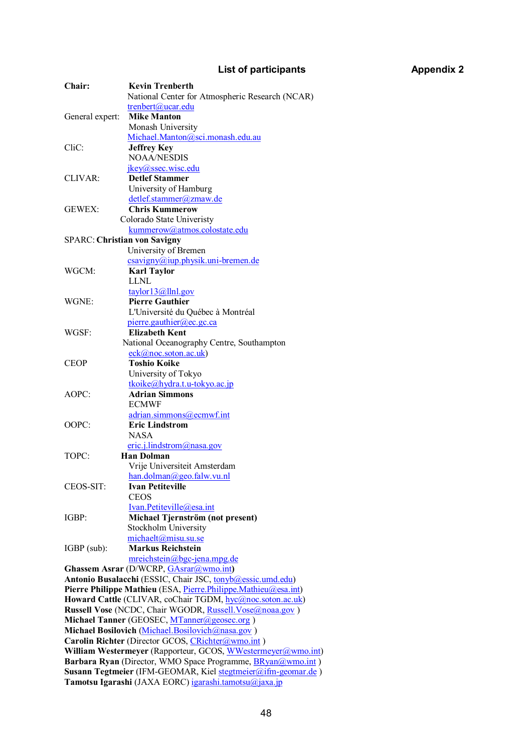# List of participants

**Appendix 2**

Chair: **Kevin Trenberth**
National Center for Atmospheric Research (NCAR)
trenbert@ucar.edu

General expert: **Mike Manton**
Monash University
Michael.Manton@sci.monash.edu.au

CliC: **Jeffrey Key**
NOAA/NESDIS
jkey@ssec.wisc.edu

CLIVAR: **Detlef Stammer**
University of Hamburg
detlef.stammer@zmaw.de

GEWEX: **Chris Kummerow**
Colorado State Univeristy
kummerow@atmos.colostate.edu

SPARC: **Christian von Savigny**
University of Bremen
csavigny@iup.physik.uni-bremen.de

WGCM: **Karl Taylor**
LLNL
taylor13@llnl.gov

WGNE: **Pierre Gauthier**
L'Université du Québec à Montréal
pierre.gauthier@ec.gc.ca

WGSF: **Elizabeth Kent**
National Oceanography Centre, Southampton
eck@noc.soton.ac.uk)

CEOP **Toshio Koike**
University of Tokyo
tkoike@hydra.t.u-tokyo.ac.jp

AOPC: **Adrian Simmons**
ECMWF
adrian.simmons@ecmwf.int

OOPC: **Eric Lindstrom**
NASA
eric.j.lindstrom@nasa.gov

TOPC: **Han Dolman**
Vrije Universiteit Amsterdam
han.dolman@geo.falw.vu.nl

CEOS-SIT: **Ivan Petiteville**
CEOS
Ivan.Petiteville@esa.int

IGBP: **Michael Tjernström (not present)**
Stockholm University
michaelt@misu.su.se

IGBP (sub): **Markus Reichstein**
mreichstein@bgc-jena.mpg.de

**Ghassem Asrar** (D/WCRP, GAsrar@wmo.int**)**
**Antonio Busalacchi** (ESSIC, Chair JSC, tonyb@essic.umd.edu)
**Pierre Philippe Mathieu** (ESA, Pierre.Philippe.Mathieu@esa.int)
**Howard Cattle** (CLIVAR, coChair TGDM, hyc@noc.soton.ac.uk)
**Russell Vose** (NCDC, Chair WGODR, Russell.Vose@noaa.gov )
**Michael Tanner** (GEOSEC, MTanner@geosec.org )
**Michael Bosilovich** (Michael.Bosilovich@nasa.gov )
**Carolin Richter** (Director GCOS, CRichter@wmo.int )
**William Westermeyer** (Rapporteur, GCOS, WWestermeyer@wmo.int)
**Barbara Ryan** (Director, WMO Space Programme, BRyan@wmo.int )
**Susann Tegtmeier** (IFM-GEOMAR, Kiel stegtmeier@ifm-geomar.de )
**Tamotsu Igarashi** (JAXA EORC) igarashi.tamotsu@jaxa.jp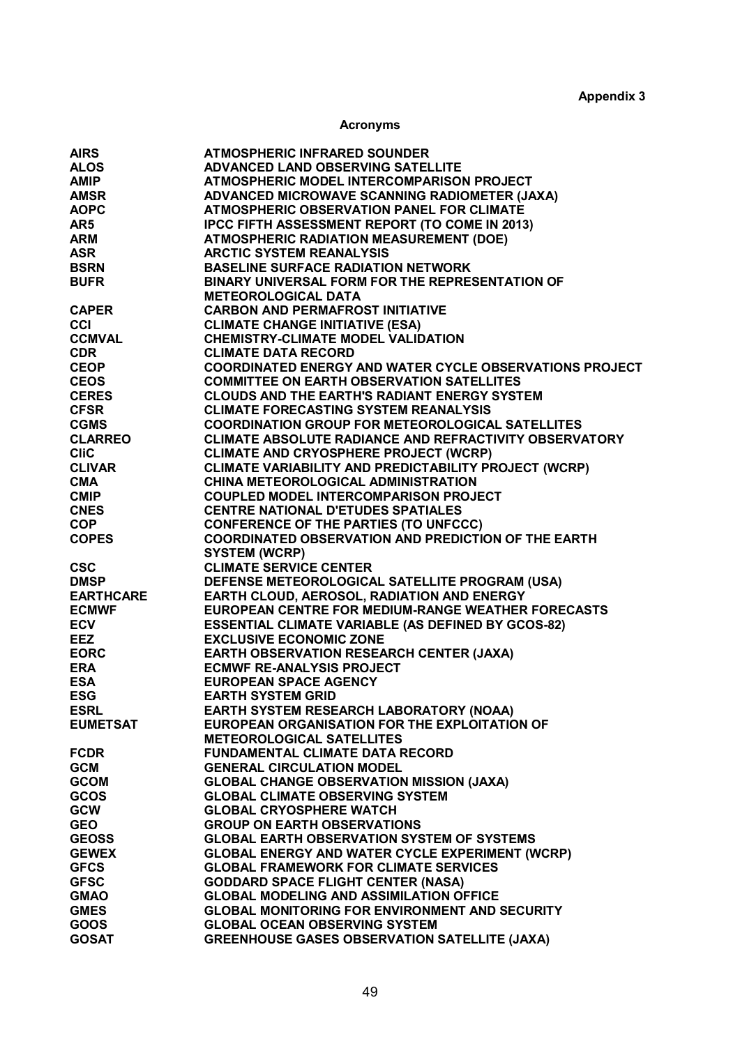**Appendix 3**

## Acronyms

| | |
|---|---|
| **AIRS** | **ATMOSPHERIC INFRARED SOUNDER** |
| **ALOS** | **ADVANCED LAND OBSERVING SATELLITE** |
| **AMIP** | **ATMOSPHERIC MODEL INTERCOMPARISON PROJECT** |
| **AMSR** | **ADVANCED MICROWAVE SCANNING RADIOMETER (JAXA)** |
| **AOPC** | **ATMOSPHERIC OBSERVATION PANEL FOR CLIMATE** |
| **AR5** | **IPCC FIFTH ASSESSMENT REPORT (TO COME IN 2013)** |
| **ARM** | **ATMOSPHERIC RADIATION MEASUREMENT (DOE)** |
| **ASR** | **ARCTIC SYSTEM REANALYSIS** |
| **BSRN** | **BASELINE SURFACE RADIATION NETWORK** |
| **BUFR** | **BINARY UNIVERSAL FORM FOR THE REPRESENTATION OF METEOROLOGICAL DATA** |
| **CAPER** | **CARBON AND PERMAFROST INITIATIVE** |
| **CCI** | **CLIMATE CHANGE INITIATIVE (ESA)** |
| **CCMVAL** | **CHEMISTRY-CLIMATE MODEL VALIDATION** |
| **CDR** | **CLIMATE DATA RECORD** |
| **CEOP** | **COORDINATED ENERGY AND WATER CYCLE OBSERVATIONS PROJECT** |
| **CEOS** | **COMMITTEE ON EARTH OBSERVATION SATELLITES** |
| **CERES** | **CLOUDS AND THE EARTH'S RADIANT ENERGY SYSTEM** |
| **CFSR** | **CLIMATE FORECASTING SYSTEM REANALYSIS** |
| **CGMS** | **COORDINATION GROUP FOR METEOROLOGICAL SATELLITES** |
| **CLARREO** | **CLIMATE ABSOLUTE RADIANCE AND REFRACTIVITY OBSERVATORY** |
| **CliC** | **CLIMATE AND CRYOSPHERE PROJECT (WCRP)** |
| **CLIVAR** | **CLIMATE VARIABILITY AND PREDICTABILITY PROJECT (WCRP)** |
| **CMA** | **CHINA METEOROLOGICAL ADMINISTRATION** |
| **CMIP** | **COUPLED MODEL INTERCOMPARISON PROJECT** |
| **CNES** | **CENTRE NATIONAL D'ETUDES SPATIALES** |
| **COP** | **CONFERENCE OF THE PARTIES (TO UNFCCC)** |
| **COPES** | **COORDINATED OBSERVATION AND PREDICTION OF THE EARTH SYSTEM (WCRP)** |
| **CSC** | **CLIMATE SERVICE CENTER** |
| **DMSP** | **DEFENSE METEOROLOGICAL SATELLITE PROGRAM (USA)** |
| **EARTHCARE** | **EARTH CLOUD, AEROSOL, RADIATION AND ENERGY** |
| **ECMWF** | **EUROPEAN CENTRE FOR MEDIUM-RANGE WEATHER FORECASTS** |
| **ECV** | **ESSENTIAL CLIMATE VARIABLE (AS DEFINED BY GCOS-82)** |
| **EEZ** | **EXCLUSIVE ECONOMIC ZONE** |
| **EORC** | **EARTH OBSERVATION RESEARCH CENTER (JAXA)** |
| **ERA** | **ECMWF RE-ANALYSIS PROJECT** |
| **ESA** | **EUROPEAN SPACE AGENCY** |
| **ESG** | **EARTH SYSTEM GRID** |
| **ESRL** | **EARTH SYSTEM RESEARCH LABORATORY (NOAA)** |
| **EUMETSAT** | **EUROPEAN ORGANISATION FOR THE EXPLOITATION OF METEOROLOGICAL SATELLITES** |
| **FCDR** | **FUNDAMENTAL CLIMATE DATA RECORD** |
| **GCM** | **GENERAL CIRCULATION MODEL** |
| **GCOM** | **GLOBAL CHANGE OBSERVATION MISSION (JAXA)** |
| **GCOS** | **GLOBAL CLIMATE OBSERVING SYSTEM** |
| **GCW** | **GLOBAL CRYOSPHERE WATCH** |
| **GEO** | **GROUP ON EARTH OBSERVATIONS** |
| **GEOSS** | **GLOBAL EARTH OBSERVATION SYSTEM OF SYSTEMS** |
| **GEWEX** | **GLOBAL ENERGY AND WATER CYCLE EXPERIMENT (WCRP)** |
| **GFCS** | **GLOBAL FRAMEWORK FOR CLIMATE SERVICES** |
| **GFSC** | **GODDARD SPACE FLIGHT CENTER (NASA)** |
| **GMAO** | **GLOBAL MODELING AND ASSIMILATION OFFICE** |
| **GMES** | **GLOBAL MONITORING FOR ENVIRONMENT AND SECURITY** |
| **GOOS** | **GLOBAL OCEAN OBSERVING SYSTEM** |
| **GOSAT** | **GREENHOUSE GASES OBSERVATION SATELLITE (JAXA)** |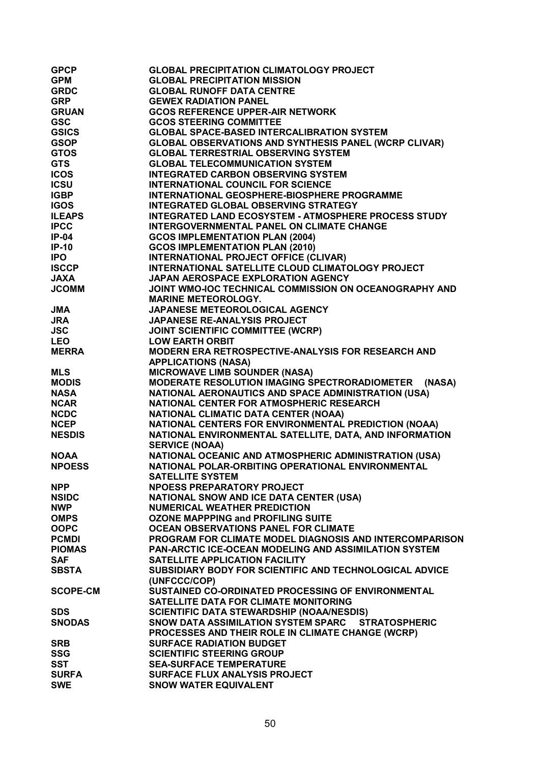| | |
|---|---|
| **GPCP** | **GLOBAL PRECIPITATION CLIMATOLOGY PROJECT** |
| **GPM** | **GLOBAL PRECIPITATION MISSION** |
| **GRDC** | **GLOBAL RUNOFF DATA CENTRE** |
| **GRP** | **GEWEX RADIATION PANEL** |
| **GRUAN** | **GCOS REFERENCE UPPER-AIR NETWORK** |
| **GSC** | **GCOS STEERING COMMITTEE** |
| **GSICS** | **GLOBAL SPACE-BASED INTERCALIBRATION SYSTEM** |
| **GSOP** | **GLOBAL OBSERVATIONS AND SYNTHESIS PANEL (WCRP CLIVAR)** |
| **GTOS** | **GLOBAL TERRESTRIAL OBSERVING SYSTEM** |
| **GTS** | **GLOBAL TELECOMMUNICATION SYSTEM** |
| **ICOS** | **INTEGRATED CARBON OBSERVING SYSTEM** |
| **ICSU** | **INTERNATIONAL COUNCIL FOR SCIENCE** |
| **IGBP** | **INTERNATIONAL GEOSPHERE-BIOSPHERE PROGRAMME** |
| **IGOS** | **INTEGRATED GLOBAL OBSERVING STRATEGY** |
| **ILEAPS** | **INTEGRATED LAND ECOSYSTEM - ATMOSPHERE PROCESS STUDY** |
| **IPCC** | **INTERGOVERNMENTAL PANEL ON CLIMATE CHANGE** |
| **IP-04** | **GCOS IMPLEMENTATION PLAN (2004)** |
| **IP-10** | **GCOS IMPLEMENTATION PLAN (2010)** |
| **IPO** | **INTERNATIONAL PROJECT OFFICE (CLIVAR)** |
| **ISCCP** | **INTERNATIONAL SATELLITE CLOUD CLIMATOLOGY PROJECT** |
| **JAXA** | **JAPAN AEROSPACE EXPLORATION AGENCY** |
| **JCOMM** | **JOINT WMO-IOC TECHNICAL COMMISSION ON OCEANOGRAPHY AND MARINE METEOROLOGY.** |
| **JMA** | **JAPANESE METEOROLOGICAL AGENCY** |
| **JRA** | **JAPANESE RE-ANALYSIS PROJECT** |
| **JSC** | **JOINT SCIENTIFIC COMMITTEE (WCRP)** |
| **LEO** | **LOW EARTH ORBIT** |
| **MERRA** | **MODERN ERA RETROSPECTIVE-ANALYSIS FOR RESEARCH AND APPLICATIONS (NASA)** |
| **MLS** | **MICROWAVE LIMB SOUNDER (NASA)** |
| **MODIS** | **MODERATE RESOLUTION IMAGING SPECTRORADIOMETER (NASA)** |
| **NASA** | **NATIONAL AERONAUTICS AND SPACE ADMINISTRATION (USA)** |
| **NCAR** | **NATIONAL CENTER FOR ATMOSPHERIC RESEARCH** |
| **NCDC** | **NATIONAL CLIMATIC DATA CENTER (NOAA)** |
| **NCEP** | **NATIONAL CENTERS FOR ENVIRONMENTAL PREDICTION (NOAA)** |
| **NESDIS** | **NATIONAL ENVIRONMENTAL SATELLITE, DATA, AND INFORMATION SERVICE (NOAA)** |
| **NOAA** | **NATIONAL OCEANIC AND ATMOSPHERIC ADMINISTRATION (USA)** |
| **NPOESS** | **NATIONAL POLAR-ORBITING OPERATIONAL ENVIRONMENTAL SATELLITE SYSTEM** |
| **NPP** | **NPOESS PREPARATORY PROJECT** |
| **NSIDC** | **NATIONAL SNOW AND ICE DATA CENTER (USA)** |
| **NWP** | **NUMERICAL WEATHER PREDICTION** |
| **OMPS** | **OZONE MAPPPING and PROFILING SUITE** |
| **OOPC** | **OCEAN OBSERVATIONS PANEL FOR CLIMATE** |
| **PCMDI** | **PROGRAM FOR CLIMATE MODEL DIAGNOSIS AND INTERCOMPARISON** |
| **PIOMAS** | **PAN-ARCTIC ICE-OCEAN MODELING AND ASSIMILATION SYSTEM** |
| **SAF** | **SATELLITE APPLICATION FACILITY** |
| **SBSTA** | **SUBSIDIARY BODY FOR SCIENTIFIC AND TECHNOLOGICAL ADVICE (UNFCCC/COP)** |
| **SCOPE-CM** | **SUSTAINED CO-ORDINATED PROCESSING OF ENVIRONMENTAL SATELLITE DATA FOR CLIMATE MONITORING** |
| **SDS** | **SCIENTIFIC DATA STEWARDSHIP (NOAA/NESDIS)** |
| **SNODAS** | **SNOW DATA ASSIMILATION SYSTEM SPARC STRATOSPHERIC PROCESSES AND THEIR ROLE IN CLIMATE CHANGE (WCRP)** |
| **SRB** | **SURFACE RADIATION BUDGET** |
| **SSG** | **SCIENTIFIC STEERING GROUP** |
| **SST** | **SEA-SURFACE TEMPERATURE** |
| **SURFA** | **SURFACE FLUX ANALYSIS PROJECT** |
| **SWE** | **SNOW WATER EQUIVALENT** |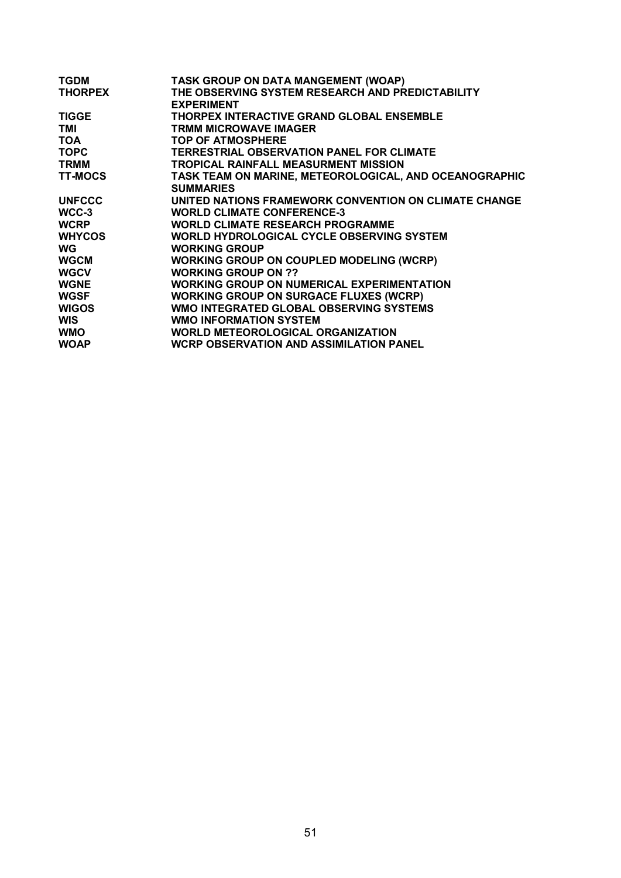| | |
|---|---|
| **TGDM** | **TASK GROUP ON DATA MANGEMENT (WOAP)** |
| **THORPEX** | **THE OBSERVING SYSTEM RESEARCH AND PREDICTABILITY EXPERIMENT** |
| **TIGGE** | **THORPEX INTERACTIVE GRAND GLOBAL ENSEMBLE** |
| **TMI** | **TRMM MICROWAVE IMAGER** |
| **TOA** | **TOP OF ATMOSPHERE** |
| **TOPC** | **TERRESTRIAL OBSERVATION PANEL FOR CLIMATE** |
| **TRMM** | **TROPICAL RAINFALL MEASURMENT MISSION** |
| **TT-MOCS** | **TASK TEAM ON MARINE, METEOROLOGICAL, AND OCEANOGRAPHIC SUMMARIES** |
| **UNFCCC** | **UNITED NATIONS FRAMEWORK CONVENTION ON CLIMATE CHANGE** |
| **WCC-3** | **WORLD CLIMATE CONFERENCE-3** |
| **WCRP** | **WORLD CLIMATE RESEARCH PROGRAMME** |
| **WHYCOS** | **WORLD HYDROLOGICAL CYCLE OBSERVING SYSTEM** |
| **WG** | **WORKING GROUP** |
| **WGCM** | **WORKING GROUP ON COUPLED MODELING (WCRP)** |
| **WGCV** | **WORKING GROUP ON ??** |
| **WGNE** | **WORKING GROUP ON NUMERICAL EXPERIMENTATION** |
| **WGSF** | **WORKING GROUP ON SURGACE FLUXES (WCRP)** |
| **WIGOS** | **WMO INTEGRATED GLOBAL OBSERVING SYSTEMS** |
| **WIS** | **WMO INFORMATION SYSTEM** |
| **WMO** | **WORLD METEOROLOGICAL ORGANIZATION** |
| **WOAP** | **WCRP OBSERVATION AND ASSIMILATION PANEL** |